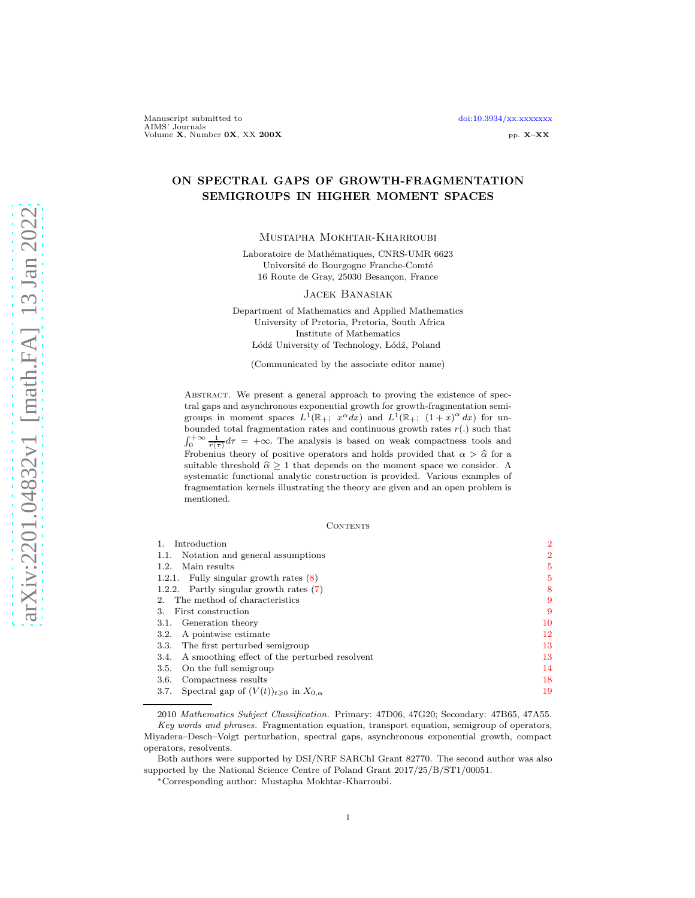# ON SPECTRAL GAPS OF GROWTH-FRAGMENTATION SEMIGROUPS IN HIGHER MOMENT SPACES

Mustapha Mokhtar-Kharroubi

Laboratoire de Mathématiques, CNRS-UMR 6623
Université de Bourgogne Franche-Comté
16 Route de Gray, 25030 Besançon, France

Jacek Banasiak

Department of Mathematics and Applied Mathematics
University of Pretoria, Pretoria, South Africa
Institute of Mathematics
Łódź University of Technology, Łódź, Poland

(Communicated by the associate editor name)

Abstract. We present a general approach to proving the existence of spectral gaps and asynchronous exponential growth for growth-fragmentation semigroups in moment spaces $L^1(\mathbb{R}_+;\ x^\alpha dx)$ and $L^1(\mathbb{R}_+;\ (1+x)^\alpha dx)$ for unbounded total fragmentation rates and continuous growth rates $r(.)$ such that $\int_0^{+\infty} \frac{1}{r(\tau)} d\tau = +\infty$. The analysis is based on weak compactness tools and Frobenius theory of positive operators and holds provided that $\alpha > \widehat{\alpha}$ for a suitable threshold $\widehat{\alpha} \geq 1$ that depends on the moment space we consider. A systematic functional analytic construction is provided. Various examples of fragmentation kernels illustrating the theory are given and an open problem is mentioned.

Contents

1. Introduction 2
1.1. Notation and general assumptions 2
1.2. Main results 5
1.2.1. Fully singular growth rates (8) 5
1.2.2. Partly singular growth rates (7) 8
2. The method of characteristics 9
3. First construction 9
3.1. Generation theory 10
3.2. A pointwise estimate 12
3.3. The first perturbed semigroup 13
3.4. A smoothing effect of the perturbed resolvent 13
3.5. On the full semigroup 14
3.6. Compactness results 18
3.7. Spectral gap of $(V(t))_{t\geqslant 0}$ in $X_{0,\alpha}$ 19

---

2010 *Mathematics Subject Classification.* Primary: 47D06, 47G20; Secondary: 47B65, 47A55.

*Key words and phrases.* Fragmentation equation, transport equation, semigroup of operators, Miyadera–Desch–Voigt perturbation, spectral gaps, asynchronous exponential growth, compact operators, resolvents.

Both authors were supported by DSI/NRF SARChI Grant 82770. The second author was also supported by the National Science Centre of Poland Grant 2017/25/B/ST1/00051.

*Corresponding author: Mustapha Mokhtar-Kharroubi.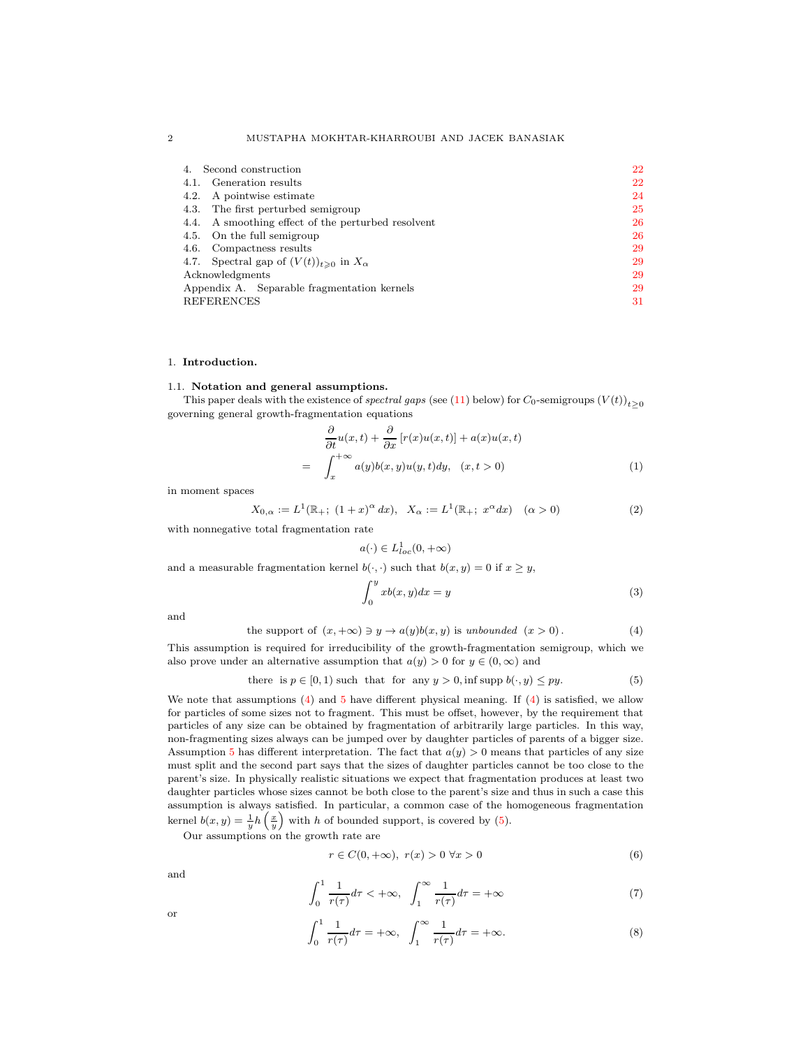| | | |
|---|---|---|
| 4. | Second construction | 22 |
| 4.1. | Generation results | 22 |
| 4.2. | A pointwise estimate | 24 |
| 4.3. | The first perturbed semigroup | 25 |
| 4.4. | A smoothing effect of the perturbed resolvent | 26 |
| 4.5. | On the full semigroup | 26 |
| 4.6. | Compactness results | 29 |
| 4.7. | Spectral gap of $(V(t))_{t\geqslant 0}$ in $X_\alpha$ | 29 |
| | Acknowledgments | 29 |
| | Appendix A. Separable fragmentation kernels | 29 |
| | REFERENCES | 31 |

## 1. **Introduction.**

### 1.1. **Notation and general assumptions.**

This paper deals with the existence of *spectral gaps* (see (11) below) for $C_0$-semigroups $(V(t))_{t\geq 0}$ governing general growth-fragmentation equations

$$
\begin{aligned}
&\frac{\partial}{\partial t}u(x,t)+\frac{\partial}{\partial x}\left[r(x)u(x,t)\right]+a(x)u(x,t)\\
=\;& \int_x^{+\infty} a(y)b(x,y)u(y,t)dy, \quad (x,t>0)
\end{aligned}
\tag{1}
$$

in moment spaces

$$
X_{0,\alpha}:=L^1(\mathbb{R}_+;\ (1+x)^\alpha\, dx),\quad X_\alpha:=L^1(\mathbb{R}_+;\ x^\alpha dx)\quad (\alpha>0)
\tag{2}
$$

with nonnegative total fragmentation rate

$$
a(\cdot)\in L^1_{loc}(0,+\infty)
$$

and a measurable fragmentation kernel $b(\cdot,\cdot)$ such that $b(x,y)=0$ if $x\geq y$,

$$
\int_0^y xb(x,y)dx=y
\tag{3}
$$

and

$$
\text{the support of } (x,+\infty)\ni y\to a(y)b(x,y) \text{ is } \textit{unbounded}\ \ (x>0)\,.
\tag{4}
$$

This assumption is required for irreducibility of the growth-fragmentation semigroup, which we also prove under an alternative assumption that $a(y)>0$ for $y\in(0,\infty)$ and

$$
\text{there is } p\in[0,1) \text{ such that for any } y>0, \inf\operatorname{supp} b(\cdot,y)\leq py.
\tag{5}
$$

We note that assumptions (4) and 5 have different physical meaning. If (4) is satisfied, we allow for particles of some sizes not to fragment. This must be offset, however, by the requirement that particles of any size can be obtained by fragmentation of arbitrarily large particles. In this way, non-fragmenting sizes always can be jumped over by daughter particles of parents of a bigger size. Assumption 5 has different interpretation. The fact that $a(y)>0$ means that particles of any size must split and the second part says that the sizes of daughter particles cannot be too close to the parent's size. In physically realistic situations we expect that fragmentation produces at least two daughter particles whose sizes cannot be both close to the parent's size and thus in such a case this assumption is always satisfied. In particular, a common case of the homogeneous fragmentation kernel $b(x,y)=\frac{1}{y}h\left(\frac{x}{y}\right)$ with $h$ of bounded support, is covered by (5).

Our assumptions on the growth rate are

$$
r\in C(0,+\infty),\ r(x)>0\ \forall x>0
\tag{6}
$$

and

$$
\int_0^1\frac{1}{r(\tau)}d\tau<+\infty,\ \ \int_1^\infty\frac{1}{r(\tau)}d\tau=+\infty
\tag{7}
$$

or

$$
\int_0^1\frac{1}{r(\tau)}d\tau=+\infty,\ \ \int_1^\infty\frac{1}{r(\tau)}d\tau=+\infty.
\tag{8}
$$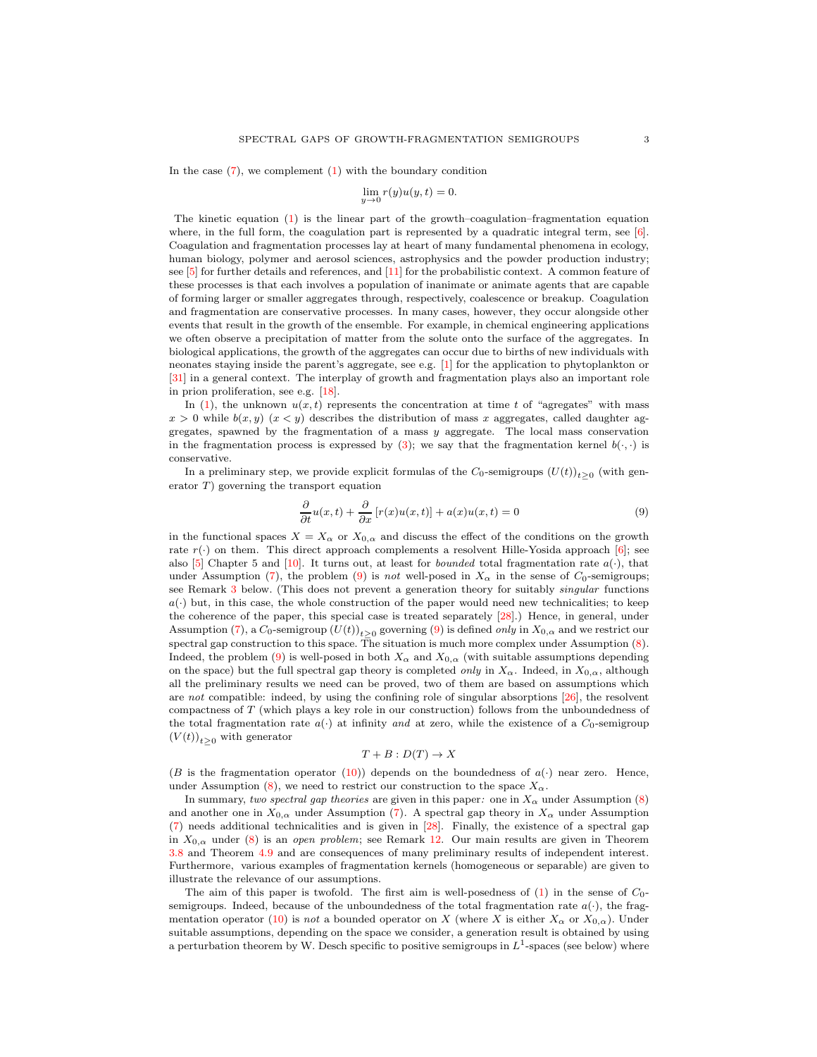In the case (7), we complement (1) with the boundary condition

$$\lim_{y \to 0} r(y)u(y,t) = 0.$$

The kinetic equation (1) is the linear part of the growth–coagulation–fragmentation equation where, in the full form, the coagulation part is represented by a quadratic integral term, see [6]. Coagulation and fragmentation processes lay at heart of many fundamental phenomena in ecology, human biology, polymer and aerosol sciences, astrophysics and the powder production industry; see [5] for further details and references, and [11] for the probabilistic context. A common feature of these processes is that each involves a population of inanimate or animate agents that are capable of forming larger or smaller aggregates through, respectively, coalescence or breakup. Coagulation and fragmentation are conservative processes. In many cases, however, they occur alongside other events that result in the growth of the ensemble. For example, in chemical engineering applications we often observe a precipitation of matter from the solute onto the surface of the aggregates. In biological applications, the growth of the aggregates can occur due to births of new individuals with neonates staying inside the parent's aggregate, see e.g. [1] for the application to phytoplankton or [31] in a general context. The interplay of growth and fragmentation plays also an important role in prion proliferation, see e.g. [18].

In (1), the unknown $u(x,t)$ represents the concentration at time $t$ of "agregates" with mass $x > 0$ while $b(x,y)$ $(x < y)$ describes the distribution of mass $x$ aggregates, called daughter aggregates, spawned by the fragmentation of a mass $y$ aggregate. The local mass conservation in the fragmentation process is expressed by (3); we say that the fragmentation kernel $b(\cdot,\cdot)$ is conservative.

In a preliminary step, we provide explicit formulas of the $C_0$-semigroups $(U(t))_{t\geq 0}$ (with generator $T$) governing the transport equation

$$\frac{\partial}{\partial t}u(x,t) + \frac{\partial}{\partial x}\left[r(x)u(x,t)\right] + a(x)u(x,t) = 0 \tag{9}$$

in the functional spaces $X = X_\alpha$ or $X_{0,\alpha}$ and discuss the effect of the conditions on the growth rate $r(\cdot)$ on them. This direct approach complements a resolvent Hille-Yosida approach [6]; see also [5] Chapter 5 and [10]. It turns out, at least for *bounded* total fragmentation rate $a(\cdot)$, that under Assumption (7), the problem (9) is *not* well-posed in $X_\alpha$ in the sense of $C_0$-semigroups; see Remark 3 below. (This does not prevent a generation theory for suitably *singular* functions $a(\cdot)$ but, in this case, the whole construction of the paper would need new technicalities; to keep the coherence of the paper, this special case is treated separately [28].) Hence, in general, under Assumption (7), a $C_0$-semigroup $(U(t))_{t\geq 0}$ governing (9) is defined *only* in $X_{0,\alpha}$ and we restrict our spectral gap construction to this space. The situation is much more complex under Assumption (8). Indeed, the problem (9) is well-posed in both $X_\alpha$ and $X_{0,\alpha}$ (with suitable assumptions depending on the space) but the full spectral gap theory is completed *only* in $X_\alpha$. Indeed, in $X_{0,\alpha}$, although all the preliminary results we need can be proved, two of them are based on assumptions which are *not* compatible: indeed, by using the confining role of singular absorptions [26], the resolvent compactness of $T$ (which plays a key role in our construction) follows from the unboundedness of the total fragmentation rate $a(\cdot)$ at infinity *and* at zero, while the existence of a $C_0$-semigroup $(V(t))_{t\geq 0}$ with generator

$$T + B : D(T) \to X$$

($B$ is the fragmentation operator (10)) depends on the boundedness of $a(\cdot)$ near zero. Hence, under Assumption (8), we need to restrict our construction to the space $X_\alpha$.

In summary, *two spectral gap theories* are given in this paper*:* one in $X_\alpha$ under Assumption (8) and another one in $X_{0,\alpha}$ under Assumption (7). A spectral gap theory in $X_\alpha$ under Assumption (7) needs additional technicalities and is given in [28]. Finally, the existence of a spectral gap in $X_{0,\alpha}$ under (8) is an *open problem*; see Remark 12. Our main results are given in Theorem 3.8 and Theorem 4.9 and are consequences of many preliminary results of independent interest. Furthermore, various examples of fragmentation kernels (homogeneous or separable) are given to illustrate the relevance of our assumptions.

The aim of this paper is twofold. The first aim is well-posedness of (1) in the sense of $C_0$-semigroups. Indeed, because of the unboundedness of the total fragmentation rate $a(\cdot)$, the fragmentation operator (10) is *not* a bounded operator on $X$ (where $X$ is either $X_\alpha$ or $X_{0,\alpha}$). Under suitable assumptions, depending on the space we consider, a generation result is obtained by using a perturbation theorem by W. Desch specific to positive semigroups in $L^1$-spaces (see below) where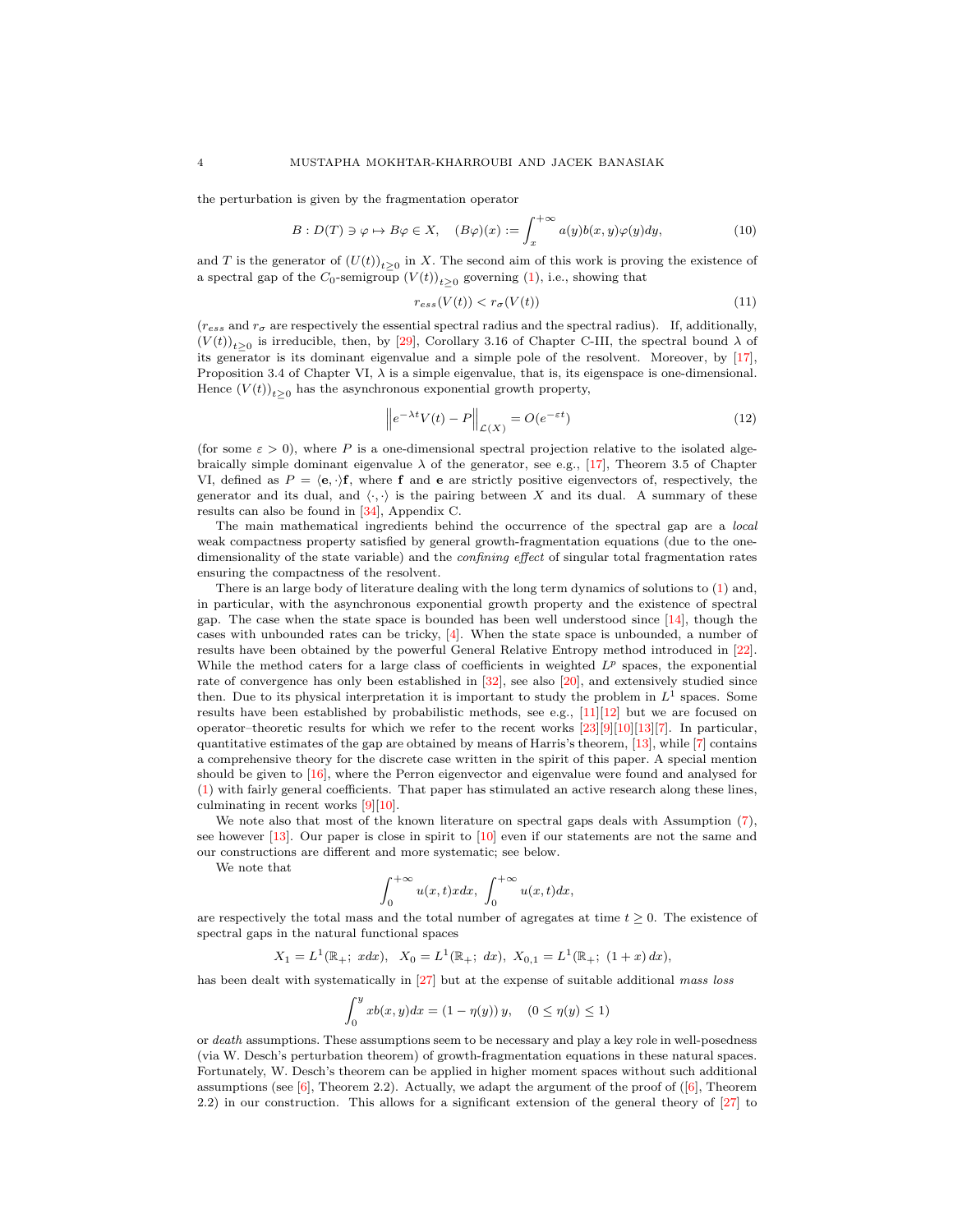the perturbation is given by the fragmentation operator

$$B : D(T) \ni \varphi \mapsto B\varphi \in X, \quad (B\varphi)(x) := \int_x^{+\infty} a(y)b(x,y)\varphi(y)dy, \tag{10}$$

and $T$ is the generator of $(U(t))_{t\geq 0}$ in $X$. The second aim of this work is proving the existence of a spectral gap of the $C_0$-semigroup $(V(t))_{t\geq 0}$ governing (1), i.e., showing that

$$r_{ess}(V(t)) < r_\sigma(V(t)) \tag{11}$$

($r_{ess}$ and $r_\sigma$ are respectively the essential spectral radius and the spectral radius). If, additionally, $(V(t))_{t\geq 0}$ is irreducible, then, by [29], Corollary 3.16 of Chapter C-III, the spectral bound $\lambda$ of its generator is its dominant eigenvalue and a simple pole of the resolvent. Moreover, by [17], Proposition 3.4 of Chapter VI, $\lambda$ is a simple eigenvalue, that is, its eigenspace is one-dimensional. Hence $(V(t))_{t\geq 0}$ has the asynchronous exponential growth property,

$$\left\| e^{-\lambda t}V(t) - P\right\|_{\mathcal{L}(X)} = O(e^{-\varepsilon t}) \tag{12}$$

(for some $\varepsilon > 0$), where $P$ is a one-dimensional spectral projection relative to the isolated algebraically simple dominant eigenvalue $\lambda$ of the generator, see e.g., [17], Theorem 3.5 of Chapter VI, defined as $P = \langle \mathbf{e}, \cdot\rangle \mathbf{f}$, where $\mathbf{f}$ and $\mathbf{e}$ are strictly positive eigenvectors of, respectively, the generator and its dual, and $\langle\cdot,\cdot\rangle$ is the pairing between $X$ and its dual. A summary of these results can also be found in [34], Appendix C.

The main mathematical ingredients behind the occurrence of the spectral gap are a *local* weak compactness property satisfied by general growth-fragmentation equations (due to the one-dimensionality of the state variable) and the *confining effect* of singular total fragmentation rates ensuring the compactness of the resolvent.

There is an large body of literature dealing with the long term dynamics of solutions to (1) and, in particular, with the asynchronous exponential growth property and the existence of spectral gap. The case when the state space is bounded has been well understood since [14], though the cases with unbounded rates can be tricky, [4]. When the state space is unbounded, a number of results have been obtained by the powerful General Relative Entropy method introduced in [22]. While the method caters for a large class of coefficients in weighted $L^p$ spaces, the exponential rate of convergence has only been established in [32], see also [20], and extensively studied since then. Due to its physical interpretation it is important to study the problem in $L^1$ spaces. Some results have been established by probabilistic methods, see e.g., [11][12] but we are focused on operator–theoretic results for which we refer to the recent works [23][9][10][13][7]. In particular, quantitative estimates of the gap are obtained by means of Harris's theorem, [13], while [7] contains a comprehensive theory for the discrete case written in the spirit of this paper. A special mention should be given to [16], where the Perron eigenvector and eigenvalue were found and analysed for (1) with fairly general coefficients. That paper has stimulated an active research along these lines, culminating in recent works [9][10].

We note also that most of the known literature on spectral gaps deals with Assumption (7), see however [13]. Our paper is close in spirit to [10] even if our statements are not the same and our constructions are different and more systematic; see below.

We note that

$$\int_0^{+\infty} u(x,t)xdx, \ \int_0^{+\infty} u(x,t)dx,$$

are respectively the total mass and the total number of agregates at time $t\geq 0$. The existence of spectral gaps in the natural functional spaces

$$X_1 = L^1(\mathbb{R}_+;\ xdx), \quad X_0 = L^1(\mathbb{R}_+;\ dx),\ X_{0,1} = L^1(\mathbb{R}_+;\ (1+x)\,dx),$$

has been dealt with systematically in [27] but at the expense of suitable additional *mass loss*

$$\int_0^y xb(x,y)dx = (1-\eta(y))\,y, \quad (0 \leq \eta(y) \leq 1)$$

or *death* assumptions. These assumptions seem to be necessary and play a key role in well-posedness (via W. Desch's perturbation theorem) of growth-fragmentation equations in these natural spaces. Fortunately, W. Desch's theorem can be applied in higher moment spaces without such additional assumptions (see [6], Theorem 2.2). Actually, we adapt the argument of the proof of ([6], Theorem 2.2) in our construction. This allows for a significant extension of the general theory of [27] to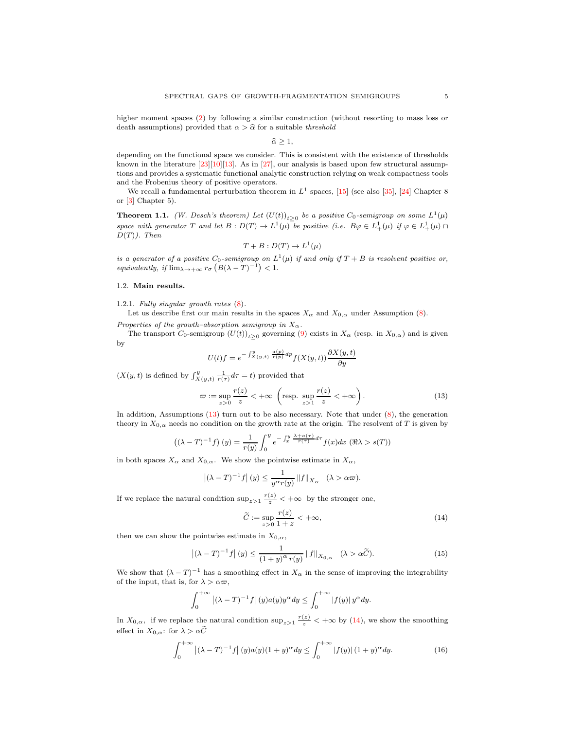higher moment spaces (2) by following a similar construction (without resorting to mass loss or death assumptions) provided that $\alpha > \widehat{\alpha}$ for a suitable *threshold*

$$\widehat{\alpha} \geq 1,$$

depending on the functional space we consider. This is consistent with the existence of thresholds known in the literature [23][10][13]. As in [27], our analysis is based upon few structural assumptions and provides a systematic functional analytic construction relying on weak compactness tools and the Frobenius theory of positive operators.

We recall a fundamental perturbation theorem in $L^1$ spaces, [15] (see also [35], [24] Chapter 8 or [3] Chapter 5).

**Theorem 1.1.** *(W. Desch's theorem) Let $(U(t))_{t\geq 0}$ be a positive $C_0$-semigroup on some $L^1(\mu)$ space with generator $T$ and let $B : D(T) \to L^1(\mu)$ be positive (i.e. $B\varphi \in L^1_+(\mu)$ if $\varphi \in L^1_+(\mu) \cap D(T)$). Then*

$$T + B : D(T) \to L^1(\mu)$$

*is a generator of a positive $C_0$-semigroup on $L^1(\mu)$ if and only if $T + B$ is resolvent positive or, equivalently, if $\lim_{\lambda \to +\infty} r_\sigma \left( B(\lambda - T)^{-1} \right) < 1$.*

### 1.2. Main results.

#### 1.2.1. *Fully singular growth rates* (8).

Let us describe first our main results in the spaces $X_\alpha$ and $X_{0,\alpha}$ under Assumption (8).

*Properties of the growth–absorption semigroup in $X_\alpha$.*

The transport $C_0$-semigroup $(U(t))_{t\geq 0}$ governing (9) exists in $X_\alpha$ (resp. in $X_{0,\alpha}$) and is given by

$$U(t)f = e^{-\int_{X(y,t)}^{y} \frac{a(p)}{r(p)} dp} f(X(y,t)) \frac{\partial X(y,t)}{\partial y}$$

($X(y,t)$ is defined by $\int_{X(y,t)}^{y} \frac{1}{r(\tau)} d\tau = t$) provided that

$$\varpi := \sup_{z>0} \frac{r(z)}{z} < +\infty \ \left( \text{resp. } \sup_{z>1} \frac{r(z)}{z} < +\infty \right). \tag{13}$$

In addition, Assumptions (13) turn out to be also necessary. Note that under (8), the generation theory in $X_{0,\alpha}$ needs no condition on the growth rate at the origin. The resolvent of $T$ is given by

$$\left( (\lambda - T)^{-1} f \right)(y) = \frac{1}{r(y)} \int_0^y e^{-\int_x^y \frac{\lambda + a(\tau)}{r(\tau)} d\tau} f(x) dx \ \ (\Re \lambda > s(T))$$

in both spaces $X_\alpha$ and $X_{0,\alpha}$. We show the pointwise estimate in $X_\alpha$,

$$\left| (\lambda - T)^{-1} f \right|(y) \leq \frac{1}{y^\alpha r(y)} \left\| f \right\|_{X_\alpha} \quad (\lambda > \alpha \varpi).$$

If we replace the natural condition $\sup_{z>1} \frac{r(z)}{z} < +\infty$ by the stronger one,

$$\widetilde{C} := \sup_{z>0} \frac{r(z)}{1+z} < +\infty, \tag{14}$$

then we can show the pointwise estimate in $X_{0,\alpha}$,

$$\left| (\lambda - T)^{-1} f \right|(y) \leq \frac{1}{(1+y)^\alpha r(y)} \left\| f \right\|_{X_{0,\alpha}} \quad (\lambda > \alpha \widetilde{C}). \tag{15}$$

We show that $(\lambda - T)^{-1}$ has a smoothing effect in $X_\alpha$ in the sense of improving the integrability of the input, that is, for $\lambda > \alpha \varpi$,

$$\int_0^{+\infty} \left| (\lambda - T)^{-1} f \right|(y) a(y) y^\alpha dy \leq \int_0^{+\infty} |f(y)| \, y^\alpha dy.$$

In $X_{0,\alpha}$, if we replace the natural condition $\sup_{z>1} \frac{r(z)}{z} < +\infty$ by (14), we show the smoothing effect in $X_{0,\alpha}$: for $\lambda > \alpha \widetilde{C}$

$$\int_0^{+\infty} \left| (\lambda - T)^{-1} f \right|(y) a(y) (1+y)^\alpha dy \leq \int_0^{+\infty} |f(y)| \, (1+y)^\alpha dy. \tag{16}$$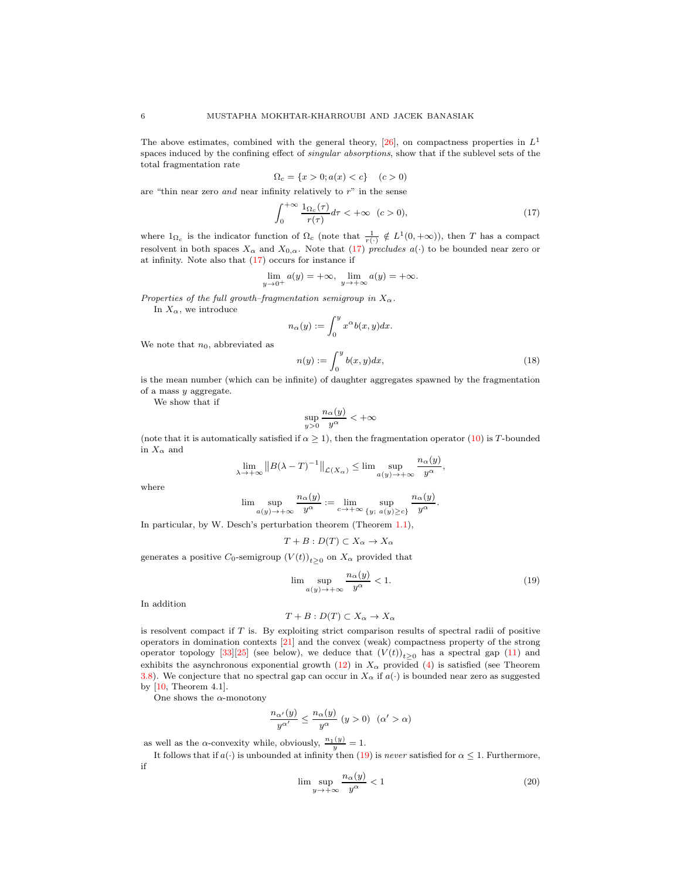The above estimates, combined with the general theory, [26], on compactness properties in $L^1$ spaces induced by the confining effect of *singular absorptions*, show that if the sublevel sets of the total fragmentation rate

$$\Omega_c = \{x > 0; a(x) < c\} \quad (c > 0)$$

are "thin near zero *and* near infinity relatively to $r$" in the sense

$$\int_0^{+\infty} \frac{1_{\Omega_c}(\tau)}{r(\tau)} d\tau < +\infty \quad (c > 0), \tag{17}$$

where $1_{\Omega_c}$ is the indicator function of $\Omega_c$ (note that $\frac{1}{r(\cdot)} \notin L^1(0, +\infty)$), then $T$ has a compact resolvent in both spaces $X_\alpha$ and $X_{0,\alpha}$. Note that (17) *precludes* $a(\cdot)$ to be bounded near zero or at infinity. Note also that (17) occurs for instance if

$$\lim_{y \to 0^+} a(y) = +\infty, \; \lim_{y \to +\infty} a(y) = +\infty.$$

*Properties of the full growth–fragmentation semigroup in $X_\alpha$.*

In $X_\alpha$, we introduce

$$n_\alpha(y) := \int_0^y x^\alpha b(x, y) dx.$$

We note that $n_0$, abbreviated as

$$n(y) := \int_0^y b(x, y) dx, \tag{18}$$

is the mean number (which can be infinite) of daughter aggregates spawned by the fragmentation of a mass $y$ aggregate.

We show that if

$$\sup_{y > 0} \frac{n_\alpha(y)}{y^\alpha} < +\infty$$

(note that it is automatically satisfied if $\alpha \geq 1$), then the fragmentation operator (10) is $T$-bounded in $X_\alpha$ and

$$\lim_{\lambda \to +\infty} \left\| B(\lambda - T)^{-1} \right\|_{\mathcal{L}(X_\alpha)} \leq \lim \sup_{a(y) \to +\infty} \frac{n_\alpha(y)}{y^\alpha},$$

where

$$\lim \sup_{a(y) \to +\infty} \frac{n_\alpha(y)}{y^\alpha} := \lim_{c \to +\infty} \sup_{\{y;\; a(y) \geq c\}} \frac{n_\alpha(y)}{y^\alpha}.$$

In particular, by W. Desch's perturbation theorem (Theorem 1.1),

$$T + B : D(T) \subset X_\alpha \to X_\alpha$$

generates a positive $C_0$-semigroup $(V(t))_{t \geq 0}$ on $X_\alpha$ provided that

$$\lim \sup_{a(y) \to +\infty} \frac{n_\alpha(y)}{y^\alpha} < 1. \tag{19}$$

In addition

$$T + B : D(T) \subset X_\alpha \to X_\alpha$$

is resolvent compact if $T$ is. By exploiting strict comparison results of spectral radii of positive operators in domination contexts [21] and the convex (weak) compactness property of the strong operator topology [33][25] (see below), we deduce that $(V(t))_{t \geq 0}$ has a spectral gap (11) and exhibits the asynchronous exponential growth (12) in $X_\alpha$ provided (4) is satisfied (see Theorem 3.8). We conjecture that no spectral gap can occur in $X_\alpha$ if $a(\cdot)$ is bounded near zero as suggested by [10, Theorem 4.1].

One shows the $\alpha$-monotony

$$\frac{n_{\alpha'}(y)}{y^{\alpha'}} \leq \frac{n_\alpha(y)}{y^\alpha} \; (y > 0) \;\; (\alpha' > \alpha)$$

as well as the $\alpha$-convexity while, obviously, $\frac{n_1(y)}{y} = 1$.

It follows that if $a(\cdot)$ is unbounded at infinity then (19) is *never* satisfied for $\alpha \leq 1$. Furthermore, if

$$\lim \sup_{y \to +\infty} \frac{n_\alpha(y)}{y^\alpha} < 1 \tag{20}$$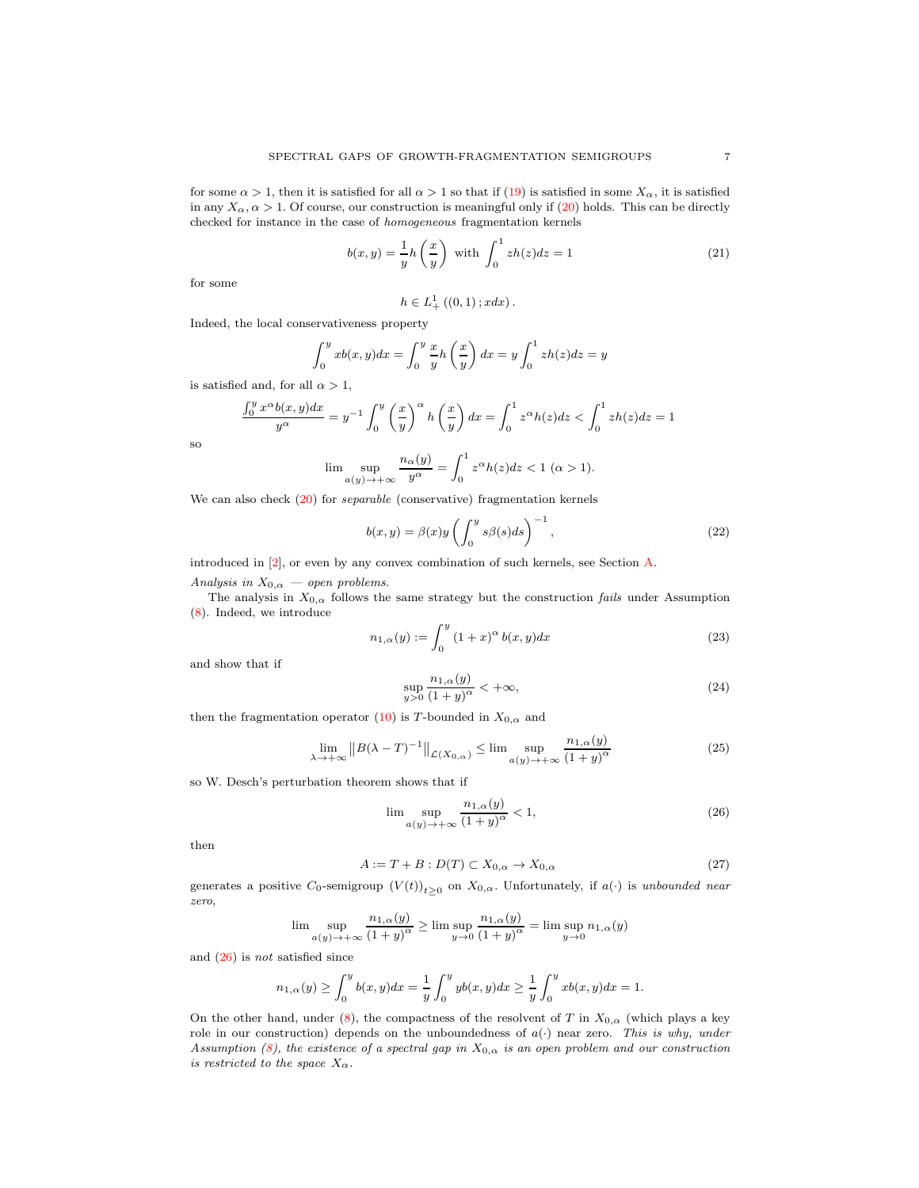for some $\alpha > 1$, then it is satisfied for all $\alpha > 1$ so that if (19) is satisfied in some $X_\alpha$, it is satisfied in any $X_\alpha$, $\alpha > 1$. Of course, our construction is meaningful only if (20) holds. This can be directly checked for instance in the case of *homogeneous* fragmentation kernels

$$b(x, y) = \frac{1}{y} h\left(\frac{x}{y}\right) \text{ with } \int_0^1 z h(z) dz = 1 \tag{21}$$

for some

$$h \in L^1_+ \left((0, 1) \, ; x dx\right).$$

Indeed, the local conservativeness property

$$\int_0^y x b(x, y) dx = \int_0^y \frac{x}{y} h\left(\frac{x}{y}\right) dx = y \int_0^1 z h(z) dz = y$$

is satisfied and, for all $\alpha > 1$,

$$\frac{\int_0^y x^\alpha b(x, y) dx}{y^\alpha} = y^{-1} \int_0^y \left(\frac{x}{y}\right)^\alpha h\left(\frac{x}{y}\right) dx = \int_0^1 z^\alpha h(z) dz < \int_0^1 z h(z) dz = 1$$

so

$$\lim \sup_{a(y) \to +\infty} \frac{n_\alpha(y)}{y^\alpha} = \int_0^1 z^\alpha h(z) dz < 1 \;(\alpha > 1).$$

We can also check (20) for *separable* (conservative) fragmentation kernels

$$b(x, y) = \beta(x) y \left(\int_0^y s \beta(s) ds\right)^{-1}, \tag{22}$$

introduced in [2], or even by any convex combination of such kernels, see Section A.

*Analysis in $X_{0,\alpha}$ — open problems.*

The analysis in $X_{0,\alpha}$ follows the same strategy but the construction *fails* under Assumption (8). Indeed, we introduce

$$n_{1,\alpha}(y) := \int_0^y (1 + x)^\alpha b(x, y) dx \tag{23}$$

and show that if

$$\sup_{y > 0} \frac{n_{1,\alpha}(y)}{(1 + y)^\alpha} < +\infty, \tag{24}$$

then the fragmentation operator (10) is $T$-bounded in $X_{0,\alpha}$ and

$$\lim_{\lambda \to +\infty} \left\| B(\lambda - T)^{-1} \right\|_{\mathcal{L}(X_{0,\alpha})} \leq \lim \sup_{a(y) \to +\infty} \frac{n_{1,\alpha}(y)}{(1 + y)^\alpha} \tag{25}$$

so W. Desch's perturbation theorem shows that if

$$\lim \sup_{a(y) \to +\infty} \frac{n_{1,\alpha}(y)}{(1 + y)^\alpha} < 1, \tag{26}$$

then

$$A := T + B : D(T) \subset X_{0,\alpha} \to X_{0,\alpha} \tag{27}$$

generates a positive $C_0$-semigroup $(V(t))_{t \geq 0}$ on $X_{0,\alpha}$. Unfortunately, if $a(\cdot)$ is *unbounded near zero*,

$$\lim \sup_{a(y) \to +\infty} \frac{n_{1,\alpha}(y)}{(1 + y)^\alpha} \geq \lim \sup_{y \to 0} \frac{n_{1,\alpha}(y)}{(1 + y)^\alpha} = \lim \sup_{y \to 0} n_{1,\alpha}(y)$$

and (26) is *not* satisfied since

$$n_{1,\alpha}(y) \geq \int_0^y b(x, y) dx = \frac{1}{y} \int_0^y y b(x, y) dx \geq \frac{1}{y} \int_0^y x b(x, y) dx = 1.$$

On the other hand, under (8), the compactness of the resolvent of $T$ in $X_{0,\alpha}$ (which plays a key role in our construction) depends on the unboundedness of $a(\cdot)$ near zero. *This is why, under Assumption (8), the existence of a spectral gap in $X_{0,\alpha}$ is an open problem and our construction is restricted to the space $X_\alpha$.*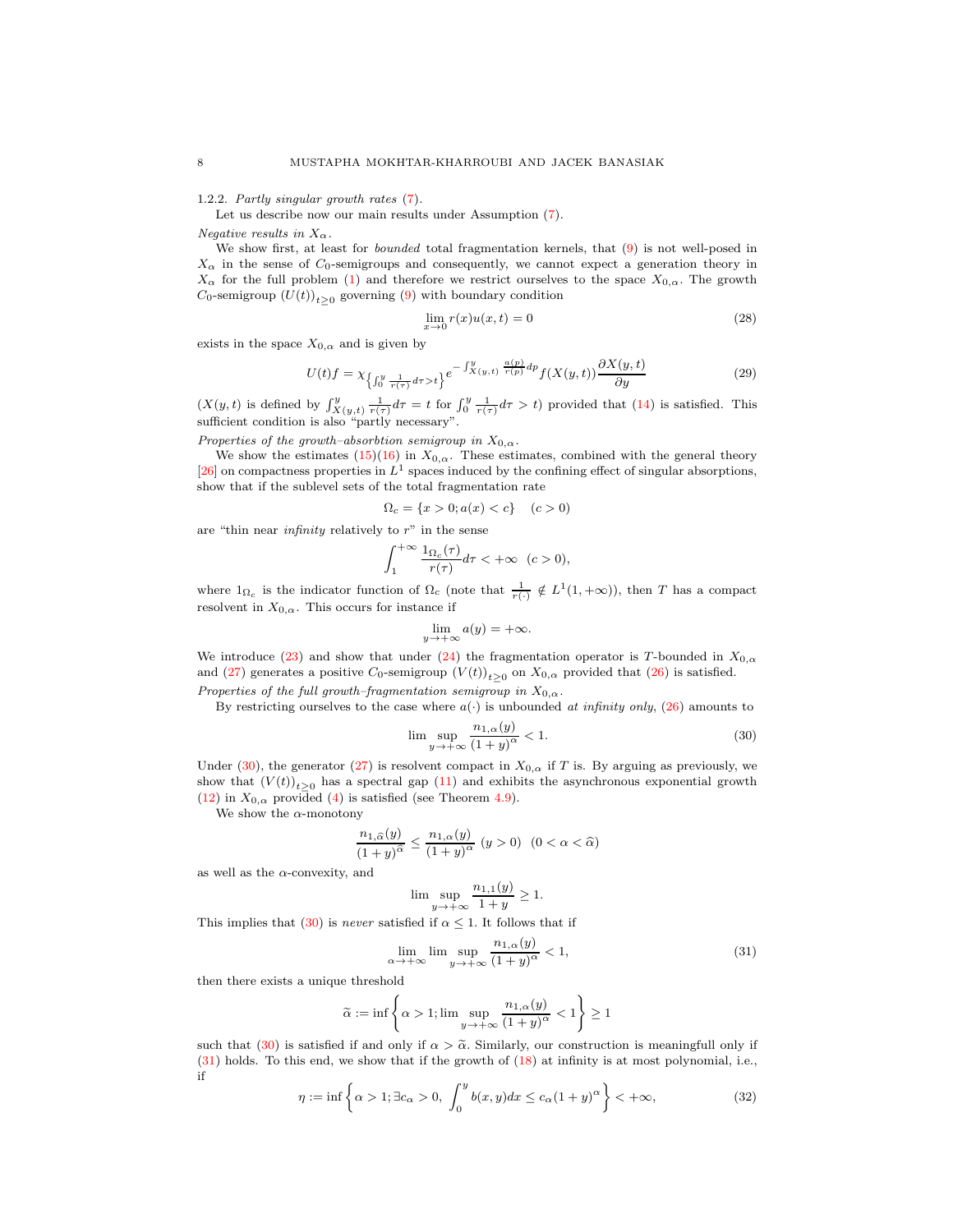#### 1.2.2. *Partly singular growth rates* (7).

Let us describe now our main results under Assumption (7).

*Negative results in $X_{\alpha}$.*

We show first, at least for *bounded* total fragmentation kernels, that (9) is not well-posed in $X_{\alpha}$ in the sense of $C_0$-semigroups and consequently, we cannot expect a generation theory in $X_{\alpha}$ for the full problem (1) and therefore we restrict ourselves to the space $X_{0,\alpha}$. The growth $C_0$-semigroup $(U(t))_{t\geq 0}$ governing (9) with boundary condition

$$\lim_{x\to 0} r(x)u(x,t) = 0 \tag{28}$$

exists in the space $X_{0,\alpha}$ and is given by

$$U(t)f = \chi_{\left\{\int_0^y \frac{1}{r(\tau)}d\tau > t\right\}} e^{-\int_{X(y,t)}^y \frac{a(p)}{r(p)}dp} f(X(y,t)) \frac{\partial X(y,t)}{\partial y} \tag{29}$$

($X(y,t)$ is defined by $\int_{X(y,t)}^y \frac{1}{r(\tau)}d\tau = t$ for $\int_0^y \frac{1}{r(\tau)}d\tau > t$) provided that (14) is satisfied. This sufficient condition is also "partly necessary".

*Properties of the growth–absorbtion semigroup in $X_{0,\alpha}$.*

We show the estimates (15)(16) in $X_{0,\alpha}$. These estimates, combined with the general theory [26] on compactness properties in $L^1$ spaces induced by the confining effect of singular absorptions, show that if the sublevel sets of the total fragmentation rate

$$\Omega_c = \{x > 0; a(x) < c\} \quad (c > 0)$$

are "thin near *infinity* relatively to $r$" in the sense

$$\int_1^{+\infty} \frac{1_{\Omega_c}(\tau)}{r(\tau)}d\tau < +\infty \ \ (c > 0),$$

where $1_{\Omega_c}$ is the indicator function of $\Omega_c$ (note that $\frac{1}{r(\cdot)} \notin L^1(1,+\infty)$), then $T$ has a compact resolvent in $X_{0,\alpha}$. This occurs for instance if

$$\lim_{y\to+\infty} a(y) = +\infty.$$

We introduce (23) and show that under (24) the fragmentation operator is $T$-bounded in $X_{0,\alpha}$ and (27) generates a positive $C_0$-semigroup $(V(t))_{t\geq 0}$ on $X_{0,\alpha}$ provided that (26) is satisfied.

*Properties of the full growth–fragmentation semigroup in $X_{0,\alpha}$.*

By restricting ourselves to the case where $a(\cdot)$ is unbounded *at infinity only*, (26) amounts to

$$\lim \sup_{y\to+\infty} \frac{n_{1,\alpha}(y)}{(1+y)^{\alpha}} < 1. \tag{30}$$

Under (30), the generator (27) is resolvent compact in $X_{0,\alpha}$ if $T$ is. By arguing as previously, we show that $(V(t))_{t\geq 0}$ has a spectral gap (11) and exhibits the asynchronous exponential growth (12) in $X_{0,\alpha}$ provided (4) is satisfied (see Theorem 4.9).

We show the $\alpha$-monotony

$$\frac{n_{1,\widehat{\alpha}}(y)}{(1+y)^{\widehat{\alpha}}} \leq \frac{n_{1,\alpha}(y)}{(1+y)^{\alpha}} \ (y > 0) \ \ (0 < \alpha < \widehat{\alpha})$$

as well as the $\alpha$-convexity, and

$$\lim \sup_{y\to+\infty} \frac{n_{1,1}(y)}{1+y} \geq 1.$$

This implies that (30) is *never* satisfied if $\alpha \leq 1$. It follows that if

$$\lim_{\alpha\to+\infty} \lim \sup_{y\to+\infty} \frac{n_{1,\alpha}(y)}{(1+y)^{\alpha}} < 1, \tag{31}$$

then there exists a unique threshold

$$\widetilde{\alpha} := \inf\left\{\alpha > 1; \lim \sup_{y\to+\infty} \frac{n_{1,\alpha}(y)}{(1+y)^{\alpha}} < 1\right\} \geq 1$$

such that (30) is satisfied if and only if $\alpha > \widetilde{\alpha}$. Similarly, our construction is meaningfull only if (31) holds. To this end, we show that if the growth of (18) at infinity is at most polynomial, i.e., if

$$\eta := \inf\left\{\alpha > 1; \exists c_{\alpha} > 0, \ \int_0^y b(x,y)dx \leq c_{\alpha}(1+y)^{\alpha}\right\} < +\infty, \tag{32}$$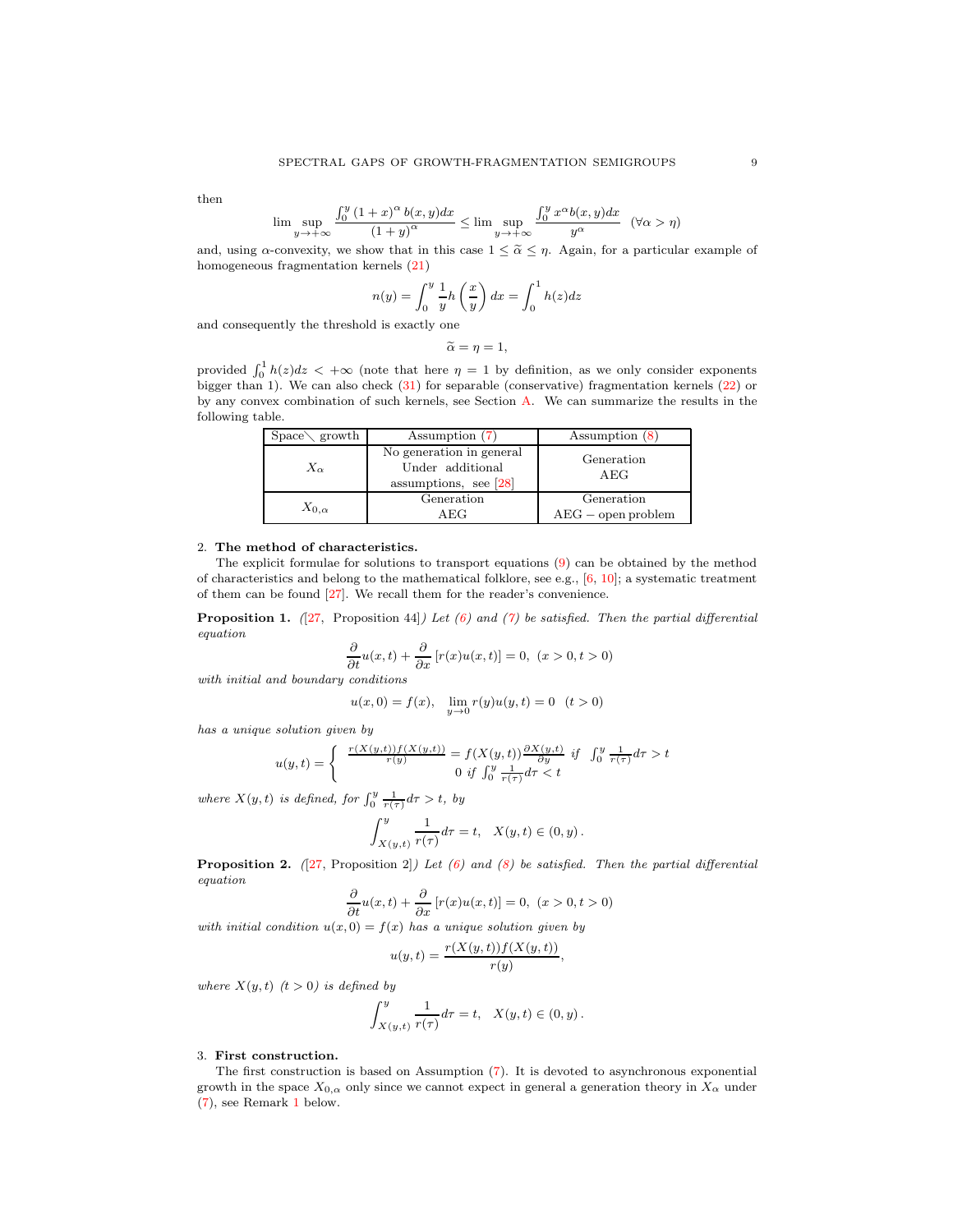then

$$\lim\sup_{y\to+\infty}\frac{\int_0^y (1+x)^{\alpha}\,b(x,y)dx}{(1+y)^{\alpha}}\leq \lim\sup_{y\to+\infty}\frac{\int_0^y x^{\alpha}b(x,y)dx}{y^{\alpha}}\quad (\forall\alpha>\eta)$$

and, using $\alpha$-convexity, we show that in this case $1\leq\widetilde{\alpha}\leq\eta$. Again, for a particular example of homogeneous fragmentation kernels (21)

$$n(y)=\int_0^y \frac{1}{y}h\left(\frac{x}{y}\right)dx=\int_0^1 h(z)dz$$

and consequently the threshold is exactly one

$$\widetilde{\alpha}=\eta=1,$$

provided $\int_0^1 h(z)dz<+\infty$ (note that here $\eta=1$ by definition, as we only consider exponents bigger than 1). We can also check (31) for separable (conservative) fragmentation kernels (22) or by any convex combination of such kernels, see Section A. We can summarize the results in the following table.

| Space \ growth | Assumption (7) | Assumption (8) |
|---|---|---|
| $X_{\alpha}$ | No generation in general Under additional assumptions, see [28] | Generation AEG |
| $X_{0,\alpha}$ | Generation AEG | Generation AEG − open problem |

## 2. The method of characteristics.

The explicit formulae for solutions to transport equations (9) can be obtained by the method of characteristics and belong to the mathematical folklore, see e.g., [6, 10]; a systematic treatment of them can be found [27]. We recall them for the reader's convenience.

**Proposition 1.** *([27, Proposition 44]) Let (6) and (7) be satisfied. Then the partial differential equation*

$$\frac{\partial}{\partial t}u(x,t)+\frac{\partial}{\partial x}\left[r(x)u(x,t)\right]=0,\ (x>0,t>0)$$

*with initial and boundary conditions*

$$u(x,0)=f(x),\quad \lim_{y\to 0}r(y)u(y,t)=0\quad (t>0)$$

*has a unique solution given by*

$$u(y,t)=\begin{cases}\frac{r(X(y,t))f(X(y,t))}{r(y)}=f(X(y,t))\frac{\partial X(y,t)}{\partial y} & \text{if } \int_0^y\frac{1}{r(\tau)}d\tau>t\\ 0 & \text{if } \int_0^y\frac{1}{r(\tau)}d\tau<t\end{cases}$$

*where $X(y,t)$ is defined, for $\int_0^y\frac{1}{r(\tau)}d\tau>t$, by*

$$\int_{X(y,t)}^y\frac{1}{r(\tau)}d\tau=t,\quad X(y,t)\in(0,y).$$

**Proposition 2.** *([27, Proposition 2]) Let (6) and (8) be satisfied. Then the partial differential equation*

$$\frac{\partial}{\partial t}u(x,t)+\frac{\partial}{\partial x}\left[r(x)u(x,t)\right]=0,\ (x>0,t>0)$$

*with initial condition $u(x,0)=f(x)$ has a unique solution given by*

$$u(y,t)=\frac{r(X(y,t))f(X(y,t))}{r(y)},$$

*where $X(y,t)$ $(t>0)$ is defined by*

$$\int_{X(y,t)}^y\frac{1}{r(\tau)}d\tau=t,\quad X(y,t)\in(0,y).$$

## 3. First construction.

The first construction is based on Assumption (7). It is devoted to asynchronous exponential growth in the space $X_{0,\alpha}$ only since we cannot expect in general a generation theory in $X_{\alpha}$ under (7), see Remark 1 below.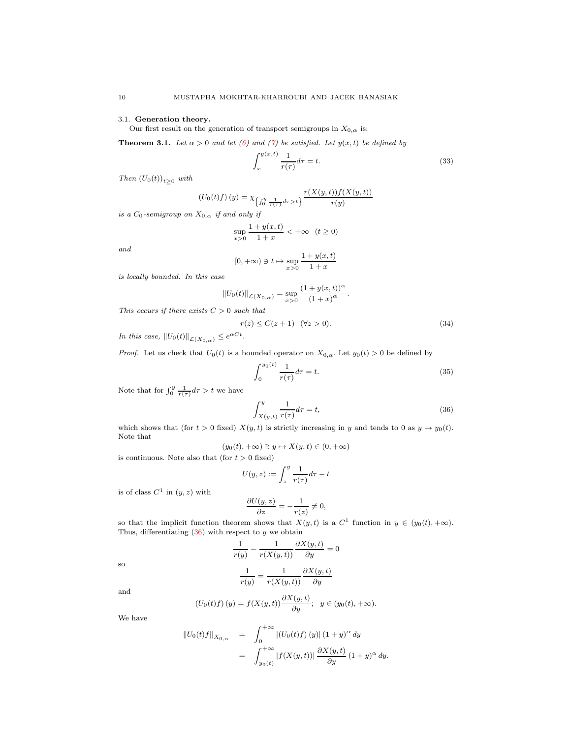### 3.1. Generation theory.

Our first result on the generation of transport semigroups in $X_{0,\alpha}$ is:

**Theorem 3.1.** *Let $\alpha > 0$ and let (6) and (7) be satisfied. Let $y(x,t)$ be defined by*

$$\int_x^{y(x,t)} \frac{1}{r(\tau)} d\tau = t. \tag{33}$$

*Then $(U_0(t))_{t\geq 0}$ with*

$$(U_0(t)f)(y) = \chi_{\left\{\int_0^y \frac{1}{r(\tau)} d\tau > t\right\}} \frac{r(X(y,t)) f(X(y,t))}{r(y)}$$

*is a $C_0$-semigroup on $X_{0,\alpha}$ if and only if*

$$\sup_{x>0} \frac{1+y(x,t)}{1+x} < +\infty \quad (t \geq 0)$$

*and*

$$[0,+\infty) \ni t \mapsto \sup_{x>0} \frac{1+y(x,t)}{1+x}$$

*is locally bounded. In this case*

$$\|U_0(t)\|_{\mathcal{L}(X_{0,\alpha})} = \sup_{x>0} \frac{(1+y(x,t))^\alpha}{(1+x)^\alpha}.$$

*This occurs if there exists $C > 0$ such that*

$$r(z) \leq C(z+1) \quad (\forall z > 0). \tag{34}$$

*In this case, $\|U_0(t)\|_{\mathcal{L}(X_{0,\alpha})} \leq e^{\alpha C t}$.*

*Proof.* Let us check that $U_0(t)$ is a bounded operator on $X_{0,\alpha}$. Let $y_0(t) > 0$ be defined by

$$\int_0^{y_0(t)} \frac{1}{r(\tau)} d\tau = t. \tag{35}$$

Note that for $\int_0^y \frac{1}{r(\tau)} d\tau > t$ we have

$$\int_{X(y,t)}^y \frac{1}{r(\tau)} d\tau = t, \tag{36}$$

which shows that (for $t > 0$ fixed) $X(y,t)$ is strictly increasing in $y$ and tends to 0 as $y \to y_0(t)$. Note that

$$(y_0(t), +\infty) \ni y \mapsto X(y,t) \in (0,+\infty)$$

is continuous. Note also that (for $t > 0$ fixed)

$$U(y,z) := \int_z^y \frac{1}{r(\tau)} d\tau - t$$

is of class $C^1$ in $(y,z)$ with

$$\frac{\partial U(y,z)}{\partial z} = -\frac{1}{r(z)} \neq 0,$$

so that the implicit function theorem shows that $X(y,t)$ is a $C^1$ function in $y \in (y_0(t), +\infty)$. Thus, differentiating (36) with respect to $y$ we obtain

$$\frac{1}{r(y)} - \frac{1}{r(X(y,t))} \frac{\partial X(y,t)}{\partial y} = 0$$

so

$$\frac{1}{r(y)} = \frac{1}{r(X(y,t))} \frac{\partial X(y,t)}{\partial y}$$

and

$$(U_0(t)f)(y) = f(X(y,t)) \frac{\partial X(y,t)}{\partial y}; \quad y \in (y_0(t), +\infty).$$

We have

$$\begin{aligned}
\|U_0(t)f\|_{X_{0,\alpha}} &= \int_0^{+\infty} |(U_0(t)f)(y)| (1+y)^\alpha \, dy \\
&= \int_{y_0(t)}^{+\infty} |f(X(y,t))| \frac{\partial X(y,t)}{\partial y} (1+y)^\alpha \, dy.
\end{aligned}$$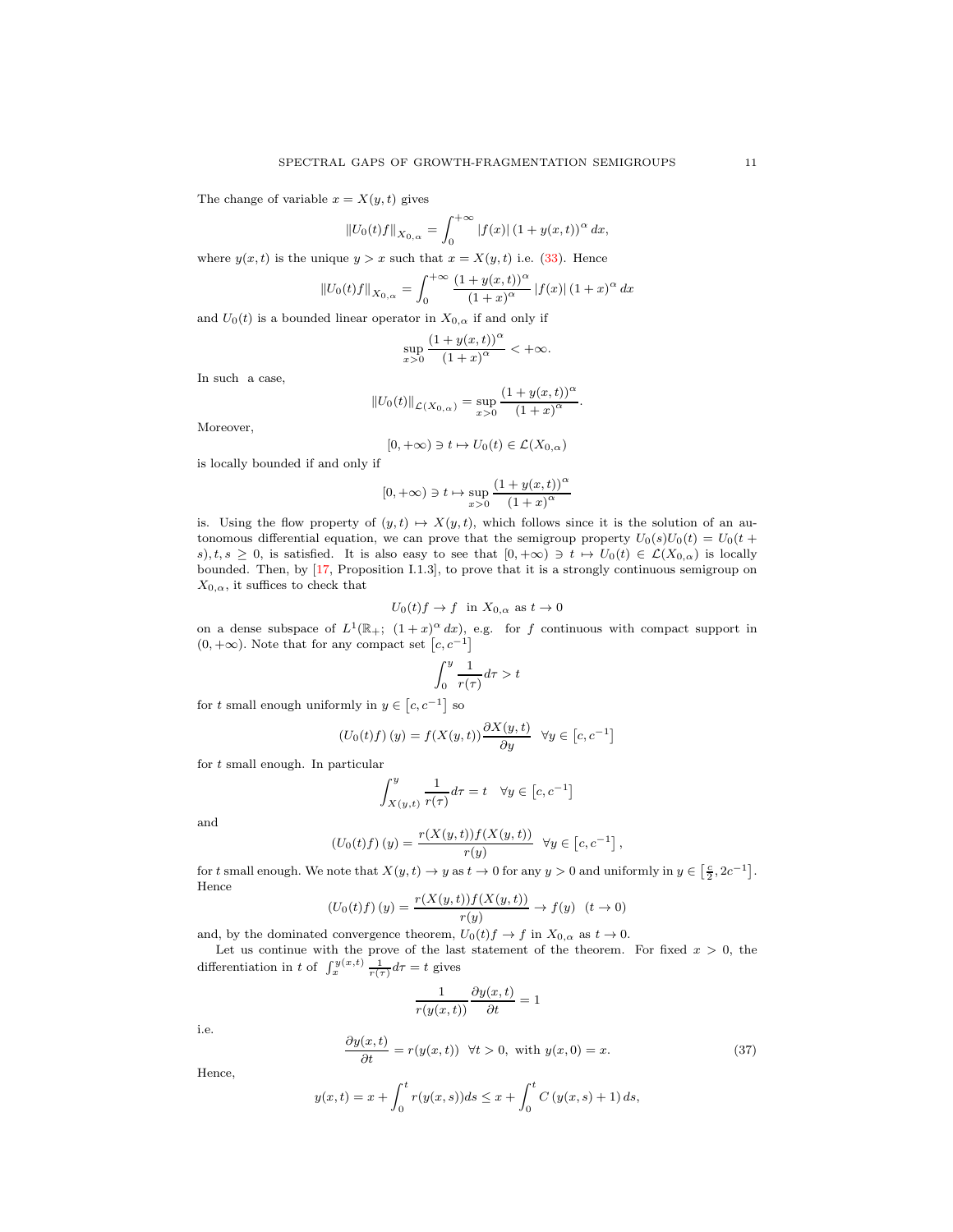The change of variable $x = X(y,t)$ gives

$$\|U_0(t)f\|_{X_{0,\alpha}} = \int_0^{+\infty} |f(x)| \left(1 + y(x,t)\right)^{\alpha} dx,$$

where $y(x,t)$ is the unique $y > x$ such that $x = X(y,t)$ i.e. (33). Hence

$$\|U_0(t)f\|_{X_{0,\alpha}} = \int_0^{+\infty} \frac{\left(1 + y(x,t)\right)^{\alpha}}{\left(1+x\right)^{\alpha}} |f(x)| \left(1+x\right)^{\alpha} dx$$

and $U_0(t)$ is a bounded linear operator in $X_{0,\alpha}$ if and only if

$$\sup_{x>0} \frac{\left(1 + y(x,t)\right)^{\alpha}}{\left(1+x\right)^{\alpha}} < +\infty.$$

In such a case,

$$\|U_0(t)\|_{\mathcal{L}(X_{0,\alpha})} = \sup_{x>0} \frac{\left(1 + y(x,t)\right)^{\alpha}}{\left(1+x\right)^{\alpha}}.$$

Moreover,

$$[0, +\infty) \ni t \mapsto U_0(t) \in \mathcal{L}(X_{0,\alpha})$$

is locally bounded if and only if

$$[0, +\infty) \ni t \mapsto \sup_{x>0} \frac{\left(1 + y(x,t)\right)^{\alpha}}{\left(1+x\right)^{\alpha}}$$

is. Using the flow property of $(y,t) \mapsto X(y,t)$, which follows since it is the solution of an autonomous differential equation, we can prove that the semigroup property $U_0(s)U_0(t) = U_0(t+s), t, s \geq 0$, is satisfied. It is also easy to see that $[0, +\infty) \ni t \mapsto U_0(t) \in \mathcal{L}(X_{0,\alpha})$ is locally bounded. Then, by [17, Proposition I.1.3], to prove that it is a strongly continuous semigroup on $X_{0,\alpha}$, it suffices to check that

$$U_0(t)f \to f \;\text{ in } X_{0,\alpha} \text{ as } t \to 0$$

on a dense subspace of $L^1(\mathbb{R}_+;\ (1+x)^{\alpha}\, dx)$, e.g. for $f$ continuous with compact support in $(0, +\infty)$. Note that for any compact set $\left[c, c^{-1}\right]$

$$\int_0^y \frac{1}{r(\tau)} d\tau > t$$

for $t$ small enough uniformly in $y \in \left[c, c^{-1}\right]$ so

$$\left(U_0(t)f\right)(y) = f(X(y,t)) \frac{\partial X(y,t)}{\partial y} \quad \forall y \in \left[c, c^{-1}\right]$$

for $t$ small enough. In particular

$$\int_{X(y,t)}^y \frac{1}{r(\tau)} d\tau = t \quad \forall y \in \left[c, c^{-1}\right]$$

and

$$\left(U_0(t)f\right)(y) = \frac{r(X(y,t))f(X(y,t))}{r(y)} \quad \forall y \in \left[c, c^{-1}\right],$$

for $t$ small enough. We note that $X(y,t) \to y$ as $t \to 0$ for any $y > 0$ and uniformly in $y \in \left[\frac{c}{2}, 2c^{-1}\right]$. Hence

$$\left(U_0(t)f\right)(y) = \frac{r(X(y,t))f(X(y,t))}{r(y)} \to f(y) \quad (t \to 0)$$

and, by the dominated convergence theorem, $U_0(t)f \to f$ in $X_{0,\alpha}$ as $t \to 0$.

Let us continue with the prove of the last statement of the theorem. For fixed $x > 0$, the differentiation in $t$ of $\int_x^{y(x,t)} \frac{1}{r(\tau)} d\tau = t$ gives

$$\frac{1}{r(y(x,t))} \frac{\partial y(x,t)}{\partial t} = 1$$

i.e.

$$\frac{\partial y(x,t)}{\partial t} = r(y(x,t)) \quad \forall t > 0, \text{ with } y(x,0) = x. \tag{37}$$

Hence,

$$y(x,t) = x + \int_0^t r(y(x,s)) ds \leq x + \int_0^t C\left(y(x,s) + 1\right) ds,$$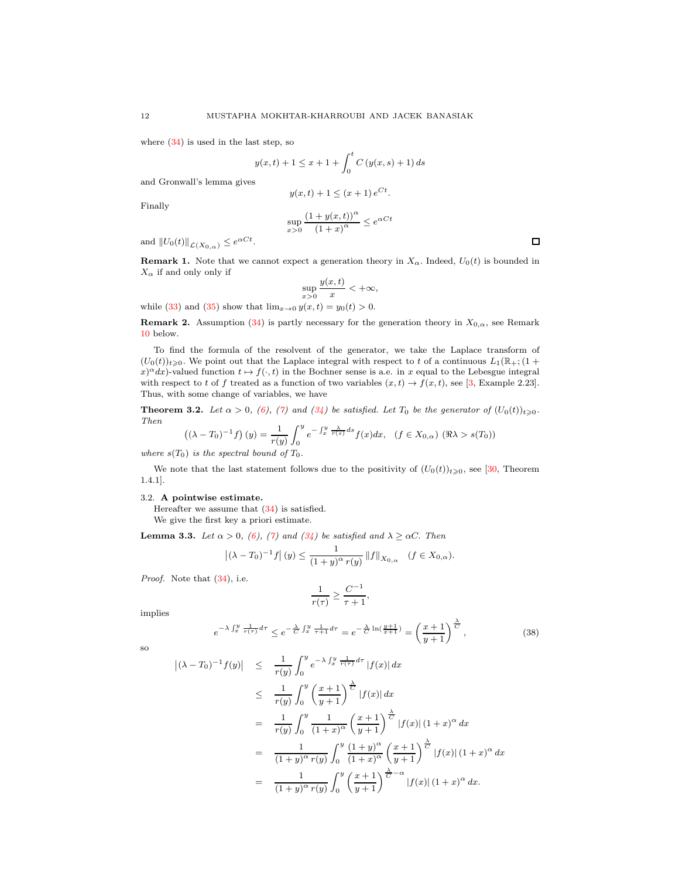where (34) is used in the last step, so

$$y(x,t)+1 \leq x+1+\int_0^t C\left(y(x,s)+1\right)ds$$

and Gronwall's lemma gives

$$y(x,t)+1 \leq (x+1)\,e^{Ct}.$$

Finally

$$\sup_{x>0}\frac{(1+y(x,t))^{\alpha}}{(1+x)^{\alpha}} \leq e^{\alpha Ct}$$

and $\|U_0(t)\|_{\mathcal{L}(X_{0,\alpha})} \leq e^{\alpha Ct}$. □

**Remark 1.** Note that we cannot expect a generation theory in $X_\alpha$. Indeed, $U_0(t)$ is bounded in $X_\alpha$ if and only only if

$$\sup_{x>0}\frac{y(x,t)}{x} < +\infty,$$

while (33) and (35) show that $\lim_{x\to 0} y(x,t) = y_0(t) > 0$.

**Remark 2.** Assumption (34) is partly necessary for the generation theory in $X_{0,\alpha}$, see Remark 10 below.

To find the formula of the resolvent of the generator, we take the Laplace transform of $(U_0(t))_{t\geqslant 0}$. We point out that the Laplace integral with respect to $t$ of a continuous $L_1(\mathbb{R}_+;(1+x)^\alpha dx)$-valued function $t \mapsto f(\cdot,t)$ in the Bochner sense is a.e. in $x$ equal to the Lebesgue integral with respect to $t$ of $f$ treated as a function of two variables $(x,t)\to f(x,t)$, see [3, Example 2.23]. Thus, with some change of variables, we have

**Theorem 3.2.** *Let $\alpha>0$, (6), (7) and (34) be satisfied. Let $T_0$ be the generator of $(U_0(t))_{t\geqslant 0}$. Then*

$$\left((\lambda-T_0)^{-1}f\right)(y) = \frac{1}{r(y)}\int_0^y e^{-\int_x^y \frac{\lambda}{r(s)}ds} f(x)dx, \quad (f\in X_{0,\alpha})\ (\Re\lambda > s(T_0))$$

*where $s(T_0)$ is the spectral bound of $T_0$.*

We note that the last statement follows due to the positivity of $(U_0(t))_{t\geqslant 0}$, see [30, Theorem 1.4.1].

### 3.2. A pointwise estimate.

Hereafter we assume that (34) is satisfied.

We give the first key a priori estimate.

**Lemma 3.3.** *Let $\alpha>0$, (6), (7) and (34) be satisfied and $\lambda \geq \alpha C$. Then*

$$\left|(\lambda-T_0)^{-1}f\right|(y) \leq \frac{1}{(1+y)^{\alpha}\,r(y)}\,\|f\|_{X_{0,\alpha}} \quad (f\in X_{0,\alpha}).$$

*Proof.* Note that (34), i.e.

$$\frac{1}{r(\tau)} \geq \frac{C^{-1}}{\tau+1},$$

implies

$$e^{-\lambda\int_x^y \frac{1}{r(\tau)}d\tau} \leq e^{-\frac{\lambda}{C}\int_x^y \frac{1}{\tau+1}d\tau} = e^{-\frac{\lambda}{C}\ln\left(\frac{y+1}{x+1}\right)} = \left(\frac{x+1}{y+1}\right)^{\frac{\lambda}{C}}, \tag{38}$$

so

$$\begin{aligned}
\left|(\lambda-T_0)^{-1}f(y)\right| &\leq \frac{1}{r(y)}\int_0^y e^{-\lambda\int_x^y \frac{1}{r(\tau)}d\tau}\,|f(x)|\,dx \\
&\leq \frac{1}{r(y)}\int_0^y \left(\frac{x+1}{y+1}\right)^{\frac{\lambda}{C}} |f(x)|\,dx \\
&= \frac{1}{r(y)}\int_0^y \frac{1}{(1+x)^{\alpha}}\left(\frac{x+1}{y+1}\right)^{\frac{\lambda}{C}} |f(x)|\,(1+x)^{\alpha}\,dx \\
&= \frac{1}{(1+y)^{\alpha}\,r(y)}\int_0^y \frac{(1+y)^{\alpha}}{(1+x)^{\alpha}}\left(\frac{x+1}{y+1}\right)^{\frac{\lambda}{C}} |f(x)|\,(1+x)^{\alpha}\,dx \\
&= \frac{1}{(1+y)^{\alpha}\,r(y)}\int_0^y \left(\frac{x+1}{y+1}\right)^{\frac{\lambda}{C}-\alpha} |f(x)|\,(1+x)^{\alpha}\,dx.
\end{aligned}$$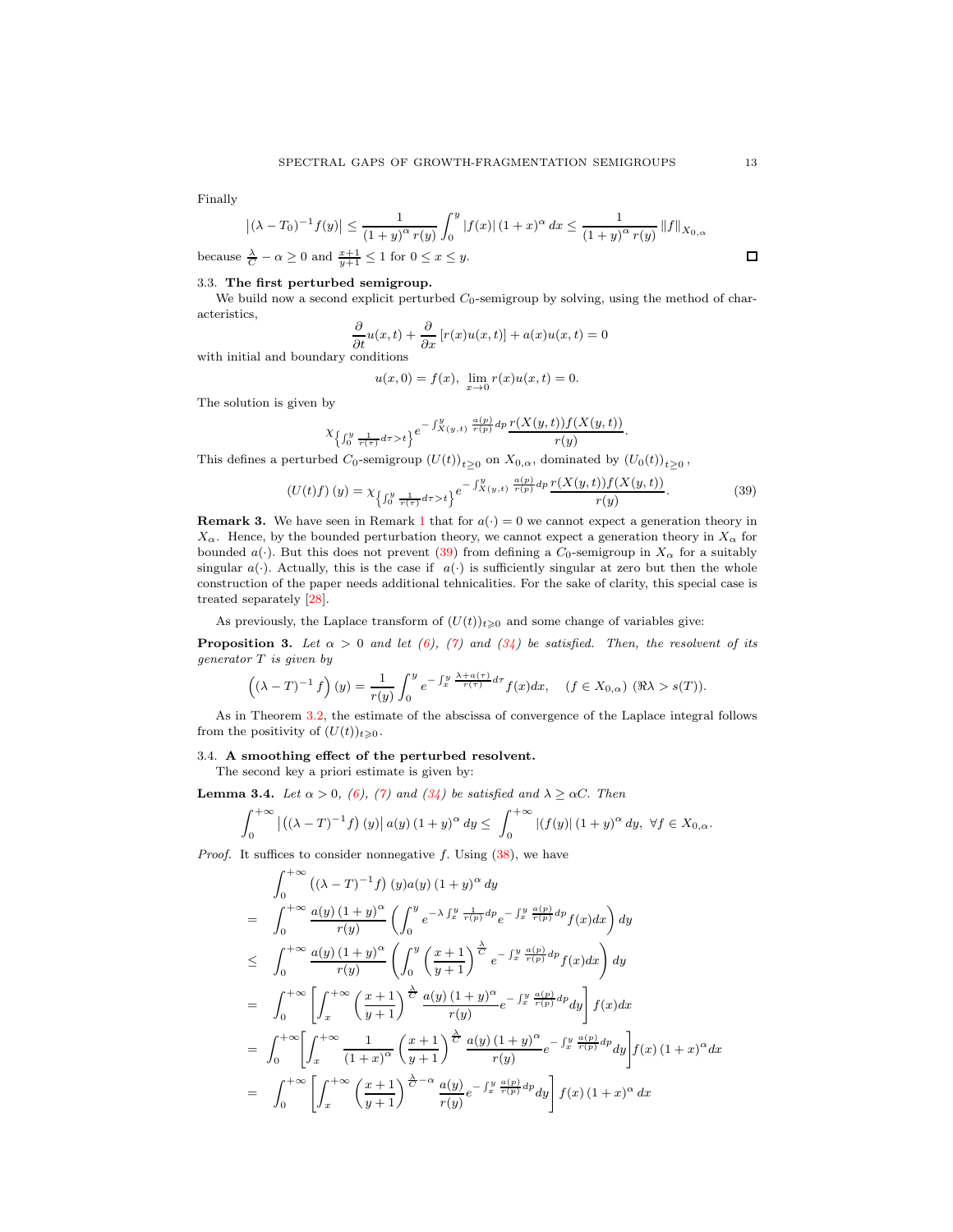Finally

$$\left|(\lambda - T_0)^{-1} f(y)\right| \leq \frac{1}{(1+y)^{\alpha}\, r(y)} \int_0^y |f(x)|\,(1+x)^{\alpha}\, dx \leq \frac{1}{(1+y)^{\alpha}\, r(y)} \left\| f \right\|_{X_{0,\alpha}}$$

because $\frac{\lambda}{C} - \alpha \geq 0$ and $\frac{x+1}{y+1} \leq 1$ for $0 \leq x \leq y$. ◻

### 3.3. The first perturbed semigroup.

We build now a second explicit perturbed $C_0$-semigroup by solving, using the method of characteristics,

$$\frac{\partial}{\partial t} u(x,t) + \frac{\partial}{\partial x}\left[r(x)u(x,t)\right] + a(x)u(x,t) = 0$$

with initial and boundary conditions

$$u(x,0) = f(x), \ \lim_{x\to 0} r(x)u(x,t) = 0.$$

The solution is given by

$$\chi_{\left\{\int_0^y \frac{1}{r(\tau)} d\tau > t\right\}} e^{-\int_{X(y,t)}^y \frac{a(p)}{r(p)} dp} \frac{r(X(y,t)) f(X(y,t))}{r(y)}.$$

This defines a perturbed $C_0$-semigroup $(U(t))_{t\geq 0}$ on $X_{0,\alpha}$, dominated by $(U_0(t))_{t\geq 0}$,

$$(U(t)f)(y) = \chi_{\left\{\int_0^y \frac{1}{r(\tau)} d\tau > t\right\}} e^{-\int_{X(y,t)}^y \frac{a(p)}{r(p)} dp} \frac{r(X(y,t)) f(X(y,t))}{r(y)}. \tag{39}$$

**Remark 3.** We have seen in Remark 1 that for $a(\cdot) = 0$ we cannot expect a generation theory in $X_{\alpha}$. Hence, by the bounded perturbation theory, we cannot expect a generation theory in $X_{\alpha}$ for bounded $a(\cdot)$. But this does not prevent (39) from defining a $C_0$-semigroup in $X_{\alpha}$ for a suitably singular $a(\cdot)$. Actually, this is the case if $a(\cdot)$ is sufficiently singular at zero but then the whole construction of the paper needs additional tehnicalities. For the sake of clarity, this special case is treated separately [28].

As previously, the Laplace transform of $(U(t))_{t\geqslant 0}$ and some change of variables give:

**Proposition 3.** *Let $\alpha > 0$ and let (6), (7) and (34) be satisfied. Then, the resolvent of its generator $T$ is given by*

$$\left((\lambda - T)^{-1} f\right)(y) = \frac{1}{r(y)} \int_0^y e^{-\int_x^y \frac{\lambda + a(\tau)}{r(\tau)} d\tau} f(x) dx, \quad (f \in X_{0,\alpha}) \ (\Re\lambda > s(T)).$$

As in Theorem 3.2, the estimate of the abscissa of convergence of the Laplace integral follows from the positivity of $(U(t))_{t\geqslant 0}$.

### 3.4. A smoothing effect of the perturbed resolvent.

The second key a priori estimate is given by:

**Lemma 3.4.** *Let $\alpha > 0$, (6), (7) and (34) be satisfied and $\lambda \geq \alpha C$. Then*

$$\int_0^{+\infty} \left|\left((\lambda - T)^{-1} f\right)(y)\right| a(y)\,(1+y)^{\alpha}\, dy \leq \int_0^{+\infty} |(f(y))|\,(1+y)^{\alpha}\, dy, \ \forall f \in X_{0,\alpha}.$$

*Proof.* It suffices to consider nonnegative $f$. Using (38), we have

$$\begin{aligned}
& \int_0^{+\infty} \left((\lambda - T)^{-1} f\right)(y) a(y)\,(1+y)^{\alpha}\, dy \\
= & \int_0^{+\infty} \frac{a(y)\,(1+y)^{\alpha}}{r(y)} \left( \int_0^y e^{-\lambda \int_x^y \frac{1}{r(p)} dp} e^{-\int_x^y \frac{a(p)}{r(p)} dp} f(x) dx \right) dy \\
\leq & \int_0^{+\infty} \frac{a(y)\,(1+y)^{\alpha}}{r(y)} \left( \int_0^y \left(\frac{x+1}{y+1}\right)^{\frac{\lambda}{C}} e^{-\int_x^y \frac{a(p)}{r(p)} dp} f(x) dx \right) dy \\
= & \int_0^{+\infty} \left[ \int_x^{+\infty} \left(\frac{x+1}{y+1}\right)^{\frac{\lambda}{C}} \frac{a(y)\,(1+y)^{\alpha}}{r(y)} e^{-\int_x^y \frac{a(p)}{r(p)} dp} dy \right] f(x) dx \\
= & \int_0^{+\infty} \left[ \int_x^{+\infty} \frac{1}{(1+x)^{\alpha}} \left(\frac{x+1}{y+1}\right)^{\frac{\lambda}{C}} \frac{a(y)\,(1+y)^{\alpha}}{r(y)} e^{-\int_x^y \frac{a(p)}{r(p)} dp} dy \right] f(x)\,(1+x)^{\alpha} dx \\
= & \int_0^{+\infty} \left[ \int_x^{+\infty} \left(\frac{x+1}{y+1}\right)^{\frac{\lambda}{C} - \alpha} \frac{a(y)}{r(y)} e^{-\int_x^y \frac{a(p)}{r(p)} dp} dy \right] f(x)\,(1+x)^{\alpha}\, dx
\end{aligned}$$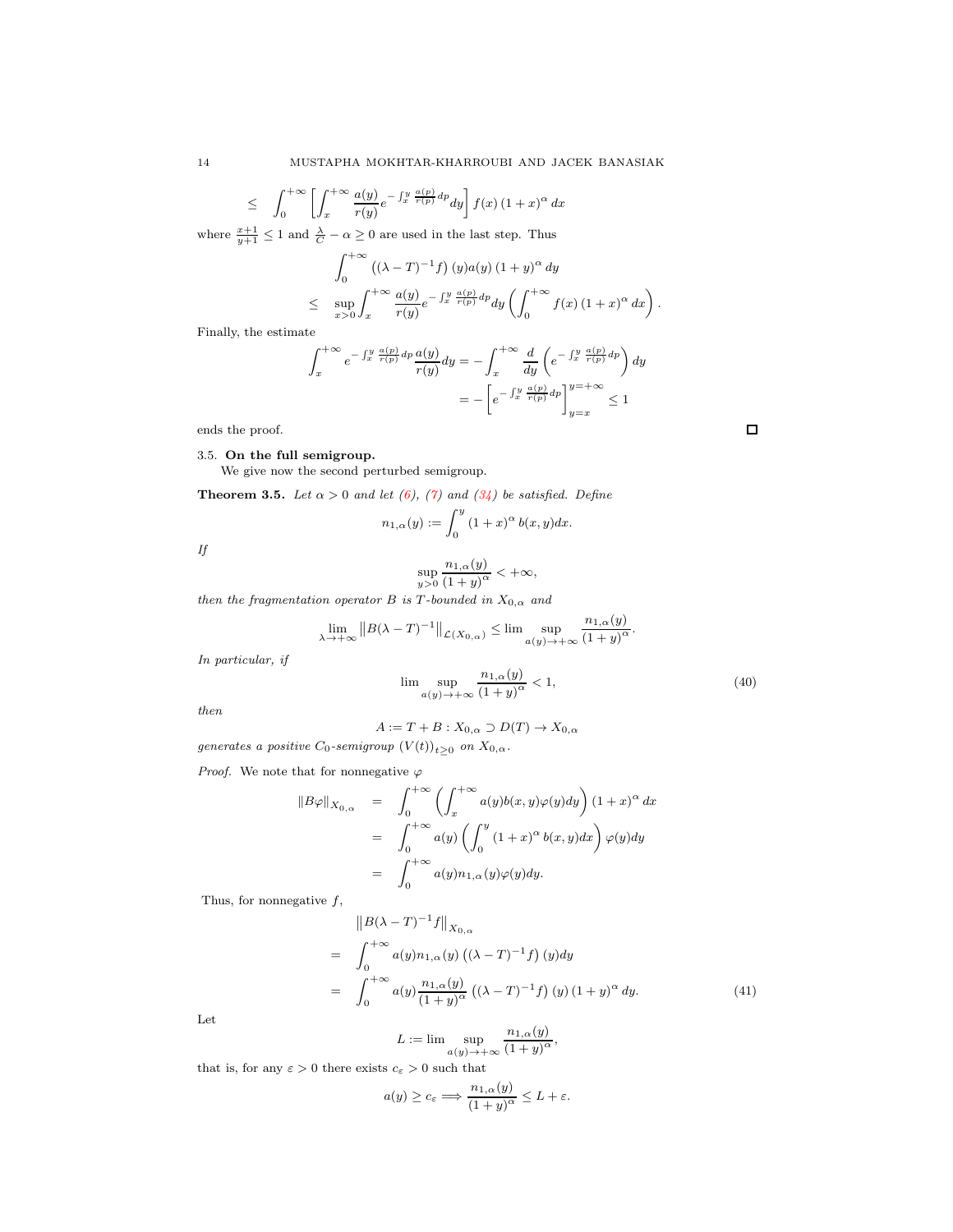$$
\leq \int_0^{+\infty} \left[ \int_x^{+\infty} \frac{a(y)}{r(y)} e^{-\int_x^y \frac{a(p)}{r(p)} dp} dy \right] f(x) (1+x)^{\alpha} dx
$$

where $\frac{x+1}{y+1} \leq 1$ and $\frac{\lambda}{C} - \alpha \geq 0$ are used in the last step. Thus

$$
\begin{aligned}
&\int_0^{+\infty} \left( (\lambda - T)^{-1} f \right)(y) a(y) (1+y)^{\alpha} dy \\
\leq \quad & \sup_{x>0} \int_x^{+\infty} \frac{a(y)}{r(y)} e^{-\int_x^y \frac{a(p)}{r(p)} dp} dy \left( \int_0^{+\infty} f(x) (1+x)^{\alpha} dx \right).
\end{aligned}
$$

Finally, the estimate

$$
\begin{aligned}
\int_x^{+\infty} e^{-\int_x^y \frac{a(p)}{r(p)} dp} \frac{a(y)}{r(y)} dy &= -\int_x^{+\infty} \frac{d}{dy} \left( e^{-\int_x^y \frac{a(p)}{r(p)} dp} \right) dy \\
&= -\left[ e^{-\int_x^y \frac{a(p)}{r(p)} dp} \right]_{y=x}^{y=+\infty} \leq 1
\end{aligned}
$$

ends the proof. □

### 3.5. **On the full semigroup.**

We give now the second perturbed semigroup.

**Theorem 3.5.** *Let $\alpha > 0$ and let (6), (7) and (34) be satisfied. Define*

$$
n_{1,\alpha}(y) := \int_0^y (1+x)^{\alpha} b(x,y) dx.
$$

*If*

$$
\sup_{y>0} \frac{n_{1,\alpha}(y)}{(1+y)^{\alpha}} < +\infty,
$$

*then the fragmentation operator $B$ is $T$-bounded in $X_{0,\alpha}$ and*

$$
\lim_{\lambda \to +\infty} \left\| B(\lambda - T)^{-1} \right\|_{\mathcal{L}(X_{0,\alpha})} \leq \lim \sup_{a(y) \to +\infty} \frac{n_{1,\alpha}(y)}{(1+y)^{\alpha}}.
$$

*In particular, if*

$$
\lim \sup_{a(y) \to +\infty} \frac{n_{1,\alpha}(y)}{(1+y)^{\alpha}} < 1, \tag{40}
$$

*then*

$$
A := T + B : X_{0,\alpha} \supset D(T) \to X_{0,\alpha}
$$

*generates a positive $C_0$-semigroup $(V(t))_{t \geq 0}$ on $X_{0,\alpha}$.*

*Proof.* We note that for nonnegative $\varphi$

$$
\begin{aligned}
\|B\varphi\|_{X_{0,\alpha}} &= \int_0^{+\infty} \left( \int_x^{+\infty} a(y) b(x,y) \varphi(y) dy \right) (1+x)^{\alpha} dx \\
&= \int_0^{+\infty} a(y) \left( \int_0^y (1+x)^{\alpha} b(x,y) dx \right) \varphi(y) dy \\
&= \int_0^{+\infty} a(y) n_{1,\alpha}(y) \varphi(y) dy.
\end{aligned}
$$

Thus, for nonnegative $f$,

$$
\begin{aligned}
&\left\| B(\lambda - T)^{-1} f \right\|_{X_{0,\alpha}} \\
= \quad & \int_0^{+\infty} a(y) n_{1,\alpha}(y) \left( (\lambda - T)^{-1} f \right)(y) dy \\
= \quad & \int_0^{+\infty} a(y) \frac{n_{1,\alpha}(y)}{(1+y)^{\alpha}} \left( (\lambda - T)^{-1} f \right)(y) (1+y)^{\alpha} dy. 
\end{aligned} \tag{41}
$$

Let

$$
L := \lim \sup_{a(y) \to +\infty} \frac{n_{1,\alpha}(y)}{(1+y)^{\alpha}},
$$

that is, for any $\varepsilon > 0$ there exists $c_{\varepsilon} > 0$ such that

$$
a(y) \geq c_{\varepsilon} \Longrightarrow \frac{n_{1,\alpha}(y)}{(1+y)^{\alpha}} \leq L + \varepsilon.
$$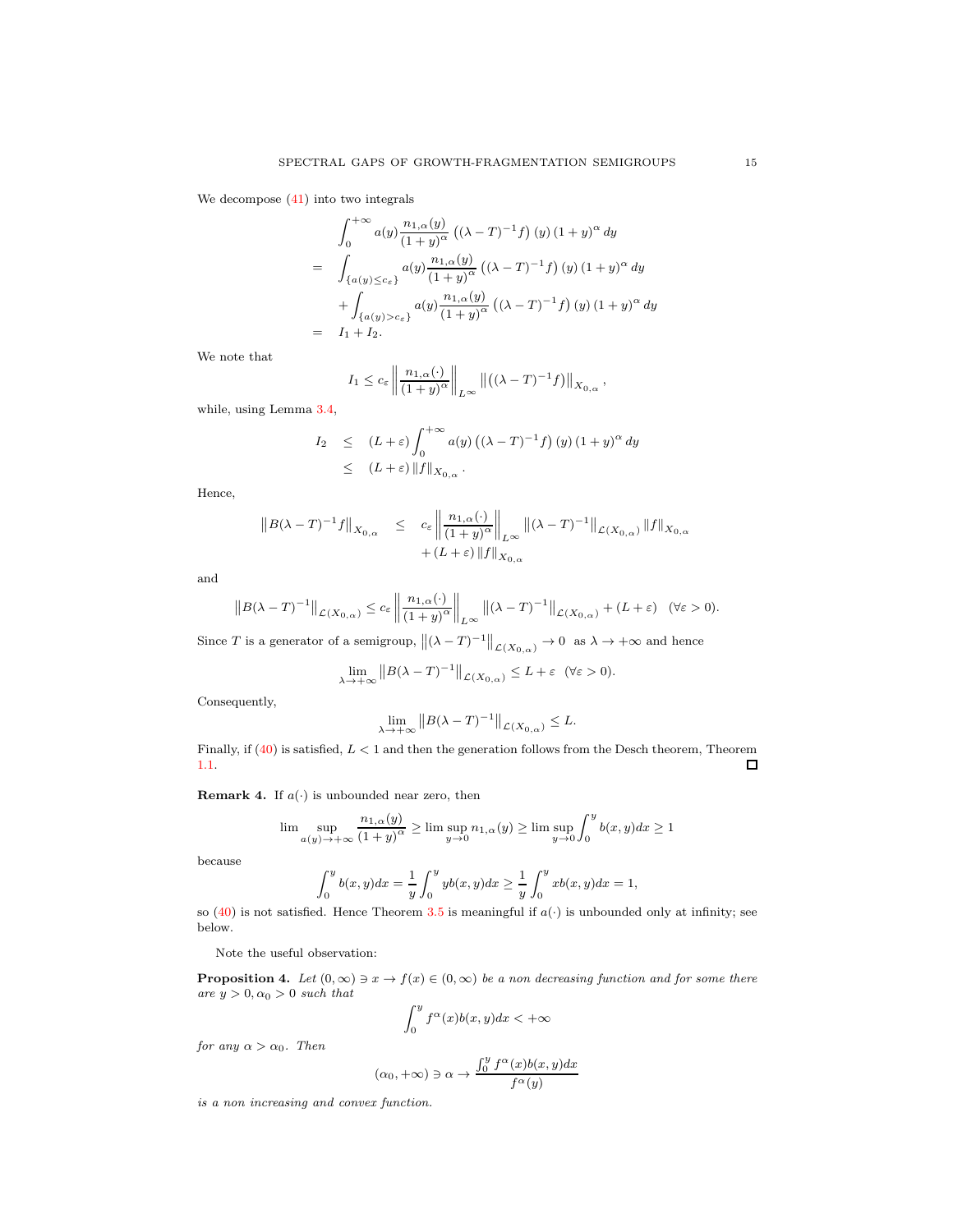We decompose (41) into two integrals

$$
\begin{aligned}
& \int_0^{+\infty} a(y)\frac{n_{1,\alpha}(y)}{(1+y)^{\alpha}}\left((\lambda-T)^{-1}f\right)(y)\,(1+y)^{\alpha}\,dy \\
= & \int_{\{a(y)\leq c_{\varepsilon}\}} a(y)\frac{n_{1,\alpha}(y)}{(1+y)^{\alpha}}\left((\lambda-T)^{-1}f\right)(y)\,(1+y)^{\alpha}\,dy \\
& + \int_{\{a(y)> c_{\varepsilon}\}} a(y)\frac{n_{1,\alpha}(y)}{(1+y)^{\alpha}}\left((\lambda-T)^{-1}f\right)(y)\,(1+y)^{\alpha}\,dy \\
= & \; I_1 + I_2.
\end{aligned}
$$

We note that

$$
I_1 \leq c_{\varepsilon}\left\|\frac{n_{1,\alpha}(\cdot)}{(1+y)^{\alpha}}\right\|_{L^{\infty}}\left\|\left((\lambda-T)^{-1}f\right)\right\|_{X_{0,\alpha}},
$$

while, using Lemma 3.4,

$$
\begin{aligned}
I_2 & \leq (L+\varepsilon)\int_0^{+\infty} a(y)\left((\lambda-T)^{-1}f\right)(y)\,(1+y)^{\alpha}\,dy \\
& \leq (L+\varepsilon)\left\|f\right\|_{X_{0,\alpha}}.
\end{aligned}
$$

Hence,

$$
\begin{aligned}
\left\|B(\lambda-T)^{-1}f\right\|_{X_{0,\alpha}} & \leq c_{\varepsilon}\left\|\frac{n_{1,\alpha}(\cdot)}{(1+y)^{\alpha}}\right\|_{L^{\infty}}\left\|(\lambda-T)^{-1}\right\|_{\mathcal{L}(X_{0,\alpha})}\left\|f\right\|_{X_{0,\alpha}} \\
& \quad + (L+\varepsilon)\left\|f\right\|_{X_{0,\alpha}}
\end{aligned}
$$

and

$$
\left\|B(\lambda-T)^{-1}\right\|_{\mathcal{L}(X_{0,\alpha})} \leq c_{\varepsilon}\left\|\frac{n_{1,\alpha}(\cdot)}{(1+y)^{\alpha}}\right\|_{L^{\infty}}\left\|(\lambda-T)^{-1}\right\|_{\mathcal{L}(X_{0,\alpha})} + (L+\varepsilon) \quad (\forall \varepsilon>0).
$$

Since $T$ is a generator of a semigroup, $\left\|(\lambda-T)^{-1}\right\|_{\mathcal{L}(X_{0,\alpha})}\to 0$ as $\lambda\to+\infty$ and hence

$$
\lim_{\lambda\to+\infty}\left\|B(\lambda-T)^{-1}\right\|_{\mathcal{L}(X_{0,\alpha})} \leq L+\varepsilon \quad (\forall\varepsilon>0).
$$

Consequently,

$$
\lim_{\lambda\to+\infty}\left\|B(\lambda-T)^{-1}\right\|_{\mathcal{L}(X_{0,\alpha})} \leq L.
$$

Finally, if (40) is satisfied, $L<1$ and then the generation follows from the Desch theorem, Theorem 1.1. ☐

**Remark 4.** If $a(\cdot)$ is unbounded near zero, then

$$
\lim \sup_{a(y)\to+\infty}\frac{n_{1,\alpha}(y)}{(1+y)^{\alpha}} \geq \lim\sup_{y\to 0} n_{1,\alpha}(y) \geq \lim\sup_{y\to 0}\int_0^y b(x,y)dx \geq 1
$$

because

$$
\int_0^y b(x,y)dx = \frac{1}{y}\int_0^y y b(x,y)dx \geq \frac{1}{y}\int_0^y x b(x,y)dx = 1,
$$

so (40) is not satisfied. Hence Theorem 3.5 is meaningful if $a(\cdot)$ is unbounded only at infinity; see below.

Note the useful observation:

**Proposition 4.** *Let $(0,\infty)\ni x\to f(x)\in(0,\infty)$ be a non decreasing function and for some there are $y>0,\alpha_0>0$ such that*

$$
\int_0^y f^{\alpha}(x)b(x,y)dx < +\infty
$$

*for any $\alpha>\alpha_0$. Then*

$$
(\alpha_0,+\infty)\ni\alpha\to\frac{\int_0^y f^{\alpha}(x)b(x,y)dx}{f^{\alpha}(y)}
$$

*is a non increasing and convex function.*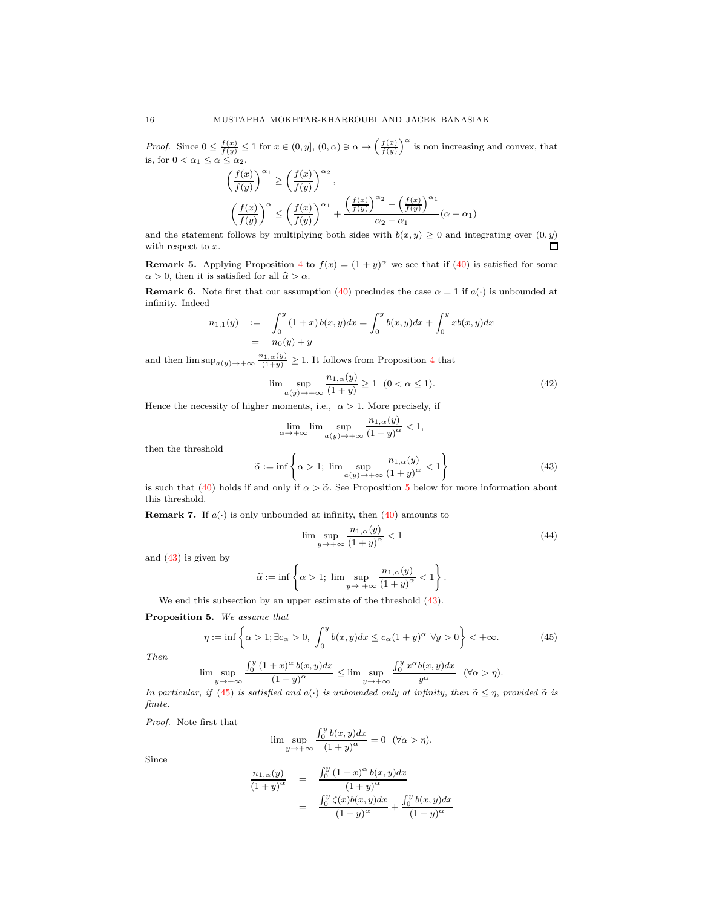*Proof.* Since $0 \leq \frac{f(x)}{f(y)} \leq 1$ for $x \in (0, y]$, $(0, \alpha) \ni \alpha \to \left(\frac{f(x)}{f(y)}\right)^{\alpha}$ is non increasing and convex, that is, for $0 < \alpha_1 \leq \alpha \leq \alpha_2$,

$$\left(\frac{f(x)}{f(y)}\right)^{\alpha_1} \geq \left(\frac{f(x)}{f(y)}\right)^{\alpha_2},$$

$$\left(\frac{f(x)}{f(y)}\right)^{\alpha} \leq \left(\frac{f(x)}{f(y)}\right)^{\alpha_1} + \frac{\left(\frac{f(x)}{f(y)}\right)^{\alpha_2} - \left(\frac{f(x)}{f(y)}\right)^{\alpha_1}}{\alpha_2 - \alpha_1}(\alpha - \alpha_1)$$

and the statement follows by multiplying both sides with $b(x, y) \geq 0$ and integrating over $(0, y)$ with respect to $x$. ◻

**Remark 5.** Applying Proposition 4 to $f(x) = (1 + y)^{\alpha}$ we see that if (40) is satisfied for some $\alpha > 0$, then it is satisfied for all $\widehat{\alpha} > \alpha$.

**Remark 6.** Note first that our assumption (40) precludes the case $\alpha = 1$ if $a(\cdot)$ is unbounded at infinity. Indeed

$$\begin{aligned} n_{1,1}(y) &:= \int_0^y (1 + x)\, b(x, y)dx = \int_0^y b(x, y)dx + \int_0^y x b(x, y)dx \\ &= n_0(y) + y \end{aligned}$$

and then $\limsup_{a(y) \to +\infty} \frac{n_{1,\alpha}(y)}{(1+y)} \geq 1$. It follows from Proposition 4 that

$$\lim \sup_{a(y) \to +\infty} \frac{n_{1,\alpha}(y)}{(1 + y)} \geq 1 \quad (0 < \alpha \leq 1). \tag{42}$$

Hence the necessity of higher moments, i.e., $\alpha > 1$. More precisely, if

$$\lim_{\alpha \to +\infty} \lim \sup_{a(y) \to +\infty} \frac{n_{1,\alpha}(y)}{(1 + y)^{\alpha}} < 1,$$

then the threshold

$$\widetilde{\alpha} := \inf \left\{ \alpha > 1;\ \lim \sup_{a(y) \to +\infty} \frac{n_{1,\alpha}(y)}{(1 + y)^{\alpha}} < 1 \right\} \tag{43}$$

is such that (40) holds if and only if $\alpha > \widetilde{\alpha}$. See Proposition 5 below for more information about this threshold.

**Remark 7.** If $a(\cdot)$ is only unbounded at infinity, then (40) amounts to

$$\lim \sup_{y \to +\infty} \frac{n_{1,\alpha}(y)}{(1 + y)^{\alpha}} < 1 \tag{44}$$

and (43) is given by

$$\widetilde{\alpha} := \inf \left\{ \alpha > 1;\ \lim \sup_{y \to\ +\infty} \frac{n_{1,\alpha}(y)}{(1 + y)^{\alpha}} < 1 \right\}.$$

We end this subsection by an upper estimate of the threshold (43).

**Proposition 5.** *We assume that*

$$\eta := \inf \left\{ \alpha > 1; \exists c_{\alpha} > 0,\ \int_0^y b(x, y)dx \leq c_{\alpha}(1 + y)^{\alpha}\ \forall y > 0 \right\} < +\infty. \tag{45}$$

*Then*

$$\lim \sup_{y \to +\infty} \frac{\int_0^y (1 + x)^{\alpha}\, b(x, y)dx}{(1 + y)^{\alpha}} \leq \lim \sup_{y \to +\infty} \frac{\int_0^y x^{\alpha} b(x, y)dx}{y^{\alpha}} \quad (\forall \alpha > \eta).$$

*In particular, if (45) is satisfied and $a(\cdot)$ is unbounded only at infinity, then $\widetilde{\alpha} \leq \eta$, provided $\widetilde{\alpha}$ is finite.*

*Proof.* Note first that

$$\lim \sup_{y \to +\infty} \frac{\int_0^y b(x, y)dx}{(1 + y)^{\alpha}} = 0 \quad (\forall \alpha > \eta).$$

Since

$$\begin{aligned} \frac{n_{1,\alpha}(y)}{(1 + y)^{\alpha}} &= \frac{\int_0^y (1 + x)^{\alpha}\, b(x, y)dx}{(1 + y)^{\alpha}} \\ &= \frac{\int_0^y \zeta(x) b(x, y)dx}{(1 + y)^{\alpha}} + \frac{\int_0^y b(x, y)dx}{(1 + y)^{\alpha}} \end{aligned}$$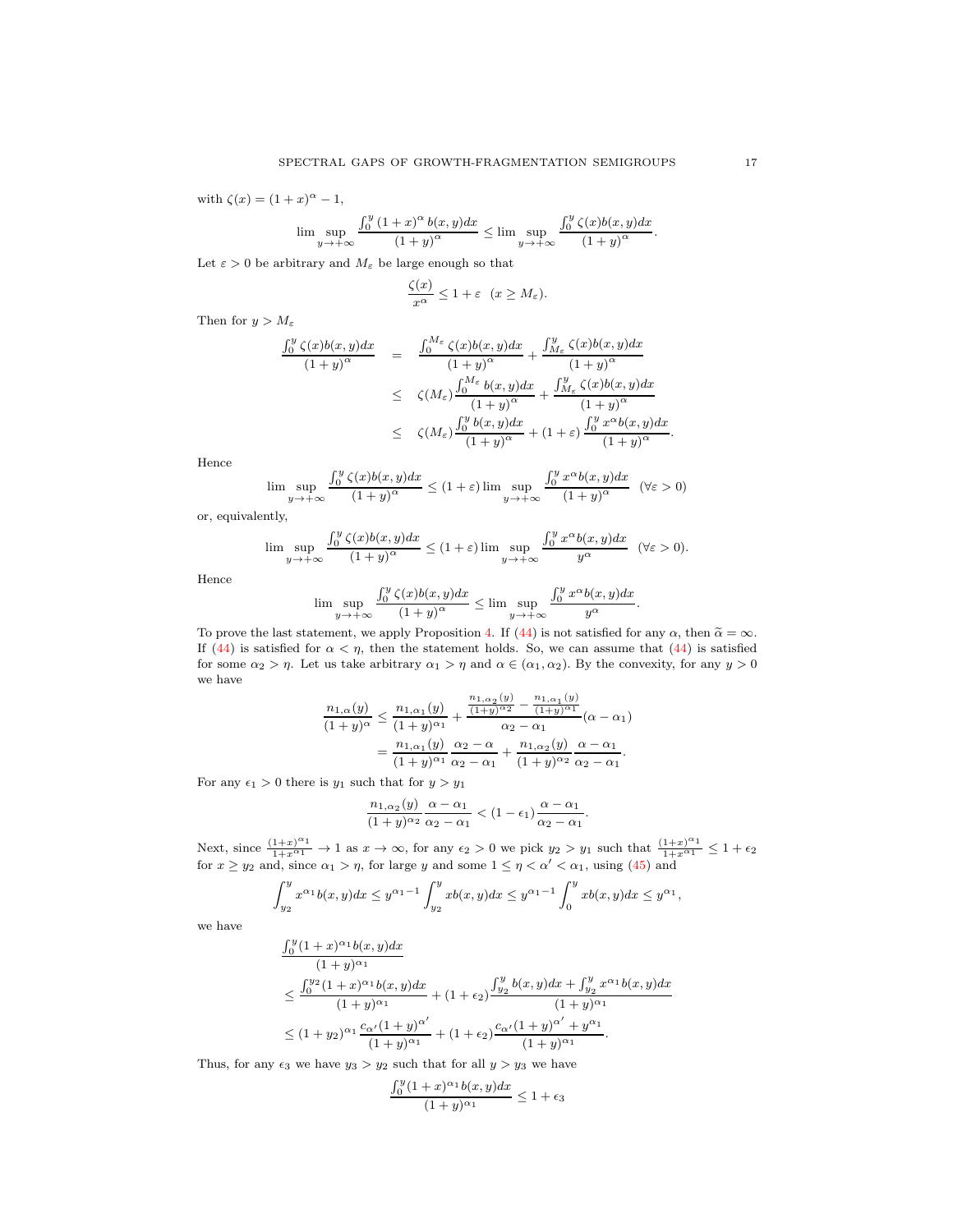with $\zeta(x) = (1+x)^\alpha - 1$,

$$\limsup_{y\to+\infty} \frac{\int_0^y (1+x)^\alpha\, b(x,y)dx}{(1+y)^\alpha} \le \limsup_{y\to+\infty} \frac{\int_0^y \zeta(x) b(x,y)dx}{(1+y)^\alpha}.$$

Let $\varepsilon > 0$ be arbitrary and $M_\varepsilon$ be large enough so that

$$\frac{\zeta(x)}{x^\alpha} \le 1+\varepsilon \quad (x \ge M_\varepsilon).$$

Then for $y > M_\varepsilon$

$$\begin{aligned}
\frac{\int_0^y \zeta(x)b(x,y)dx}{(1+y)^\alpha} &= \frac{\int_0^{M_\varepsilon} \zeta(x)b(x,y)dx}{(1+y)^\alpha} + \frac{\int_{M_\varepsilon}^y \zeta(x)b(x,y)dx}{(1+y)^\alpha} \\
&\le \zeta(M_\varepsilon)\frac{\int_0^{M_\varepsilon} b(x,y)dx}{(1+y)^\alpha} + \frac{\int_{M_\varepsilon}^y \zeta(x)b(x,y)dx}{(1+y)^\alpha} \\
&\le \zeta(M_\varepsilon)\frac{\int_0^y b(x,y)dx}{(1+y)^\alpha} + (1+\varepsilon)\frac{\int_0^y x^\alpha b(x,y)dx}{(1+y)^\alpha}.
\end{aligned}$$

Hence

$$\limsup_{y\to+\infty} \frac{\int_0^y \zeta(x)b(x,y)dx}{(1+y)^\alpha} \le (1+\varepsilon)\limsup_{y\to+\infty}\frac{\int_0^y x^\alpha b(x,y)dx}{(1+y)^\alpha} \quad (\forall \varepsilon > 0)$$

or, equivalently,

$$\limsup_{y\to+\infty} \frac{\int_0^y \zeta(x)b(x,y)dx}{(1+y)^\alpha} \le (1+\varepsilon)\limsup_{y\to+\infty}\frac{\int_0^y x^\alpha b(x,y)dx}{y^\alpha} \quad (\forall \varepsilon > 0).$$

Hence

$$\limsup_{y\to+\infty} \frac{\int_0^y \zeta(x)b(x,y)dx}{(1+y)^\alpha} \le \limsup_{y\to+\infty}\frac{\int_0^y x^\alpha b(x,y)dx}{y^\alpha}.$$

To prove the last statement, we apply Proposition 4. If (44) is not satisfied for any $\alpha$, then $\widetilde{\alpha} = \infty$. If (44) is satisfied for $\alpha < \eta$, then the statement holds. So, we can assume that (44) is satisfied for some $\alpha_2 > \eta$. Let us take arbitrary $\alpha_1 > \eta$ and $\alpha \in (\alpha_1, \alpha_2)$. By the convexity, for any $y > 0$ we have

$$\begin{aligned}
\frac{n_{1,\alpha}(y)}{(1+y)^\alpha} &\le \frac{n_{1,\alpha_1}(y)}{(1+y)^{\alpha_1}} + \frac{\frac{n_{1,\alpha_2}(y)}{(1+y)^{\alpha_2}} - \frac{n_{1,\alpha_1}(y)}{(1+y)^{\alpha_1}}}{\alpha_2 - \alpha_1}(\alpha - \alpha_1) \\
&= \frac{n_{1,\alpha_1}(y)}{(1+y)^{\alpha_1}}\frac{\alpha_2 - \alpha}{\alpha_2 - \alpha_1} + \frac{n_{1,\alpha_2}(y)}{(1+y)^{\alpha_2}}\frac{\alpha - \alpha_1}{\alpha_2 - \alpha_1}.
\end{aligned}$$

For any $\epsilon_1 > 0$ there is $y_1$ such that for $y > y_1$

$$\frac{n_{1,\alpha_2}(y)}{(1+y)^{\alpha_2}}\frac{\alpha - \alpha_1}{\alpha_2 - \alpha_1} < (1-\epsilon_1)\frac{\alpha - \alpha_1}{\alpha_2 - \alpha_1}.$$

Next, since $\frac{(1+x)^{\alpha_1}}{1+x^{\alpha_1}} \to 1$ as $x \to \infty$, for any $\epsilon_2 > 0$ we pick $y_2 > y_1$ such that $\frac{(1+x)^{\alpha_1}}{1+x^{\alpha_1}} \le 1+\epsilon_2$ for $x \ge y_2$ and, since $\alpha_1 > \eta$, for large $y$ and some $1 \le \eta < \alpha' < \alpha_1$, using (45) and

$$\int_{y_2}^y x^{\alpha_1} b(x,y)dx \le y^{\alpha_1 - 1}\int_{y_2}^y x b(x,y)dx \le y^{\alpha_1 - 1}\int_0^y x b(x,y)dx \le y^{\alpha_1},$$

we have

$$\begin{aligned}
&\frac{\int_0^y (1+x)^{\alpha_1} b(x,y)dx}{(1+y)^{\alpha_1}} \\
&\le \frac{\int_0^{y_2}(1+x)^{\alpha_1} b(x,y)dx}{(1+y)^{\alpha_1}} + (1+\epsilon_2)\frac{\int_{y_2}^y b(x,y)dx + \int_{y_2}^y x^{\alpha_1} b(x,y)dx}{(1+y)^{\alpha_1}} \\
&\le (1+y_2)^{\alpha_1}\frac{c_{\alpha'}(1+y)^{\alpha'}}{(1+y)^{\alpha_1}} + (1+\epsilon_2)\frac{c_{\alpha'}(1+y)^{\alpha'} + y^{\alpha_1}}{(1+y)^{\alpha_1}}.
\end{aligned}$$

Thus, for any $\epsilon_3$ we have $y_3 > y_2$ such that for all $y > y_3$ we have

$$\frac{\int_0^y (1+x)^{\alpha_1} b(x,y)dx}{(1+y)^{\alpha_1}} \le 1+\epsilon_3$$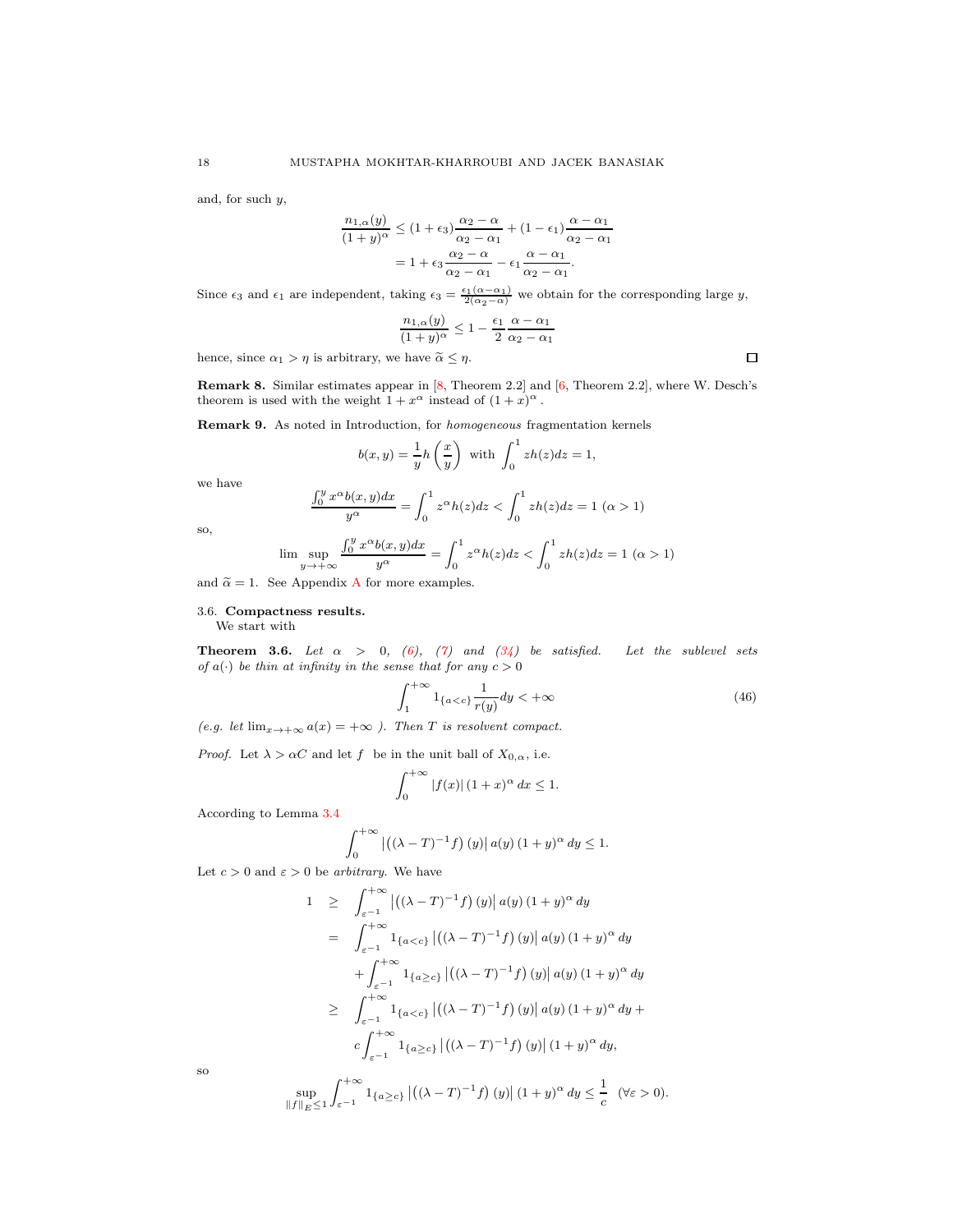and, for such $y$,

$$\frac{n_{1,\alpha}(y)}{(1+y)^{\alpha}} \leq (1+\epsilon_3)\frac{\alpha_2-\alpha}{\alpha_2-\alpha_1} + (1-\epsilon_1)\frac{\alpha-\alpha_1}{\alpha_2-\alpha_1}$$
$$= 1+\epsilon_3\frac{\alpha_2-\alpha}{\alpha_2-\alpha_1} - \epsilon_1\frac{\alpha-\alpha_1}{\alpha_2-\alpha_1}.$$

Since $\epsilon_3$ and $\epsilon_1$ are independent, taking $\epsilon_3 = \frac{\epsilon_1(\alpha-\alpha_1)}{2(\alpha_2-\alpha)}$ we obtain for the corresponding large $y$,

$$\frac{n_{1,\alpha}(y)}{(1+y)^{\alpha}} \leq 1 - \frac{\epsilon_1}{2}\frac{\alpha-\alpha_1}{\alpha_2-\alpha_1}$$

hence, since $\alpha_1 > \eta$ is arbitrary, we have $\widetilde{\alpha} \leq \eta$. ☐

**Remark 8.** Similar estimates appear in [8, Theorem 2.2] and [6, Theorem 2.2], where W. Desch's theorem is used with the weight $1+x^{\alpha}$ instead of $(1+x)^{\alpha}$.

**Remark 9.** As noted in Introduction, for *homogeneous* fragmentation kernels

$$b(x,y) = \frac{1}{y}h\left(\frac{x}{y}\right) \text{ with } \int_0^1 zh(z)dz = 1,$$

we have

$$\frac{\int_0^y x^{\alpha}b(x,y)dx}{y^{\alpha}} = \int_0^1 z^{\alpha}h(z)dz < \int_0^1 zh(z)dz = 1 \ (\alpha > 1)$$

so,

$$\lim\sup_{y\to+\infty}\frac{\int_0^y x^{\alpha}b(x,y)dx}{y^{\alpha}} = \int_0^1 z^{\alpha}h(z)dz < \int_0^1 zh(z)dz = 1 \ (\alpha > 1)$$

and $\widetilde{\alpha} = 1$. See Appendix A for more examples.

### 3.6. Compactness results.

We start with

**Theorem 3.6.** *Let $\alpha > 0$, (6), (7) and (34) be satisfied. Let the sublevel sets of $a(\cdot)$ be thin at infinity in the sense that for any $c > 0$*

$$\int_1^{+\infty} 1_{\{a<c\}}\frac{1}{r(y)}dy < +\infty \tag{46}$$

*(e.g. let $\lim_{x\to+\infty} a(x) = +\infty$ ). Then $T$ is resolvent compact.*

*Proof.* Let $\lambda > \alpha C$ and let $f$ be in the unit ball of $X_{0,\alpha}$, i.e.

$$\int_0^{+\infty} |f(x)|(1+x)^{\alpha}dx \leq 1.$$

According to Lemma 3.4

$$\int_0^{+\infty}\left|\left((\lambda-T)^{-1}f\right)(y)\right| a(y)(1+y)^{\alpha}dy \leq 1.$$

Let $c > 0$ and $\varepsilon > 0$ be *arbitrary*. We have

$$\begin{aligned}
1 \quad &\geq \quad \int_{\varepsilon^{-1}}^{+\infty}\left|\left((\lambda-T)^{-1}f\right)(y)\right| a(y)(1+y)^{\alpha}dy \\
&= \quad \int_{\varepsilon^{-1}}^{+\infty} 1_{\{a<c\}}\left|\left((\lambda-T)^{-1}f\right)(y)\right| a(y)(1+y)^{\alpha}dy \\
&\quad + \int_{\varepsilon^{-1}}^{+\infty} 1_{\{a\geq c\}}\left|\left((\lambda-T)^{-1}f\right)(y)\right| a(y)(1+y)^{\alpha}dy \\
&\geq \quad \int_{\varepsilon^{-1}}^{+\infty} 1_{\{a<c\}}\left|\left((\lambda-T)^{-1}f\right)(y)\right| a(y)(1+y)^{\alpha}dy + \\
&\quad\ c\int_{\varepsilon^{-1}}^{+\infty} 1_{\{a\geq c\}}\left|\left((\lambda-T)^{-1}f\right)(y)\right|(1+y)^{\alpha}dy,
\end{aligned}$$

so

$$\sup_{\|f\|_E\leq 1}\int_{\varepsilon^{-1}}^{+\infty} 1_{\{a\geq c\}}\left|\left((\lambda-T)^{-1}f\right)(y)\right|(1+y)^{\alpha}dy \leq \frac{1}{c} \quad (\forall\varepsilon > 0).$$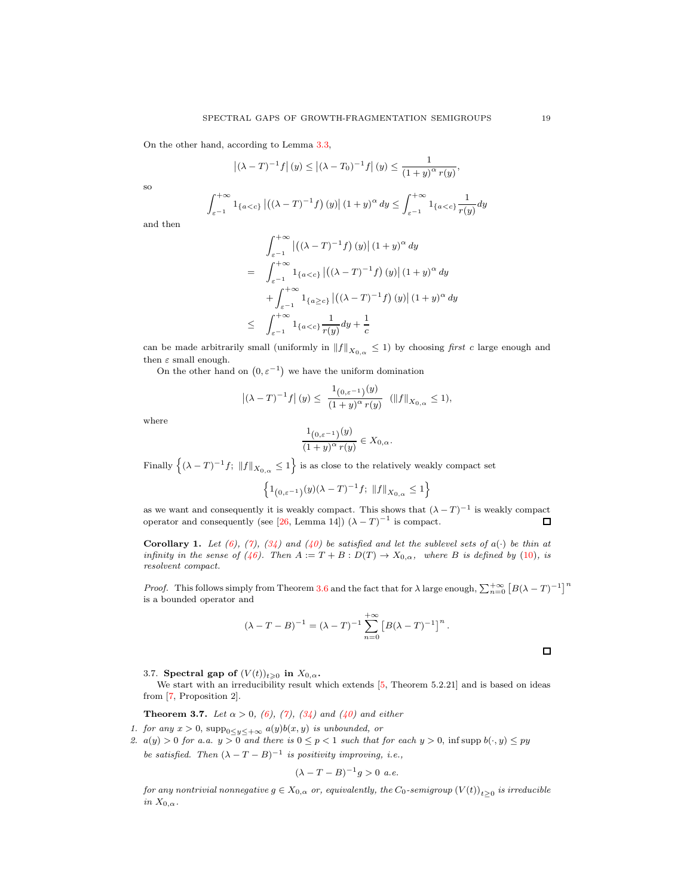On the other hand, according to Lemma 3.3,

$$\left|(\lambda-T)^{-1}f\right|(y)\leq\left|(\lambda-T_0)^{-1}f\right|(y)\leq\frac{1}{(1+y)^{\alpha}\,r(y)},$$

so

$$\int_{\varepsilon^{-1}}^{+\infty}1_{\{a<c\}}\left|\left((\lambda-T)^{-1}f\right)(y)\right|(1+y)^{\alpha}\,dy\leq\int_{\varepsilon^{-1}}^{+\infty}1_{\{a<c\}}\frac{1}{r(y)}dy$$

and then

$$\begin{aligned}
&\int_{\varepsilon^{-1}}^{+\infty}\left|\left((\lambda-T)^{-1}f\right)(y)\right|(1+y)^{\alpha}\,dy\\
=&\int_{\varepsilon^{-1}}^{+\infty}1_{\{a<c\}}\left|\left((\lambda-T)^{-1}f\right)(y)\right|(1+y)^{\alpha}\,dy\\
&+\int_{\varepsilon^{-1}}^{+\infty}1_{\{a\geq c\}}\left|\left((\lambda-T)^{-1}f\right)(y)\right|(1+y)^{\alpha}\,dy\\
\leq&\int_{\varepsilon^{-1}}^{+\infty}1_{\{a<c\}}\frac{1}{r(y)}dy+\frac{1}{c}
\end{aligned}$$

can be made arbitrarily small (uniformly in $\|f\|_{X_{0,\alpha}}\leq 1$) by choosing *first* $c$ large enough and then $\varepsilon$ small enough.

On the other hand on $(0,\varepsilon^{-1})$ we have the uniform domination

$$\left|(\lambda-T)^{-1}f\right|(y)\leq\frac{1_{(0,\varepsilon^{-1})}(y)}{(1+y)^{\alpha}\,r(y)}\quad(\|f\|_{X_{0,\alpha}}\leq 1),$$

where

$$\frac{1_{(0,\varepsilon^{-1})}(y)}{(1+y)^{\alpha}\,r(y)}\in X_{0,\alpha}.$$

Finally $\left\{(\lambda-T)^{-1}f;\ \|f\|_{X_{0,\alpha}}\leq 1\right\}$ is as close to the relatively weakly compact set

$$\left\{1_{(0,\varepsilon^{-1})}(y)(\lambda-T)^{-1}f;\ \|f\|_{X_{0,\alpha}}\leq 1\right\}$$

as we want and consequently it is weakly compact. This shows that $(\lambda-T)^{-1}$ is weakly compact operator and consequently (see [26, Lemma 14]) $(\lambda-T)^{-1}$ is compact. □

**Corollary 1.** *Let (6), (7), (34) and (40) be satisfied and let the sublevel sets of $a(\cdot)$ be thin at infinity in the sense of (46). Then $A:=T+B:D(T)\to X_{0,\alpha}$, where $B$ is defined by (10), is resolvent compact.*

*Proof.* This follows simply from Theorem 3.6 and the fact that for $\lambda$ large enough, $\sum_{n=0}^{+\infty}\left[B(\lambda-T)^{-1}\right]^n$ is a bounded operator and

$$(\lambda-T-B)^{-1}=(\lambda-T)^{-1}\sum_{n=0}^{+\infty}\left[B(\lambda-T)^{-1}\right]^n.$$

□

### 3.7. Spectral gap of $(V(t))_{t\geq 0}$ in $X_{0,\alpha}$.

We start with an irreducibility result which extends [5, Theorem 5.2.21] and is based on ideas from [7, Proposition 2].

**Theorem 3.7.** *Let $\alpha>0$, (6), (7), (34) and (40) and either*

1. *for any $x>0$, $\operatorname{supp}_{0\leq y\leq+\infty}a(y)b(x,y)$ is unbounded, or*
2. *$a(y)>0$ for a.a. $y>0$ and there is $0\leq p<1$ such that for each $y>0$, $\inf\operatorname{supp}b(\cdot,y)\leq py$*

*be satisfied. Then $(\lambda-T-B)^{-1}$ is positivity improving, i.e.,*

$$(\lambda-T-B)^{-1}g>0\text{ a.e.}$$

*for any nontrivial nonnegative $g\in X_{0,\alpha}$ or, equivalently, the $C_0$-semigroup $(V(t))_{t\geq 0}$ is irreducible in $X_{0,\alpha}$.*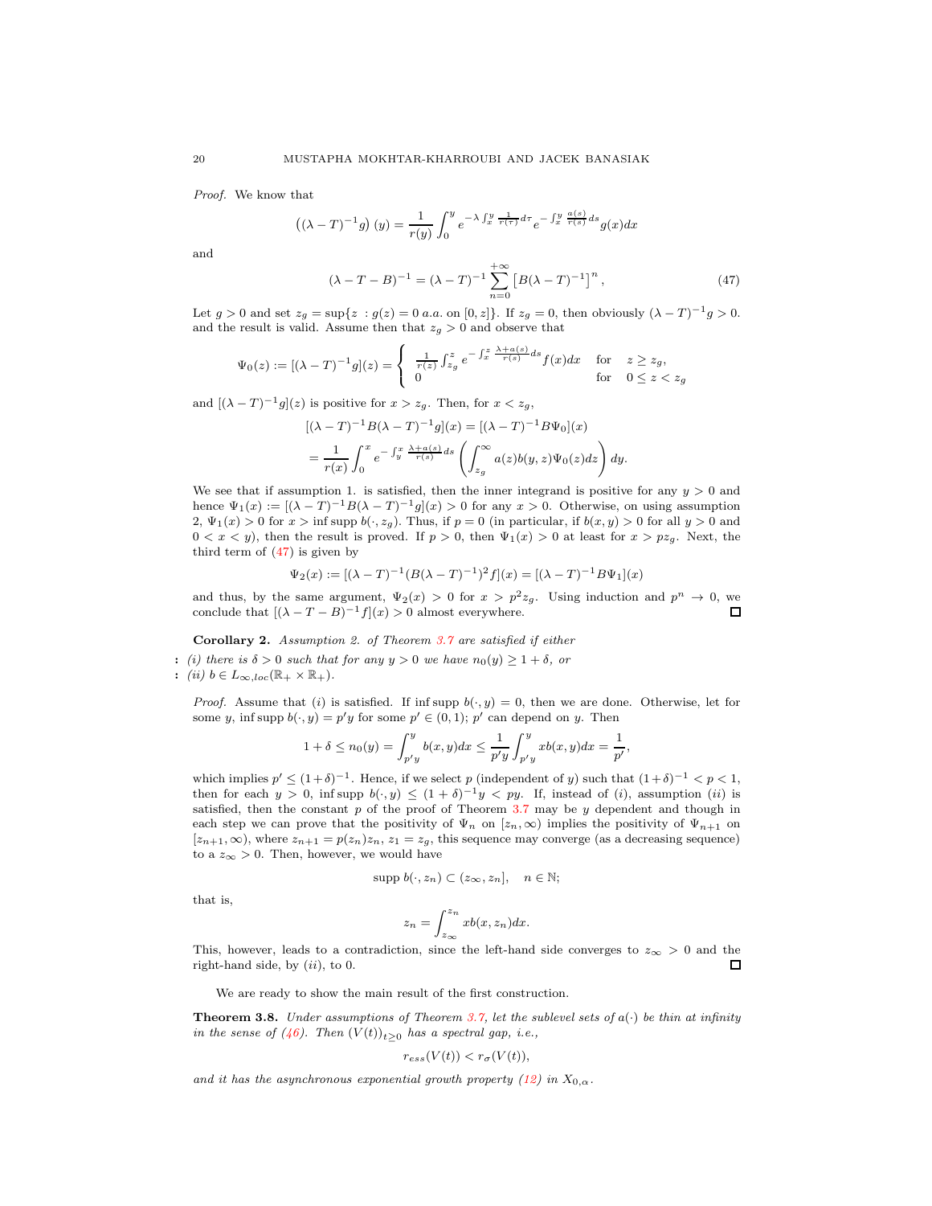*Proof.* We know that

$$\left((\lambda - T)^{-1}g\right)(y) = \frac{1}{r(y)}\int_0^y e^{-\lambda\int_x^y \frac{1}{r(\tau)}d\tau} e^{-\int_x^y \frac{a(s)}{r(s)}ds} g(x)dx$$

and

$$(\lambda - T - B)^{-1} = (\lambda - T)^{-1}\sum_{n=0}^{+\infty}\left[B(\lambda - T)^{-1}\right]^n, \tag{47}$$

Let $g > 0$ and set $z_g = \sup\{z : g(z) = 0 \ a.a. \text{ on } [0, z]\}$. If $z_g = 0$, then obviously $(\lambda - T)^{-1}g > 0$. and the result is valid. Assume then that $z_g > 0$ and observe that

$$\Psi_0(z) := [(\lambda - T)^{-1}g](z) = \begin{cases} \frac{1}{r(z)}\int_{z_g}^z e^{-\int_x^z \frac{\lambda + a(s)}{r(s)}ds} f(x)dx & \text{for} \quad z \geq z_g, \\ 0 & \text{for} \quad 0 \leq z < z_g \end{cases}$$

and $[(\lambda - T)^{-1}g](z)$ is positive for $x > z_g$. Then, for $x < z_g$,

$$\begin{aligned} &[(\lambda - T)^{-1}B(\lambda - T)^{-1}g](x) = [(\lambda - T)^{-1}B\Psi_0](x) \\ &= \frac{1}{r(x)}\int_0^x e^{-\int_y^x \frac{\lambda + a(s)}{r(s)}ds}\left(\int_{z_g}^\infty a(z)b(y,z)\Psi_0(z)dz\right)dy. \end{aligned}$$

We see that if assumption 1. is satisfied, then the inner integrand is positive for any $y > 0$ and hence $\Psi_1(x) := [(\lambda - T)^{-1}B(\lambda - T)^{-1}g](x) > 0$ for any $x > 0$. Otherwise, on using assumption 2, $\Psi_1(x) > 0$ for $x > \inf\operatorname{supp} b(\cdot, z_g)$. Thus, if $p = 0$ (in particular, if $b(x, y) > 0$ for all $y > 0$ and $0 < x < y$), then the result is proved. If $p > 0$, then $\Psi_1(x) > 0$ at least for $x > pz_g$. Next, the third term of (47) is given by

$$\Psi_2(x) := [(\lambda - T)^{-1}(B(\lambda - T)^{-1})^2 f](x) = [(\lambda - T)^{-1}B\Psi_1](x)$$

and thus, by the same argument, $\Psi_2(x) > 0$ for $x > p^2 z_g$. Using induction and $p^n \to 0$, we conclude that $[(\lambda - T - B)^{-1}f](x) > 0$ almost everywhere. ◻

**Corollary 2.** *Assumption 2. of Theorem 3.7 are satisfied if either*

: *(i) there is $\delta > 0$ such that for any $y > 0$ we have $n_0(y) \geq 1 + \delta$, or*
: *(ii) $b \in L_{\infty,loc}(\mathbb{R}_+ \times \mathbb{R}_+)$.*

*Proof.* Assume that $(i)$ is satisfied. If $\inf\operatorname{supp} b(\cdot, y) = 0$, then we are done. Otherwise, let for some $y$, $\inf\operatorname{supp} b(\cdot, y) = p'y$ for some $p' \in (0, 1)$; $p'$ can depend on $y$. Then

$$1 + \delta \leq n_0(y) = \int_{p'y}^y b(x, y)dx \leq \frac{1}{p'y}\int_{p'y}^y xb(x, y)dx = \frac{1}{p'},$$

which implies $p' \leq (1+\delta)^{-1}$. Hence, if we select $p$ (independent of $y$) such that $(1+\delta)^{-1} < p < 1$, then for each $y > 0$, $\inf\operatorname{supp} b(\cdot, y) \leq (1+\delta)^{-1}y < py$. If, instead of $(i)$, assumption $(ii)$ is satisfied, then the constant $p$ of the proof of Theorem 3.7 may be $y$ dependent and though in each step we can prove that the positivity of $\Psi_n$ on $[z_n, \infty)$ implies the positivity of $\Psi_{n+1}$ on $[z_{n+1}, \infty)$, where $z_{n+1} = p(z_n)z_n$, $z_1 = z_g$, this sequence may converge (as a decreasing sequence) to a $z_\infty > 0$. Then, however, we would have

$$\operatorname{supp} b(\cdot, z_n) \subset (z_\infty, z_n], \quad n \in \mathbb{N};$$

that is,

$$z_n = \int_{z_\infty}^{z_n} xb(x, z_n)dx.$$

This, however, leads to a contradiction, since the left-hand side converges to $z_\infty > 0$ and the right-hand side, by $(ii)$, to 0. ◻

We are ready to show the main result of the first construction.

**Theorem 3.8.** *Under assumptions of Theorem 3.7, let the sublevel sets of $a(\cdot)$ be thin at infinity in the sense of (46). Then $(V(t))_{t\geq 0}$ has a spectral gap, i.e.,*

$$r_{ess}(V(t)) < r_\sigma(V(t)),$$

*and it has the asynchronous exponential growth property (12) in $X_{0,\alpha}$.*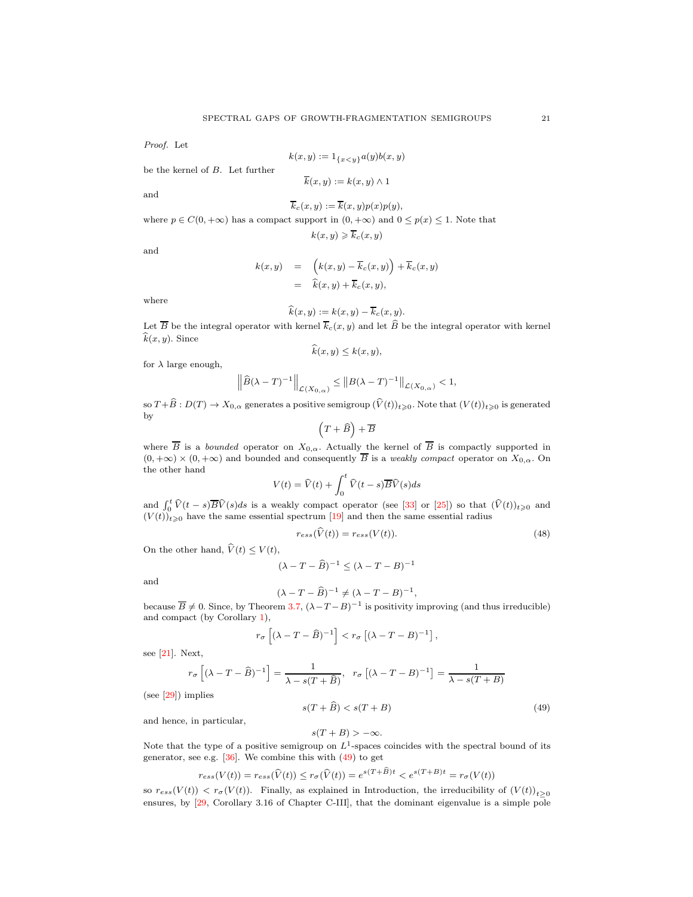*Proof.* Let

$$k(x,y) := 1_{\{x<y\}} a(y) b(x,y)$$

be the kernel of $B$. Let further

$$\overline{k}(x,y) := k(x,y) \wedge 1$$

and

$$\overline{k}_c(x,y) := \overline{k}(x,y) p(x) p(y),$$

where $p \in C(0,+\infty)$ has a compact support in $(0,+\infty)$ and $0 \le p(x) \le 1$. Note that

$$k(x,y) \geqslant \overline{k}_c(x,y)$$

and

$$\begin{aligned} k(x,y) &= \left(k(x,y) - \overline{k}_c(x,y)\right) + \overline{k}_c(x,y) \\ &= \widehat{k}(x,y) + \overline{k}_c(x,y), \end{aligned}$$

where

$$\widehat{k}(x,y) := k(x,y) - \overline{k}_c(x,y).$$

Let $\overline{B}$ be the integral operator with kernel $\overline{k}_c(x,y)$ and let $\widehat{B}$ be the integral operator with kernel $\widehat{k}(x,y)$. Since

$$\widehat{k}(x,y) \le k(x,y),$$

for $\lambda$ large enough,

$$\left\| \widehat{B}(\lambda - T)^{-1} \right\|_{\mathcal{L}(X_{0,\alpha})} \le \left\| B(\lambda - T)^{-1} \right\|_{\mathcal{L}(X_{0,\alpha})} < 1,$$

so $T + \widehat{B} : D(T) \to X_{0,\alpha}$ generates a positive semigroup $(\widehat{V}(t))_{t \geqslant 0}$. Note that $(V(t))_{t\geqslant 0}$ is generated by

$$\left(T + \widehat{B}\right) + \overline{B}$$

where $\overline{B}$ is a *bounded* operator on $X_{0,\alpha}$. Actually the kernel of $\overline{B}$ is compactly supported in $(0,+\infty) \times (0,+\infty)$ and bounded and consequently $\overline{B}$ is a *weakly compact* operator on $X_{0,\alpha}$. On the other hand

$$V(t) = \widehat{V}(t) + \int_0^t \widehat{V}(t-s) \overline{B} \widehat{V}(s) ds$$

and $\int_0^t \widehat{V}(t-s)\overline{B}\widehat{V}(s)ds$ is a weakly compact operator (see [33] or [25]) so that $(\widehat{V}(t))_{t\geqslant 0}$ and $(V(t))_{t\geqslant 0}$ have the same essential spectrum [19] and then the same essential radius

$$r_{ess}(\widehat{V}(t)) = r_{ess}(V(t)). \tag{48}$$

On the other hand, $\widehat{V}(t) \le V(t)$,

$$(\lambda - T - \widehat{B})^{-1} \le (\lambda - T - B)^{-1}$$

and

$$(\lambda - T - \widehat{B})^{-1} \neq (\lambda - T - B)^{-1},$$

because $\overline{B} \neq 0$. Since, by Theorem 3.7, $(\lambda - T - B)^{-1}$ is positivity improving (and thus irreducible) and compact (by Corollary 1),

$$r_\sigma\left[(\lambda - T - \widehat{B})^{-1}\right] < r_\sigma\left[(\lambda - T - B)^{-1}\right],$$

see [21]. Next,

$$r_\sigma\left[(\lambda - T - \widehat{B})^{-1}\right] = \frac{1}{\lambda - s(T + \widehat{B})}, \quad r_\sigma\left[(\lambda - T - B)^{-1}\right] = \frac{1}{\lambda - s(T+B)}$$

(see [29]) implies

$$s(T + \widehat{B}) < s(T+B) \tag{49}$$

and hence, in particular,

$$s(T+B) > -\infty.$$

Note that the type of a positive semigroup on $L^1$-spaces coincides with the spectral bound of its generator, see e.g. [36]. We combine this with (49) to get

$$r_{ess}(V(t)) = r_{ess}(\widehat{V}(t)) \le r_\sigma(\widehat{V}(t)) = e^{s(T+\widehat{B})t} < e^{s(T+B)t} = r_\sigma(V(t))$$

so $r_{ess}(V(t)) < r_\sigma(V(t))$. Finally, as explained in Introduction, the irreducibility of $(V(t))_{t\geq 0}$ ensures, by [29, Corollary 3.16 of Chapter C-III], that the dominant eigenvalue is a simple pole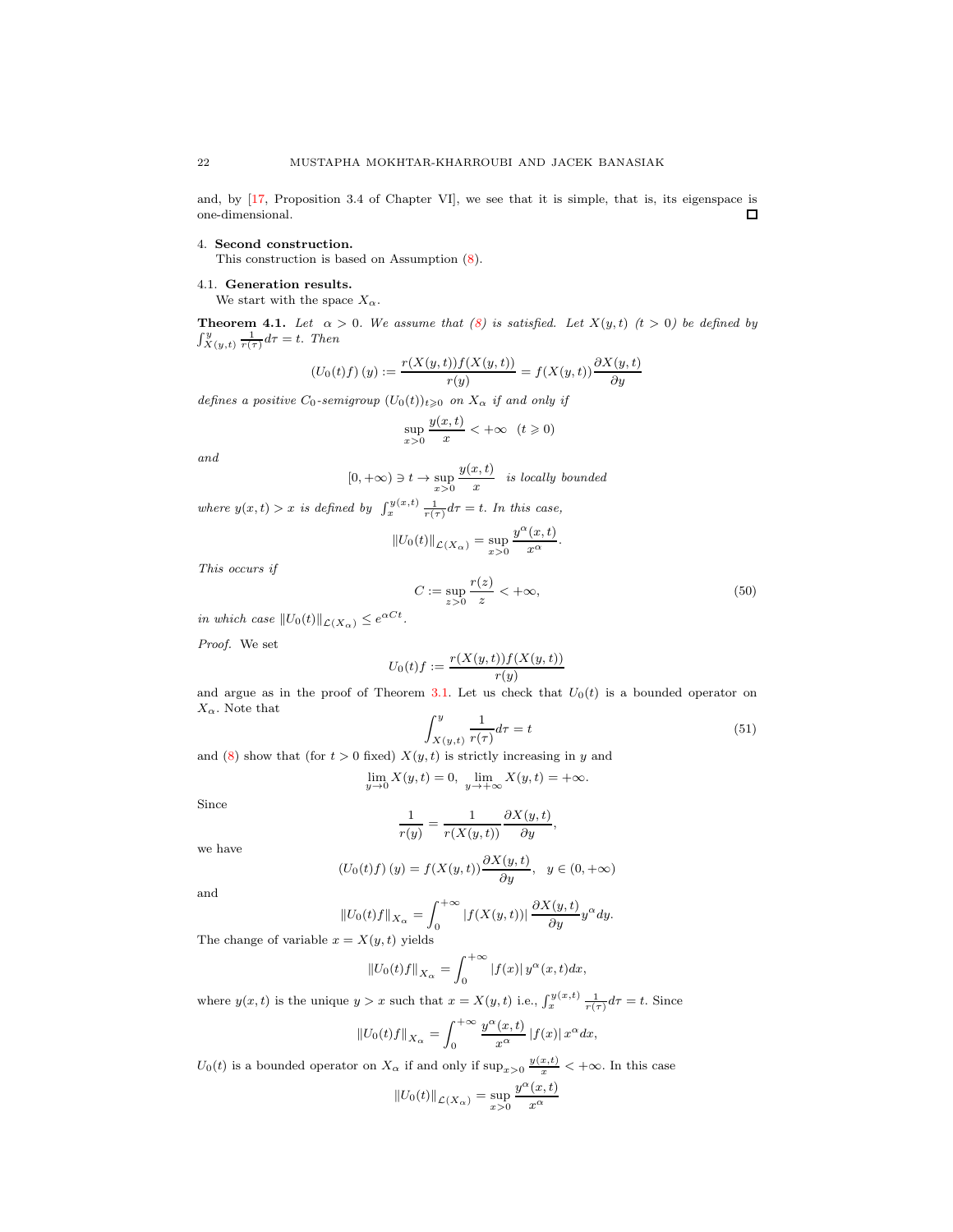and, by [17, Proposition 3.4 of Chapter VI], we see that it is simple, that is, its eigenspace is one-dimensional. ☐

## 4. Second construction.

This construction is based on Assumption (8).

### 4.1. Generation results.

We start with the space $X_\alpha$.

**Theorem 4.1.** *Let $\alpha > 0$. We assume that (8) is satisfied. Let $X(y,t)$ $(t > 0)$ be defined by $\int_{X(y,t)}^{y} \frac{1}{r(\tau)} d\tau = t$. Then*

$$(U_0(t)f)(y) := \frac{r(X(y,t))f(X(y,t))}{r(y)} = f(X(y,t))\frac{\partial X(y,t)}{\partial y}$$

*defines a positive $C_0$-semigroup $(U_0(t))_{t \geqslant 0}$ on $X_\alpha$ if and only if*

$$\sup_{x>0} \frac{y(x,t)}{x} < +\infty \quad (t \geqslant 0)$$

*and*

$$[0, +\infty) \ni t \to \sup_{x>0} \frac{y(x,t)}{x} \quad \text{is locally bounded}$$

*where $y(x,t) > x$ is defined by $\int_x^{y(x,t)} \frac{1}{r(\tau)} d\tau = t$. In this case,*

$$\|U_0(t)\|_{\mathcal{L}(X_\alpha)} = \sup_{x>0} \frac{y^\alpha(x,t)}{x^\alpha}.$$

*This occurs if*

$$C := \sup_{z>0} \frac{r(z)}{z} < +\infty, \tag{50}$$

*in which case $\|U_0(t)\|_{\mathcal{L}(X_\alpha)} \leq e^{\alpha C t}$.*

*Proof.* We set

$$U_0(t)f := \frac{r(X(y,t))f(X(y,t))}{r(y)}$$

and argue as in the proof of Theorem 3.1. Let us check that $U_0(t)$ is a bounded operator on $X_\alpha$. Note that

$$\int_{X(y,t)}^{y} \frac{1}{r(\tau)} d\tau = t \tag{51}$$

and (8) show that (for $t > 0$ fixed) $X(y,t)$ is strictly increasing in $y$ and

$$\lim_{y \to 0} X(y,t) = 0, \quad \lim_{y \to +\infty} X(y,t) = +\infty.$$

Since

$$\frac{1}{r(y)} = \frac{1}{r(X(y,t))} \frac{\partial X(y,t)}{\partial y},$$

we have

$$(U_0(t)f)(y) = f(X(y,t))\frac{\partial X(y,t)}{\partial y}, \quad y \in (0, +\infty)$$

and

$$\|U_0(t)f\|_{X_\alpha} = \int_0^{+\infty} |f(X(y,t))| \frac{\partial X(y,t)}{\partial y} y^\alpha dy.$$

The change of variable $x = X(y,t)$ yields

$$\|U_0(t)f\|_{X_\alpha} = \int_0^{+\infty} |f(x)| \, y^\alpha(x,t) dx,$$

where $y(x,t)$ is the unique $y > x$ such that $x = X(y,t)$ i.e., $\int_x^{y(x,t)} \frac{1}{r(\tau)} d\tau = t$. Since

$$\|U_0(t)f\|_{X_\alpha} = \int_0^{+\infty} \frac{y^\alpha(x,t)}{x^\alpha} |f(x)| \, x^\alpha dx,$$

$U_0(t)$ is a bounded operator on $X_\alpha$ if and only if $\sup_{x>0} \frac{y(x,t)}{x} < +\infty$. In this case

$$\|U_0(t)\|_{\mathcal{L}(X_\alpha)} = \sup_{x>0} \frac{y^\alpha(x,t)}{x^\alpha}$$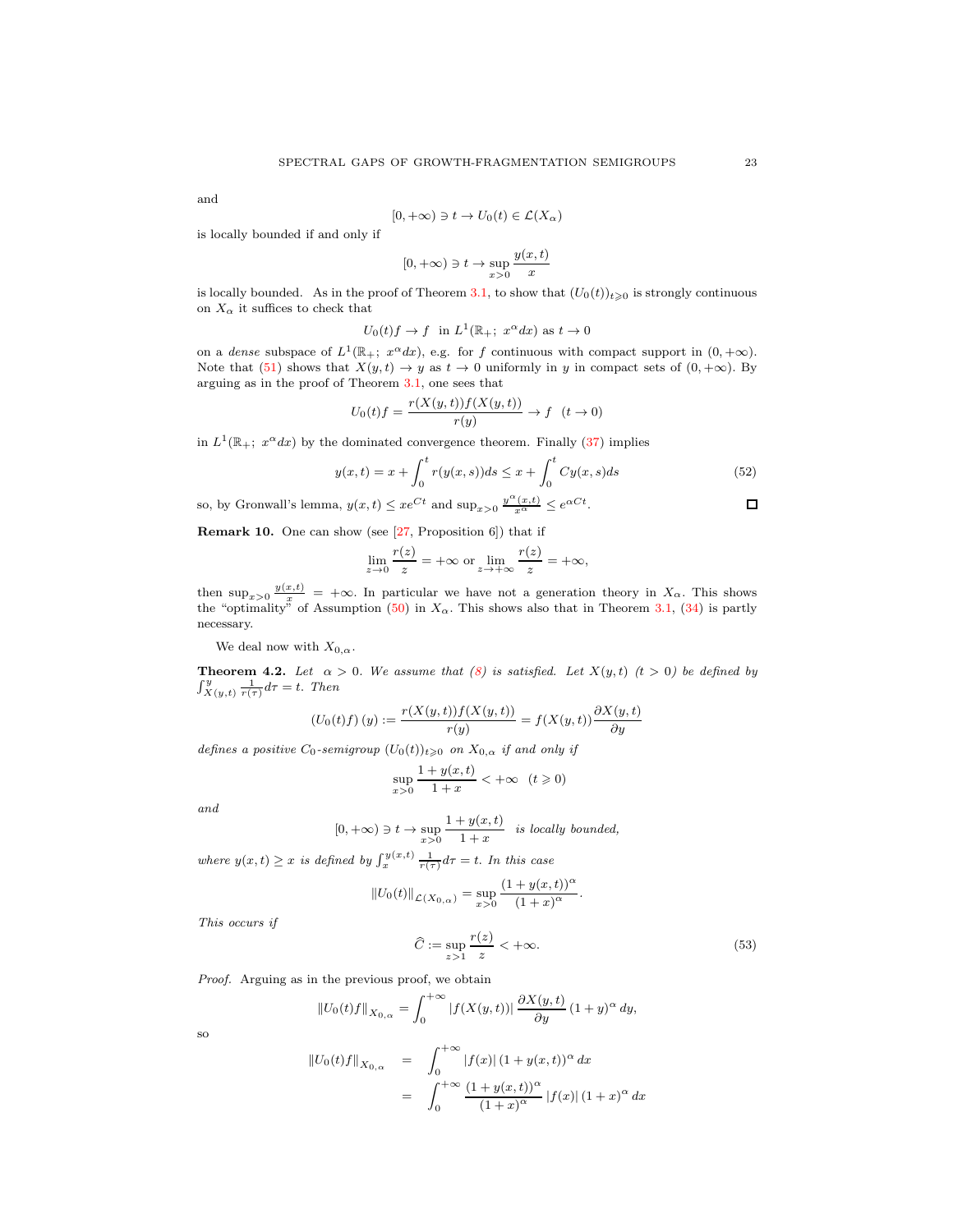and

$$[0,+\infty) \ni t \to U_0(t) \in \mathcal{L}(X_\alpha)$$

is locally bounded if and only if

$$[0,+\infty) \ni t \to \sup_{x>0} \frac{y(x,t)}{x}$$

is locally bounded. As in the proof of Theorem 3.1, to show that $(U_0(t))_{t\geqslant 0}$ is strongly continuous on $X_\alpha$ it suffices to check that

$$U_0(t)f \to f \ \text{ in } L^1(\mathbb{R}_+;\ x^\alpha dx) \text{ as } t \to 0$$

on a *dense* subspace of $L^1(\mathbb{R}_+;\ x^\alpha dx)$, e.g. for $f$ continuous with compact support in $(0,+\infty)$. Note that (51) shows that $X(y,t) \to y$ as $t \to 0$ uniformly in $y$ in compact sets of $(0,+\infty)$. By arguing as in the proof of Theorem 3.1, one sees that

$$U_0(t)f = \frac{r(X(y,t))f(X(y,t))}{r(y)} \to f \ \ (t \to 0)$$

in $L^1(\mathbb{R}_+;\ x^\alpha dx)$ by the dominated convergence theorem. Finally (37) implies

$$y(x,t) = x + \int_0^t r(y(x,s))ds \leq x + \int_0^t Cy(x,s)ds \tag{52}$$

so, by Gronwall's lemma, $y(x,t) \leq xe^{Ct}$ and $\sup_{x>0} \frac{y^\alpha(x,t)}{x^\alpha} \leq e^{\alpha Ct}$. $\square$

**Remark 10.** One can show (see [27, Proposition 6]) that if

$$\lim_{z\to 0} \frac{r(z)}{z} = +\infty \text{ or} \lim_{z\to +\infty} \frac{r(z)}{z} = +\infty,$$

then $\sup_{x>0} \frac{y(x,t)}{x} = +\infty$. In particular we have not a generation theory in $X_\alpha$. This shows the "optimality" of Assumption (50) in $X_\alpha$. This shows also that in Theorem 3.1, (34) is partly necessary.

We deal now with $X_{0,\alpha}$.

**Theorem 4.2.** *Let $\alpha > 0$. We assume that (8) is satisfied. Let $X(y,t)$ $(t > 0)$ be defined by $\int_{X(y,t)}^y \frac{1}{r(\tau)}d\tau = t$. Then*

$$\left(U_0(t)f\right)(y) := \frac{r(X(y,t))f(X(y,t))}{r(y)} = f(X(y,t))\frac{\partial X(y,t)}{\partial y}$$

*defines a positive $C_0$-semigroup $(U_0(t))_{t\geqslant 0}$ on $X_{0,\alpha}$ if and only if*

$$\sup_{x>0} \frac{1+y(x,t)}{1+x} < +\infty \ \ (t \geqslant 0)$$

*and*

$$[0,+\infty) \ni t \to \sup_{x>0} \frac{1+y(x,t)}{1+x} \ \text{ is locally bounded,}$$

*where $y(x,t) \geq x$ is defined by $\int_x^{y(x,t)} \frac{1}{r(\tau)}d\tau = t$. In this case*

$$\|U_0(t)\|_{\mathcal{L}(X_{0,\alpha})} = \sup_{x>0} \frac{(1+y(x,t))^\alpha}{(1+x)^\alpha}.$$

*This occurs if*

$$\widehat{C} := \sup_{z>1} \frac{r(z)}{z} < +\infty. \tag{53}$$

*Proof.* Arguing as in the previous proof, we obtain

$$\|U_0(t)f\|_{X_{0,\alpha}} = \int_0^{+\infty} |f(X(y,t))| \frac{\partial X(y,t)}{\partial y} (1+y)^\alpha \, dy,$$

so

$$\begin{aligned}
\|U_0(t)f\|_{X_{0,\alpha}} &= \int_0^{+\infty} |f(x)| \, (1+y(x,t))^\alpha \, dx \\
&= \int_0^{+\infty} \frac{(1+y(x,t))^\alpha}{(1+x)^\alpha} |f(x)| \, (1+x)^\alpha \, dx
\end{aligned}$$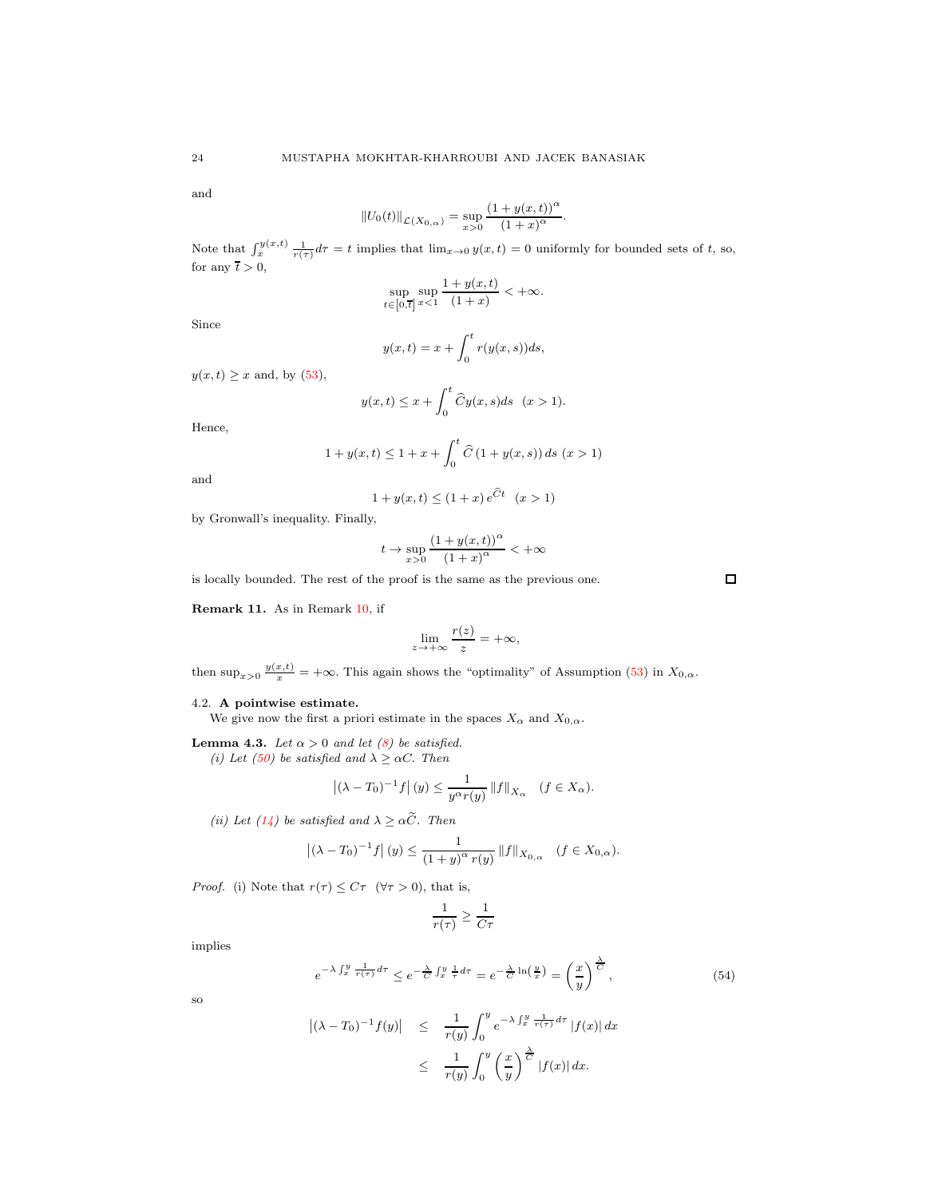and

$$\|U_0(t)\|_{\mathcal{L}(X_{0,\alpha})} = \sup_{x>0} \frac{(1+y(x,t))^\alpha}{(1+x)^\alpha}.$$

Note that $\int_x^{y(x,t)} \frac{1}{r(\tau)} d\tau = t$ implies that $\lim_{x\to 0} y(x,t) = 0$ uniformly for bounded sets of $t$, so, for any $\overline{t} > 0$,

$$\sup_{t\in[0,\overline{t}]} \sup_{x<1} \frac{1+y(x,t)}{(1+x)} < +\infty.$$

Since

$$y(x,t) = x + \int_0^t r(y(x,s))ds,$$

$y(x,t) \geq x$ and, by (53),

$$y(x,t) \leq x + \int_0^t \widehat{C} y(x,s) ds \quad (x > 1).$$

Hence,

$$1 + y(x,t) \leq 1 + x + \int_0^t \widehat{C}\,(1 + y(x,s))\,ds \;\; (x > 1)$$

and

$$1 + y(x,t) \leq (1+x)\, e^{\widehat{C}t} \quad (x > 1)$$

by Gronwall's inequality. Finally,

$$t \to \sup_{x>0} \frac{(1+y(x,t))^\alpha}{(1+x)^\alpha} < +\infty$$

is locally bounded. The rest of the proof is the same as the previous one. ☐

**Remark 11.** As in Remark 10, if

$$\lim_{z\to+\infty} \frac{r(z)}{z} = +\infty,$$

then $\sup_{x>0} \frac{y(x,t)}{x} = +\infty$. This again shows the "optimality" of Assumption (53) in $X_{0,\alpha}$.

### 4.2. A pointwise estimate.

We give now the first a priori estimate in the spaces $X_\alpha$ and $X_{0,\alpha}$.

**Lemma 4.3.** *Let $\alpha > 0$ and let (8) be satisfied.*
*(i) Let (50) be satisfied and $\lambda \geq \alpha C$. Then*

$$\left|(\lambda - T_0)^{-1} f\right|(y) \leq \frac{1}{y^\alpha r(y)} \|f\|_{X_\alpha} \quad (f \in X_\alpha).$$

*(ii) Let (14) be satisfied and $\lambda \geq \alpha\widetilde{C}$. Then*

$$\left|(\lambda - T_0)^{-1} f\right|(y) \leq \frac{1}{(1+y)^\alpha\, r(y)} \|f\|_{X_{0,\alpha}} \quad (f \in X_{0,\alpha}).$$

*Proof.* (i) Note that $r(\tau) \leq C\tau \;\; (\forall \tau > 0)$, that is,

$$\frac{1}{r(\tau)} \geq \frac{1}{C\tau}$$

implies

$$e^{-\lambda \int_x^y \frac{1}{r(\tau)} d\tau} \leq e^{-\frac{\lambda}{C}\int_x^y \frac{1}{\tau} d\tau} = e^{-\frac{\lambda}{C}\ln\left(\frac{y}{x}\right)} = \left(\frac{x}{y}\right)^{\frac{\lambda}{C}}, \tag{54}$$

so

$$\begin{aligned}
\left|(\lambda - T_0)^{-1} f(y)\right| &\leq \frac{1}{r(y)} \int_0^y e^{-\lambda \int_x^y \frac{1}{r(\tau)} d\tau} |f(x)|\, dx \\
&\leq \frac{1}{r(y)} \int_0^y \left(\frac{x}{y}\right)^{\frac{\lambda}{C}} |f(x)|\, dx.
\end{aligned}$$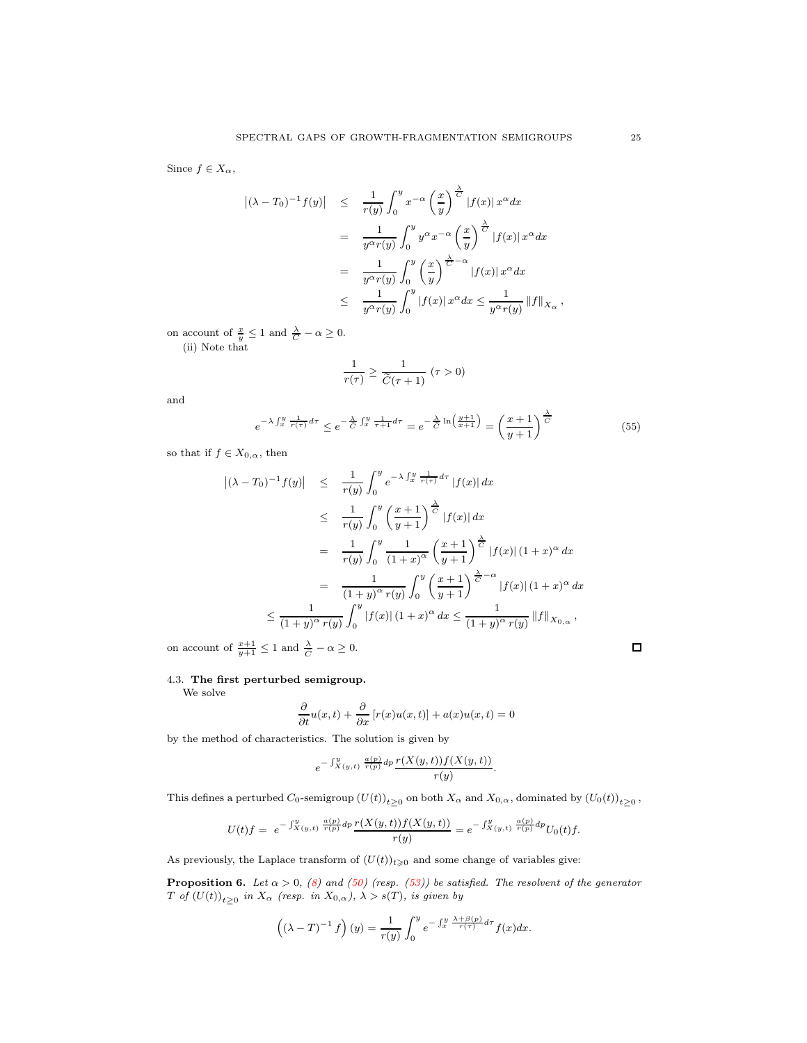Since $f \in X_\alpha$,

$$
\begin{aligned}
\left|(\lambda - T_0)^{-1} f(y)\right| &\leq \frac{1}{r(y)} \int_0^y x^{-\alpha} \left(\frac{x}{y}\right)^{\frac{\lambda}{C}} |f(x)|\, x^\alpha dx \\
&= \frac{1}{y^\alpha r(y)} \int_0^y y^\alpha x^{-\alpha} \left(\frac{x}{y}\right)^{\frac{\lambda}{C}} |f(x)|\, x^\alpha dx \\
&= \frac{1}{y^\alpha r(y)} \int_0^y \left(\frac{x}{y}\right)^{\frac{\lambda}{C}-\alpha} |f(x)|\, x^\alpha dx \\
&\leq \frac{1}{y^\alpha r(y)} \int_0^y |f(x)|\, x^\alpha dx \leq \frac{1}{y^\alpha r(y)} \|f\|_{X_\alpha},
\end{aligned}
$$

on account of $\frac{x}{y} \leq 1$ and $\frac{\lambda}{C} - \alpha \geq 0$.

(ii) Note that

$$
\frac{1}{r(\tau)} \geq \frac{1}{\widehat{C}(\tau+1)} \ (\tau > 0)
$$

and

$$
e^{-\lambda \int_x^y \frac{1}{r(\tau)} d\tau} \leq e^{-\frac{\lambda}{C} \int_x^y \frac{1}{\tau+1} d\tau} = e^{-\frac{\lambda}{C} \ln\left(\frac{y+1}{x+1}\right)} = \left(\frac{x+1}{y+1}\right)^{\frac{\lambda}{C}} \tag{55}
$$

so that if $f \in X_{0,\alpha}$, then

$$
\begin{aligned}
\left|(\lambda - T_0)^{-1} f(y)\right| &\leq \frac{1}{r(y)} \int_0^y e^{-\lambda \int_x^y \frac{1}{r(\tau)} d\tau} |f(x)|\, dx \\
&\leq \frac{1}{r(y)} \int_0^y \left(\frac{x+1}{y+1}\right)^{\frac{\lambda}{C}} |f(x)|\, dx \\
&= \frac{1}{r(y)} \int_0^y \frac{1}{(1+x)^\alpha} \left(\frac{x+1}{y+1}\right)^{\frac{\lambda}{C}} |f(x)|\, (1+x)^\alpha dx \\
&= \frac{1}{(1+y)^\alpha r(y)} \int_0^y \left(\frac{x+1}{y+1}\right)^{\frac{\lambda}{C}-\alpha} |f(x)|\, (1+x)^\alpha dx \\
&\leq \frac{1}{(1+y)^\alpha r(y)} \int_0^y |f(x)|\, (1+x)^\alpha dx \leq \frac{1}{(1+y)^\alpha r(y)} \|f\|_{X_{0,\alpha}},
\end{aligned}
$$

on account of $\frac{x+1}{y+1} \leq 1$ and $\frac{\lambda}{C} - \alpha \geq 0$. □

### 4.3. **The first perturbed semigroup.**

We solve

$$
\frac{\partial}{\partial t} u(x,t) + \frac{\partial}{\partial x}\left[r(x) u(x,t)\right] + a(x) u(x,t) = 0
$$

by the method of characteristics. The solution is given by

$$
e^{-\int_{X(y,t)}^y \frac{a(p)}{r(p)} dp} \frac{r(X(y,t)) f(X(y,t))}{r(y)}.
$$

This defines a perturbed $C_0$-semigroup $(U(t))_{t\geq 0}$ on both $X_\alpha$ and $X_{0,\alpha}$, dominated by $(U_0(t))_{t\geq 0}$,

$$
U(t) f = e^{-\int_{X(y,t)}^y \frac{a(p)}{r(p)} dp} \frac{r(X(y,t)) f(X(y,t))}{r(y)} = e^{-\int_{X(y,t)}^y \frac{a(p)}{r(p)} dp} U_0(t) f.
$$

As previously, the Laplace transform of $(U(t))_{t\geqslant 0}$ and some change of variables give:

**Proposition 6.** *Let $\alpha > 0$, (8) and (50) (resp. (53)) be satisfied. The resolvent of the generator $T$ of $(U(t))_{t\geq 0}$ in $X_\alpha$ (resp. in $X_{0,\alpha}$), $\lambda > s(T)$, is given by*

$$
\left((\lambda - T)^{-1} f\right)(y) = \frac{1}{r(y)} \int_0^y e^{-\int_x^y \frac{\lambda + \beta(p)}{r(\tau)} d\tau} f(x) dx.
$$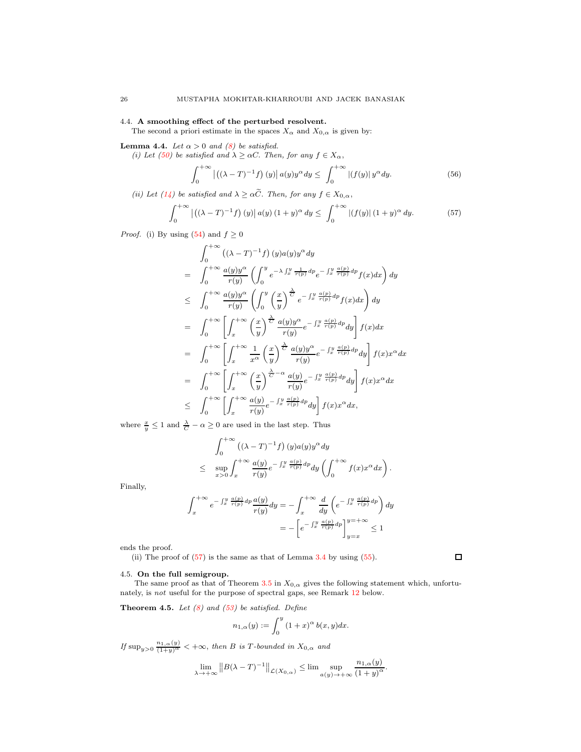### 4.4. A smoothing effect of the perturbed resolvent.

The second a priori estimate in the spaces $X_\alpha$ and $X_{0,\alpha}$ is given by:

**Lemma 4.4.** *Let $\alpha > 0$ and (8) be satisfied.*

*(i) Let (50) be satisfied and $\lambda \geq \alpha C$. Then, for any $f \in X_\alpha$,*

$$\int_0^{+\infty} \left| \left((\lambda - T)^{-1} f\right)(y) \right| a(y) y^\alpha dy \leq \int_0^{+\infty} |(f(y)| \, y^\alpha dy. \tag{56}$$

*(ii) Let (14) be satisfied and $\lambda \geq \alpha \widetilde{C}$. Then, for any $f \in X_{0,\alpha}$,*

$$\int_0^{+\infty} \left| \left((\lambda - T)^{-1} f\right)(y) \right| a(y) \, (1+y)^\alpha \, dy \leq \int_0^{+\infty} |(f(y)| \, (1+y)^\alpha \, dy. \tag{57}$$

*Proof.* (i) By using (54) and $f \geq 0$

$$\begin{aligned}
& \int_0^{+\infty} \left((\lambda - T)^{-1} f\right)(y) a(y) y^\alpha dy \\
= \; & \int_0^{+\infty} \frac{a(y) y^\alpha}{r(y)} \left( \int_0^y e^{-\lambda \int_x^y \frac{1}{r(p)} dp} e^{-\int_x^y \frac{a(p)}{r(p)} dp} f(x) dx \right) dy \\
\leq \; & \int_0^{+\infty} \frac{a(y) y^\alpha}{r(y)} \left( \int_0^y \left(\frac{x}{y}\right)^{\frac{\lambda}{C}} e^{-\int_x^y \frac{a(p)}{r(p)} dp} f(x) dx \right) dy \\
= \; & \int_0^{+\infty} \left[ \int_x^{+\infty} \left(\frac{x}{y}\right)^{\frac{\lambda}{C}} \frac{a(y) y^\alpha}{r(y)} e^{-\int_x^y \frac{a(p)}{r(p)} dp} dy \right] f(x) dx \\
= \; & \int_0^{+\infty} \left[ \int_x^{+\infty} \frac{1}{x^\alpha} \left(\frac{x}{y}\right)^{\frac{\lambda}{C}} \frac{a(y) y^\alpha}{r(y)} e^{-\int_x^y \frac{a(p)}{r(p)} dp} dy \right] f(x) x^\alpha dx \\
= \; & \int_0^{+\infty} \left[ \int_x^{+\infty} \left(\frac{x}{y}\right)^{\frac{\lambda}{C} - \alpha} \frac{a(y)}{r(y)} e^{-\int_x^y \frac{a(p)}{r(p)} dp} dy \right] f(x) x^\alpha dx \\
\leq \; & \int_0^{+\infty} \left[ \int_x^{+\infty} \frac{a(y)}{r(y)} e^{-\int_x^y \frac{a(p)}{r(p)} dp} dy \right] f(x) x^\alpha dx,
\end{aligned}$$

where $\frac{x}{y} \leq 1$ and $\frac{\lambda}{C} - \alpha \geq 0$ are used in the last step. Thus

$$\begin{aligned}
& \int_0^{+\infty} \left((\lambda - T)^{-1} f\right)(y) a(y) y^\alpha dy \\
\leq \; & \sup_{x>0} \int_x^{+\infty} \frac{a(y)}{r(y)} e^{-\int_x^y \frac{a(p)}{r(p)} dp} dy \left( \int_0^{+\infty} f(x) x^\alpha dx \right).
\end{aligned}$$

Finally,

$$\begin{aligned}
\int_x^{+\infty} e^{-\int_x^y \frac{a(p)}{r(p)} dp} \frac{a(y)}{r(y)} dy &= -\int_x^{+\infty} \frac{d}{dy} \left( e^{-\int_x^y \frac{a(p)}{r(p)} dp} \right) dy \\
&= -\left[ e^{-\int_x^y \frac{a(p)}{r(p)} dp} \right]_{y=x}^{y=+\infty} \leq 1
\end{aligned}$$

ends the proof.

(ii) The proof of (57) is the same as that of Lemma 3.4 by using (55). ☐

### 4.5. On the full semigroup.

The same proof as that of Theorem 3.5 in $X_{0,\alpha}$ gives the following statement which, unfortunately, is *not* useful for the purpose of spectral gaps, see Remark 12 below.

**Theorem 4.5.** *Let (8) and (53) be satisfied. Define*

$$n_{1,\alpha}(y) := \int_0^y (1+x)^\alpha \, b(x,y) dx.$$

*If $\sup_{y>0} \frac{n_{1,\alpha}(y)}{(1+y)^\alpha} < +\infty$, then $B$ is $T$-bounded in $X_{0,\alpha}$ and*

$$\lim_{\lambda \to +\infty} \left\| B(\lambda - T)^{-1} \right\|_{\mathcal{L}(X_{0,\alpha})} \leq \lim \sup_{a(y) \to +\infty} \frac{n_{1,\alpha}(y)}{(1+y)^\alpha}.$$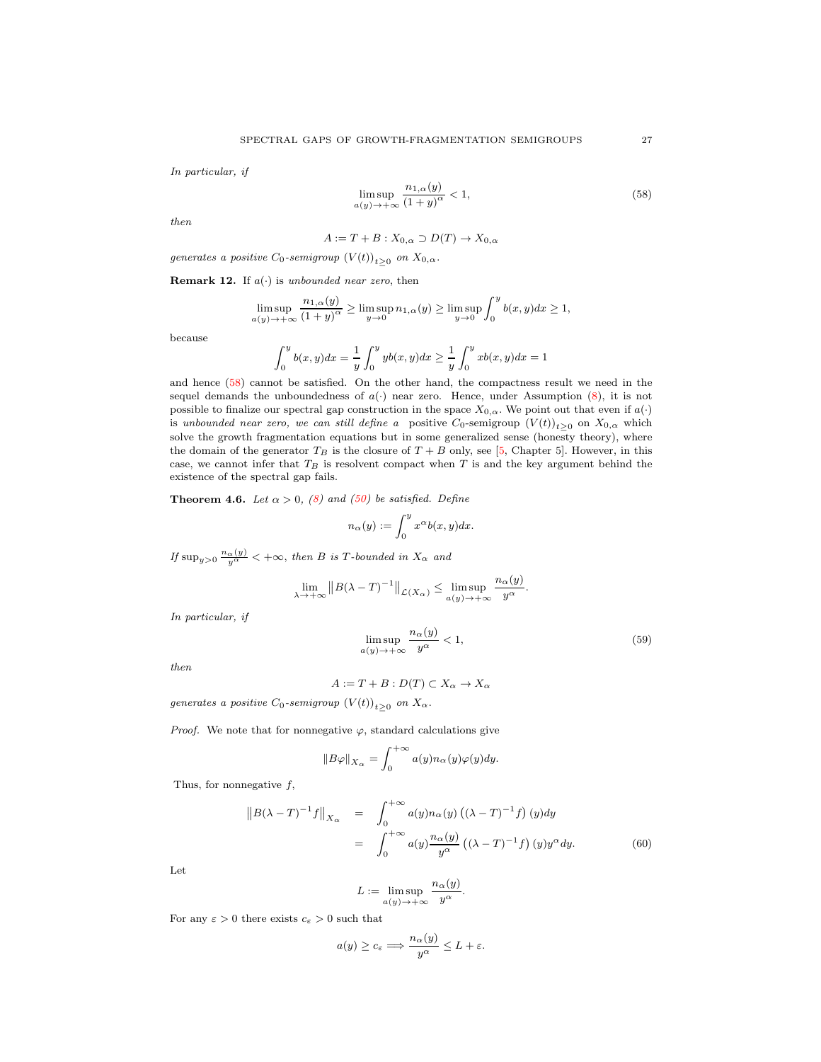*In particular, if*

$$\limsup_{a(y)\to+\infty} \frac{n_{1,\alpha}(y)}{(1+y)^{\alpha}} < 1, \tag{58}$$

*then*

$$A := T + B : X_{0,\alpha} \supset D(T) \to X_{0,\alpha}$$

*generates a positive $C_0$-semigroup $(V(t))_{t\geq 0}$ on $X_{0,\alpha}$.*

**Remark 12.** If $a(\cdot)$ is *unbounded near zero*, then

$$\limsup_{a(y)\to+\infty} \frac{n_{1,\alpha}(y)}{(1+y)^{\alpha}} \geq \limsup_{y\to 0} n_{1,\alpha}(y) \geq \limsup_{y\to 0} \int_0^y b(x,y)dx \geq 1,$$

because

$$\int_0^y b(x,y)dx = \frac{1}{y}\int_0^y y b(x,y)dx \geq \frac{1}{y}\int_0^y x b(x,y)dx = 1$$

and hence (58) cannot be satisfied. On the other hand, the compactness result we need in the sequel demands the unboundedness of $a(\cdot)$ near zero. Hence, under Assumption (8), it is not possible to finalize our spectral gap construction in the space $X_{0,\alpha}$. We point out that even if $a(\cdot)$ is *unbounded near zero, we can still define a* positive $C_0$-semigroup $(V(t))_{t\geq 0}$ on $X_{0,\alpha}$ which solve the growth fragmentation equations but in some generalized sense (honesty theory), where the domain of the generator $T_B$ is the closure of $T + B$ only, see [5, Chapter 5]. However, in this case, we cannot infer that $T_B$ is resolvent compact when $T$ is and the key argument behind the existence of the spectral gap fails.

**Theorem 4.6.** *Let $\alpha > 0$, (8) and (50) be satisfied. Define*

$$n_\alpha(y) := \int_0^y x^\alpha b(x,y)dx.$$

*If $\sup_{y>0} \frac{n_\alpha(y)}{y^\alpha} < +\infty$, then $B$ is $T$-bounded in $X_\alpha$ and*

$$\lim_{\lambda\to+\infty} \left\| B(\lambda - T)^{-1} \right\|_{\mathcal{L}(X_\alpha)} \leq \limsup_{a(y)\to+\infty} \frac{n_\alpha(y)}{y^\alpha}.$$

*In particular, if*

$$\limsup_{a(y)\to+\infty} \frac{n_\alpha(y)}{y^\alpha} < 1, \tag{59}$$

*then*

$$A := T + B : D(T) \subset X_\alpha \to X_\alpha$$

*generates a positive $C_0$-semigroup $(V(t))_{t\geq 0}$ on $X_\alpha$.*

*Proof.* We note that for nonnegative $\varphi$, standard calculations give

$$\|B\varphi\|_{X_\alpha} = \int_0^{+\infty} a(y) n_\alpha(y)\varphi(y)dy.$$

Thus, for nonnegative $f$,

$$\begin{aligned}
\left\| B(\lambda - T)^{-1} f \right\|_{X_\alpha} &= \int_0^{+\infty} a(y) n_\alpha(y) \left( (\lambda - T)^{-1} f \right)(y) dy \\
&= \int_0^{+\infty} a(y) \frac{n_\alpha(y)}{y^\alpha} \left( (\lambda - T)^{-1} f \right)(y) y^\alpha dy.
\end{aligned} \tag{60}$$

Let

$$L := \limsup_{a(y)\to+\infty} \frac{n_\alpha(y)}{y^\alpha}.$$

For any $\varepsilon > 0$ there exists $c_\varepsilon > 0$ such that

$$a(y) \geq c_\varepsilon \Longrightarrow \frac{n_\alpha(y)}{y^\alpha} \leq L + \varepsilon.$$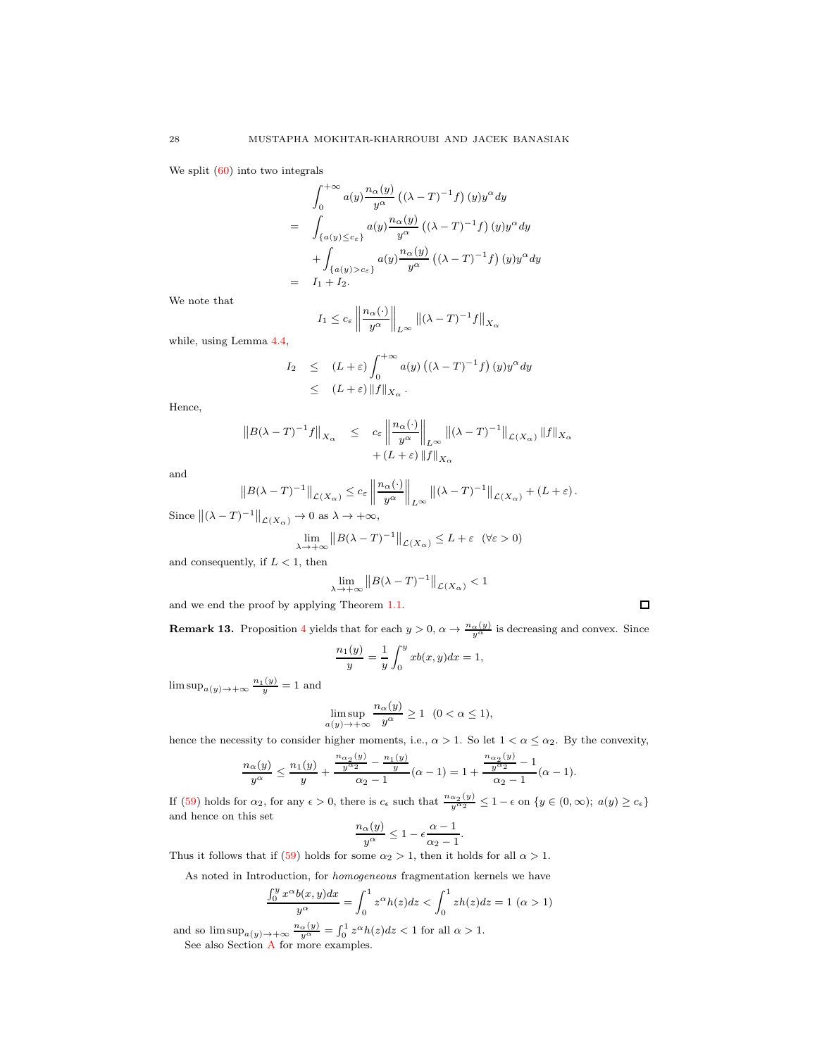We split (60) into two integrals

$$
\begin{aligned}
& \int_0^{+\infty} a(y)\frac{n_\alpha(y)}{y^\alpha}\left((\lambda - T)^{-1}f\right)(y)y^\alpha dy \\
= \quad & \int_{\{a(y)\le c_\varepsilon\}} a(y)\frac{n_\alpha(y)}{y^\alpha}\left((\lambda - T)^{-1}f\right)(y)y^\alpha dy \\
& + \int_{\{a(y)> c_\varepsilon\}} a(y)\frac{n_\alpha(y)}{y^\alpha}\left((\lambda - T)^{-1}f\right)(y)y^\alpha dy \\
= \quad & I_1 + I_2.
\end{aligned}
$$

We note that

$$
I_1 \le c_\varepsilon \left\| \frac{n_\alpha(\cdot)}{y^\alpha} \right\|_{L^\infty} \left\| (\lambda - T)^{-1} f \right\|_{X_\alpha}
$$

while, using Lemma 4.4,

$$
\begin{aligned}
I_2 \quad & \le \quad (L+\varepsilon)\int_0^{+\infty} a(y)\left((\lambda - T)^{-1}f\right)(y)y^\alpha dy \\
& \le \quad (L+\varepsilon)\left\| f \right\|_{X_\alpha}.
\end{aligned}
$$

Hence,

$$
\begin{aligned}
\left\| B(\lambda - T)^{-1} f \right\|_{X_\alpha} \quad \le \quad & c_\varepsilon \left\| \frac{n_\alpha(\cdot)}{y^\alpha} \right\|_{L^\infty} \left\| (\lambda - T)^{-1} \right\|_{\mathcal{L}(X_\alpha)} \left\| f \right\|_{X_\alpha} \\
& + (L+\varepsilon)\left\| f \right\|_{X_\alpha}
\end{aligned}
$$

and

$$
\left\| B(\lambda - T)^{-1} \right\|_{\mathcal{L}(X_\alpha)} \le c_\varepsilon \left\| \frac{n_\alpha(\cdot)}{y^\alpha} \right\|_{L^\infty} \left\| (\lambda - T)^{-1} \right\|_{\mathcal{L}(X_\alpha)} + (L+\varepsilon).
$$

Since $\left\| (\lambda - T)^{-1} \right\|_{\mathcal{L}(X_\alpha)} \to 0$ as $\lambda \to +\infty$,

$$
\lim_{\lambda \to +\infty} \left\| B(\lambda - T)^{-1} \right\|_{\mathcal{L}(X_\alpha)} \le L + \varepsilon \quad (\forall \varepsilon > 0)
$$

and consequently, if $L < 1$, then

$$
\lim_{\lambda \to +\infty} \left\| B(\lambda - T)^{-1} \right\|_{\mathcal{L}(X_\alpha)} < 1
$$

and we end the proof by applying Theorem 1.1. ◻

**Remark 13.** Proposition 4 yields that for each $y > 0$, $\alpha \to \frac{n_\alpha(y)}{y^\alpha}$ is decreasing and convex. Since

$$
\frac{n_1(y)}{y} = \frac{1}{y}\int_0^y x b(x,y)dx = 1,
$$

$\limsup_{a(y)\to+\infty} \frac{n_1(y)}{y} = 1$ and

$$
\limsup_{a(y)\to+\infty} \frac{n_\alpha(y)}{y^\alpha} \ge 1 \quad (0 < \alpha \le 1),
$$

hence the necessity to consider higher moments, i.e., $\alpha > 1$. So let $1 < \alpha \le \alpha_2$. By the convexity,

$$
\frac{n_\alpha(y)}{y^\alpha} \le \frac{n_1(y)}{y} + \frac{\frac{n_{\alpha_2}(y)}{y^{\alpha_2}} - \frac{n_1(y)}{y}}{\alpha_2 - 1}(\alpha - 1) = 1 + \frac{\frac{n_{\alpha_2}(y)}{y^{\alpha_2}} - 1}{\alpha_2 - 1}(\alpha - 1).
$$

If (59) holds for $\alpha_2$, for any $\epsilon > 0$, there is $c_\epsilon$ such that $\frac{n_{\alpha_2}(y)}{y^{\alpha_2}} \le 1 - \epsilon$ on $\{y \in (0,\infty);\ a(y) \ge c_\epsilon\}$ and hence on this set

$$
\frac{n_\alpha(y)}{y^\alpha} \le 1 - \epsilon\frac{\alpha - 1}{\alpha_2 - 1}.
$$

Thus it follows that if (59) holds for some $\alpha_2 > 1$, then it holds for all $\alpha > 1$.

As noted in Introduction, for *homogeneous* fragmentation kernels we have

$$
\frac{\int_0^y x^\alpha b(x,y)dx}{y^\alpha} = \int_0^1 z^\alpha h(z)dz < \int_0^1 z h(z)dz = 1 \ (\alpha > 1)
$$

and so $\limsup_{a(y)\to+\infty} \frac{n_\alpha(y)}{y^\alpha} = \int_0^1 z^\alpha h(z)dz < 1$ for all $\alpha > 1$.

See also Section A for more examples.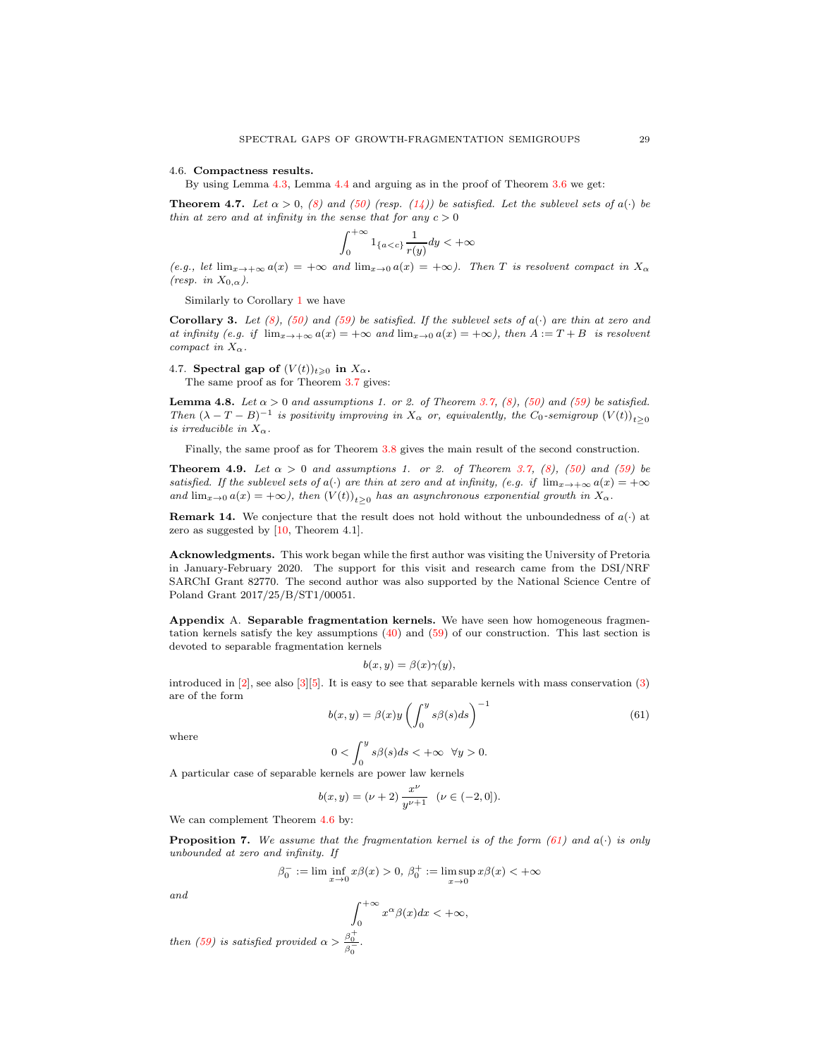### 4.6. Compactness results.

By using Lemma 4.3, Lemma 4.4 and arguing as in the proof of Theorem 3.6 we get:

**Theorem 4.7.** *Let $\alpha > 0$, (8) and (50) (resp. (14)) be satisfied. Let the sublevel sets of $a(\cdot)$ be thin at zero and at infinity in the sense that for any $c > 0$*

$$\int_0^{+\infty} 1_{\{a<c\}} \frac{1}{r(y)} dy < +\infty$$

*(e.g., let $\lim_{x\to+\infty} a(x) = +\infty$ and $\lim_{x\to 0} a(x) = +\infty$). Then $T$ is resolvent compact in $X_\alpha$ (resp. in $X_{0,\alpha}$).*

Similarly to Corollary 1 we have

**Corollary 3.** *Let (8), (50) and (59) be satisfied. If the sublevel sets of $a(\cdot)$ are thin at zero and at infinity (e.g. if $\lim_{x\to+\infty} a(x) = +\infty$ and $\lim_{x\to 0} a(x) = +\infty$), then $A := T + B$ is resolvent compact in $X_\alpha$.*

### 4.7. Spectral gap of $(V(t))_{t\geqslant 0}$ in $X_\alpha$.

The same proof as for Theorem 3.7 gives:

**Lemma 4.8.** *Let $\alpha > 0$ and assumptions 1. or 2. of Theorem 3.7, (8), (50) and (59) be satisfied. Then $(\lambda - T - B)^{-1}$ is positivity improving in $X_\alpha$ or, equivalently, the $C_0$-semigroup $(V(t))_{t\geq 0}$ is irreducible in $X_\alpha$.*

Finally, the same proof as for Theorem 3.8 gives the main result of the second construction.

**Theorem 4.9.** *Let $\alpha > 0$ and assumptions 1. or 2. of Theorem 3.7, (8), (50) and (59) be satisfied. If the sublevel sets of $a(\cdot)$ are thin at zero and at infinity, (e.g. if $\lim_{x\to+\infty} a(x) = +\infty$ and $\lim_{x\to 0} a(x) = +\infty$), then $(V(t))_{t\geq 0}$ has an asynchronous exponential growth in $X_\alpha$.*

**Remark 14.** We conjecture that the result does not hold without the unboundedness of $a(\cdot)$ at zero as suggested by [10, Theorem 4.1].

**Acknowledgments.** This work began while the first author was visiting the University of Pretoria in January-February 2020. The support for this visit and research came from the DSI/NRF SARChI Grant 82770. The second author was also supported by the National Science Centre of Poland Grant 2017/25/B/ST1/00051.

**Appendix A. Separable fragmentation kernels.** We have seen how homogeneous fragmentation kernels satisfy the key assumptions (40) and (59) of our construction. This last section is devoted to separable fragmentation kernels

$$b(x, y) = \beta(x)\gamma(y),$$

introduced in [2], see also [3][5]. It is easy to see that separable kernels with mass conservation (3) are of the form

$$b(x, y) = \beta(x) y \left(\int_0^y s\beta(s)ds\right)^{-1} \tag{61}$$

where

$$0 < \int_0^y s\beta(s)ds < +\infty \quad \forall y > 0.$$

A particular case of separable kernels are power law kernels

$$b(x, y) = (\nu + 2)\, \frac{x^\nu}{y^{\nu+1}} \quad (\nu \in (-2, 0]).$$

We can complement Theorem 4.6 by:

**Proposition 7.** *We assume that the fragmentation kernel is of the form (61) and $a(\cdot)$ is only unbounded at zero and infinity. If*

$$\beta_0^- := \liminf_{x\to 0} x\beta(x) > 0,\ \beta_0^+ := \limsup_{x\to 0} x\beta(x) < +\infty$$

*and*

$$\int_0^{+\infty} x^\alpha \beta(x)dx < +\infty,$$

*then (59) is satisfied provided $\alpha > \frac{\beta_0^+}{\beta_0^-}$.*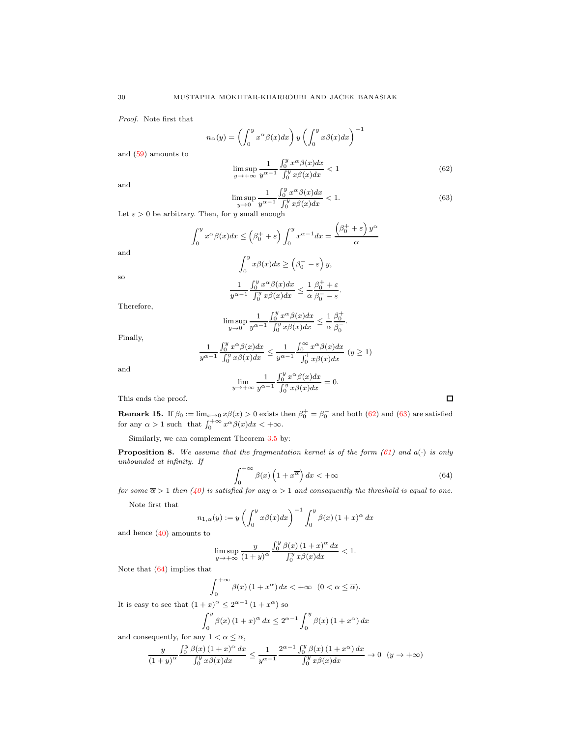*Proof.* Note first that

$$n_\alpha(y) = \left(\int_0^y x^\alpha \beta(x)dx\right) y \left(\int_0^y x\beta(x)dx\right)^{-1}$$

and (59) amounts to

$$\limsup_{y\to+\infty} \frac{1}{y^{\alpha-1}} \frac{\int_0^y x^\alpha \beta(x)dx}{\int_0^y x\beta(x)dx} < 1 \tag{62}$$

and

$$\limsup_{y\to0} \frac{1}{y^{\alpha-1}} \frac{\int_0^y x^\alpha \beta(x)dx}{\int_0^y x\beta(x)dx} < 1. \tag{63}$$

Let $\varepsilon > 0$ be arbitrary. Then, for $y$ small enough

$$\int_0^y x^\alpha \beta(x)dx \le \left(\beta_0^+ + \varepsilon\right) \int_0^y x^{\alpha-1}dx = \frac{\left(\beta_0^+ + \varepsilon\right) y^\alpha}{\alpha}$$

and

$$\int_0^y x\beta(x)dx \ge \left(\beta_0^- - \varepsilon\right) y,$$

so

$$\frac{1}{y^{\alpha-1}} \frac{\int_0^y x^\alpha \beta(x)dx}{\int_0^y x\beta(x)dx} \le \frac{1}{\alpha} \frac{\beta_0^+ + \varepsilon}{\beta_0^- - \varepsilon}.$$

Therefore,

$$\limsup_{y\to0} \frac{1}{y^{\alpha-1}} \frac{\int_0^y x^\alpha \beta(x)dx}{\int_0^y x\beta(x)dx} \le \frac{1}{\alpha} \frac{\beta_0^+}{\beta_0^-}.$$

Finally,

$$\frac{1}{y^{\alpha-1}} \frac{\int_0^y x^\alpha \beta(x)dx}{\int_0^y x\beta(x)dx} \le \frac{1}{y^{\alpha-1}} \frac{\int_0^\infty x^\alpha \beta(x)dx}{\int_0^1 x\beta(x)dx} \ \ (y \ge 1)$$

and

$$\lim_{y\to+\infty} \frac{1}{y^{\alpha-1}} \frac{\int_0^y x^\alpha \beta(x)dx}{\int_0^y x\beta(x)dx} = 0.$$

This ends the proof. □

**Remark 15.** If $\beta_0 := \lim_{x\to0} x\beta(x) > 0$ exists then $\beta_0^+ = \beta_0^-$ and both (62) and (63) are satisfied for any $\alpha > 1$ such that $\int_0^{+\infty} x^\alpha \beta(x)dx < +\infty$.

Similarly, we can complement Theorem 3.5 by:

**Proposition 8.** *We assume that the fragmentation kernel is of the form (61) and $a(\cdot)$ is only unbounded at infinity. If*

$$\int_0^{+\infty} \beta(x)\left(1 + x^{\overline{\alpha}}\right)dx < +\infty \tag{64}$$

*for some $\overline{\alpha} > 1$ then (40) is satisfied for any $\alpha > 1$ and consequently the threshold is equal to one.*

Note first that

$$n_{1,\alpha}(y) := y \left(\int_0^y x\beta(x)dx\right)^{-1} \int_0^y \beta(x)(1+x)^\alpha dx$$

and hence (40) amounts to

$$\limsup_{y\to+\infty} \frac{y}{(1+y)^\alpha} \frac{\int_0^y \beta(x)(1+x)^\alpha dx}{\int_0^y x\beta(x)dx} < 1.$$

Note that (64) implies that

$$\int_0^{+\infty} \beta(x)(1+x^\alpha)dx < +\infty \ \ (0 < \alpha \le \overline{\alpha}).$$

It is easy to see that $(1+x)^\alpha \le 2^{\alpha-1}(1+x^\alpha)$ so

$$\int_0^y \beta(x)(1+x)^\alpha dx \le 2^{\alpha-1} \int_0^y \beta(x)(1+x^\alpha)dx$$

and consequently, for any $1 < \alpha \le \overline{\alpha}$,

$$\frac{y}{(1+y)^\alpha} \frac{\int_0^y \beta(x)(1+x)^\alpha dx}{\int_0^y x\beta(x)dx} \le \frac{1}{y^{\alpha-1}} \frac{2^{\alpha-1}\int_0^y \beta(x)(1+x^\alpha)dx}{\int_0^y x\beta(x)dx} \to 0 \ \ (y \to +\infty)$$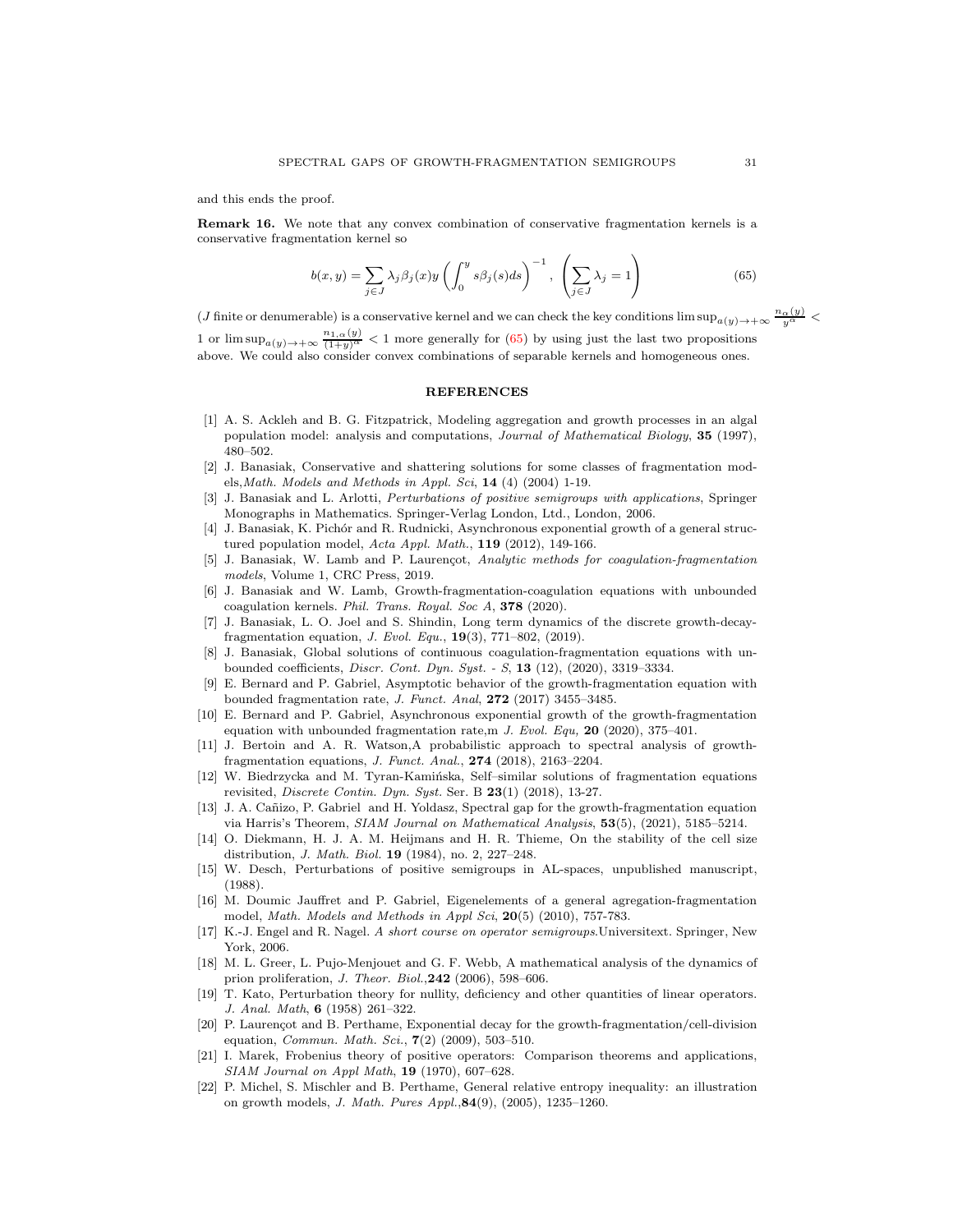and this ends the proof.

**Remark 16.** We note that any convex combination of conservative fragmentation kernels is a conservative fragmentation kernel so

$$b(x,y) = \sum_{j \in J} \lambda_j \beta_j(x) y \left( \int_0^y s\beta_j(s)ds \right)^{-1}, \ \left( \sum_{j \in J} \lambda_j = 1 \right) \tag{65}$$

($J$ finite or denumerable) is a conservative kernel and we can check the key conditions $\limsup_{a(y)\to+\infty} \frac{n_\alpha(y)}{y^\alpha} < 1$ or $\limsup_{a(y)\to+\infty} \frac{n_{1,\alpha}(y)}{(1+y)^\alpha} < 1$ more generally for (65) by using just the last two propositions above. We could also consider convex combinations of separable kernels and homogeneous ones.

## REFERENCES

[1] A. S. Ackleh and B. G. Fitzpatrick, Modeling aggregation and growth processes in an algal population model: analysis and computations, *Journal of Mathematical Biology*, **35** (1997), 480–502.

[2] J. Banasiak, Conservative and shattering solutions for some classes of fragmentation models,*Math. Models and Methods in Appl. Sci*, **14** (4) (2004) 1-19.

[3] J. Banasiak and L. Arlotti, *Perturbations of positive semigroups with applications*, Springer Monographs in Mathematics. Springer-Verlag London, Ltd., London, 2006.

[4] J. Banasiak, K. Pichór and R. Rudnicki, Asynchronous exponential growth of a general structured population model, *Acta Appl. Math.*, **119** (2012), 149-166.

[5] J. Banasiak, W. Lamb and P. Laurençot, *Analytic methods for coagulation-fragmentation models*, Volume 1, CRC Press, 2019.

[6] J. Banasiak and W. Lamb, Growth-fragmentation-coagulation equations with unbounded coagulation kernels. *Phil. Trans. Royal. Soc A*, **378** (2020).

[7] J. Banasiak, L. O. Joel and S. Shindin, Long term dynamics of the discrete growth-decay-fragmentation equation, *J. Evol. Equ.*, **19**(3), 771–802, (2019).

[8] J. Banasiak, Global solutions of continuous coagulation-fragmentation equations with unbounded coefficients, *Discr. Cont. Dyn. Syst. - S*, **13** (12), (2020), 3319–3334.

[9] E. Bernard and P. Gabriel, Asymptotic behavior of the growth-fragmentation equation with bounded fragmentation rate, *J. Funct. Anal*, **272** (2017) 3455–3485.

[10] E. Bernard and P. Gabriel, Asynchronous exponential growth of the growth-fragmentation equation with unbounded fragmentation rate,m *J. Evol. Equ,* **20** (2020), 375–401.

[11] J. Bertoin and A. R. Watson,A probabilistic approach to spectral analysis of growth-fragmentation equations, *J. Funct. Anal.*, **274** (2018), 2163–2204.

[12] W. Biedrzycka and M. Tyran-Kamińska, Self–similar solutions of fragmentation equations revisited, *Discrete Contin. Dyn. Syst.* Ser. B **23**(1) (2018), 13-27.

[13] J. A. Cañizo, P. Gabriel and H. Yoldasz, Spectral gap for the growth-fragmentation equation via Harris's Theorem, *SIAM Journal on Mathematical Analysis*, **53**(5), (2021), 5185–5214.

[14] O. Diekmann, H. J. A. M. Heijmans and H. R. Thieme, On the stability of the cell size distribution, *J. Math. Biol.* **19** (1984), no. 2, 227–248.

[15] W. Desch, Perturbations of positive semigroups in AL-spaces, unpublished manuscript, (1988).

[16] M. Doumic Jauffret and P. Gabriel, Eigenelements of a general agregation-fragmentation model, *Math. Models and Methods in Appl Sci*, **20**(5) (2010), 757-783.

[17] K.-J. Engel and R. Nagel. *A short course on operator semigroups*.Universitext. Springer, New York, 2006.

[18] M. L. Greer, L. Pujo-Menjouet and G. F. Webb, A mathematical analysis of the dynamics of prion proliferation, *J. Theor. Biol.*,**242** (2006), 598–606.

[19] T. Kato, Perturbation theory for nullity, deficiency and other quantities of linear operators. *J. Anal. Math*, **6** (1958) 261–322.

[20] P. Laurençot and B. Perthame, Exponential decay for the growth-fragmentation/cell-division equation, *Commun. Math. Sci.*, **7**(2) (2009), 503–510.

[21] I. Marek, Frobenius theory of positive operators: Comparison theorems and applications, *SIAM Journal on Appl Math*, **19** (1970), 607–628.

[22] P. Michel, S. Mischler and B. Perthame, General relative entropy inequality: an illustration on growth models, *J. Math. Pures Appl.*,**84**(9), (2005), 1235–1260.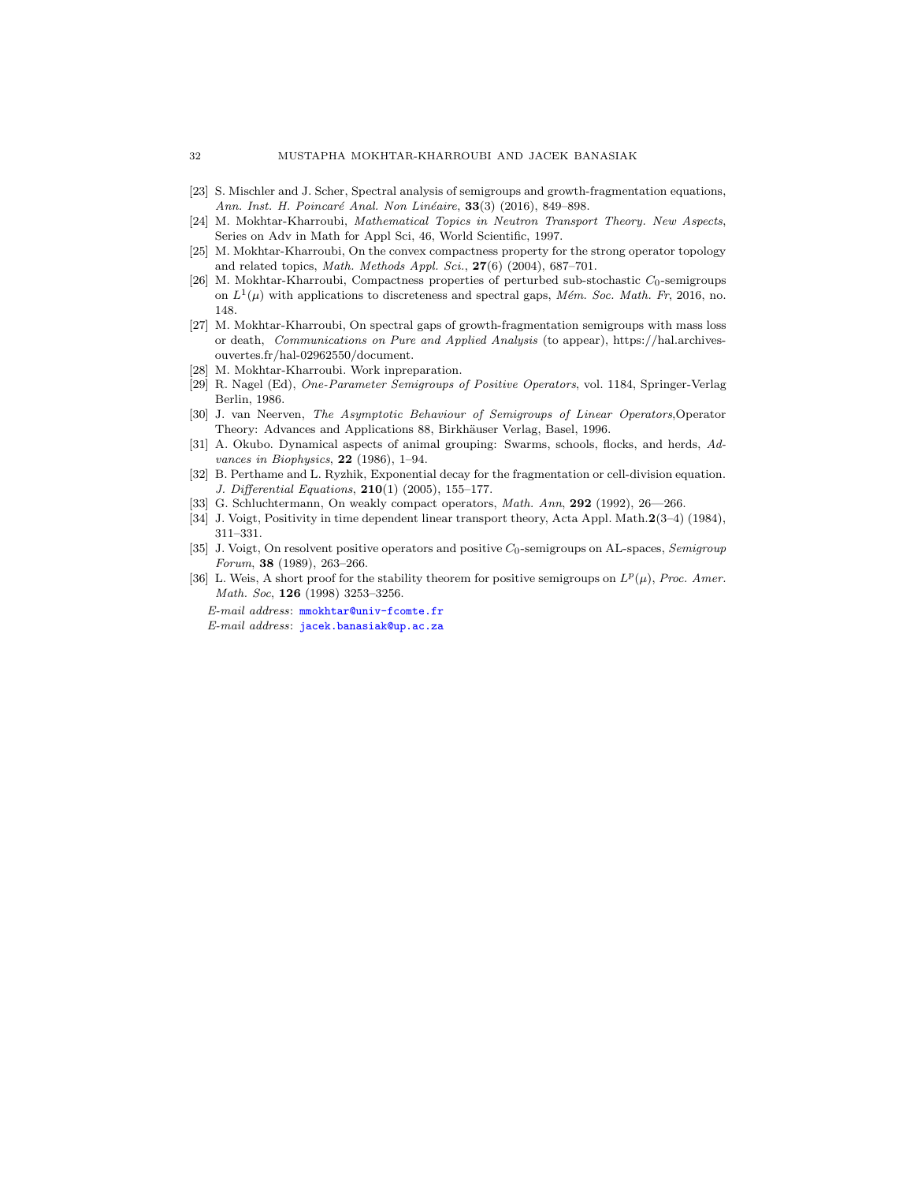[23] S. Mischler and J. Scher, Spectral analysis of semigroups and growth-fragmentation equations, *Ann. Inst. H. Poincaré Anal. Non Linéaire*, **33**(3) (2016), 849–898.

[24] M. Mokhtar-Kharroubi, *Mathematical Topics in Neutron Transport Theory. New Aspects*, Series on Adv in Math for Appl Sci, 46, World Scientific, 1997.

[25] M. Mokhtar-Kharroubi, On the convex compactness property for the strong operator topology and related topics, *Math. Methods Appl. Sci.*, **27**(6) (2004), 687–701.

[26] M. Mokhtar-Kharroubi, Compactness properties of perturbed sub-stochastic $C_0$-semigroups on $L^1(\mu)$ with applications to discreteness and spectral gaps, *Mém. Soc. Math. Fr*, 2016, no. 148.

[27] M. Mokhtar-Kharroubi, On spectral gaps of growth-fragmentation semigroups with mass loss or death, *Communications on Pure and Applied Analysis* (to appear), https://hal.archives-ouvertes.fr/hal-02962550/document.

[28] M. Mokhtar-Kharroubi. Work inpreparation.

[29] R. Nagel (Ed), *One-Parameter Semigroups of Positive Operators*, vol. 1184, Springer-Verlag Berlin, 1986.

[30] J. van Neerven, *The Asymptotic Behaviour of Semigroups of Linear Operators*,Operator Theory: Advances and Applications 88, Birkhäuser Verlag, Basel, 1996.

[31] A. Okubo. Dynamical aspects of animal grouping: Swarms, schools, flocks, and herds, *Advances in Biophysics*, **22** (1986), 1–94.

[32] B. Perthame and L. Ryzhik, Exponential decay for the fragmentation or cell-division equation. *J. Differential Equations*, **210**(1) (2005), 155–177.

[33] G. Schluchtermann, On weakly compact operators, *Math. Ann*, **292** (1992), 26—266.

[34] J. Voigt, Positivity in time dependent linear transport theory, Acta Appl. Math.**2**(3–4) (1984), 311–331.

[35] J. Voigt, On resolvent positive operators and positive $C_0$-semigroups on AL-spaces, *Semigroup Forum*, **38** (1989), 263–266.

[36] L. Weis, A short proof for the stability theorem for positive semigroups on $L^p(\mu)$, *Proc. Amer. Math. Soc*, **126** (1998) 3253–3256.

*E-mail address*: mmokhtar@univ-fcomte.fr

*E-mail address*: jacek.banasiak@up.ac.za